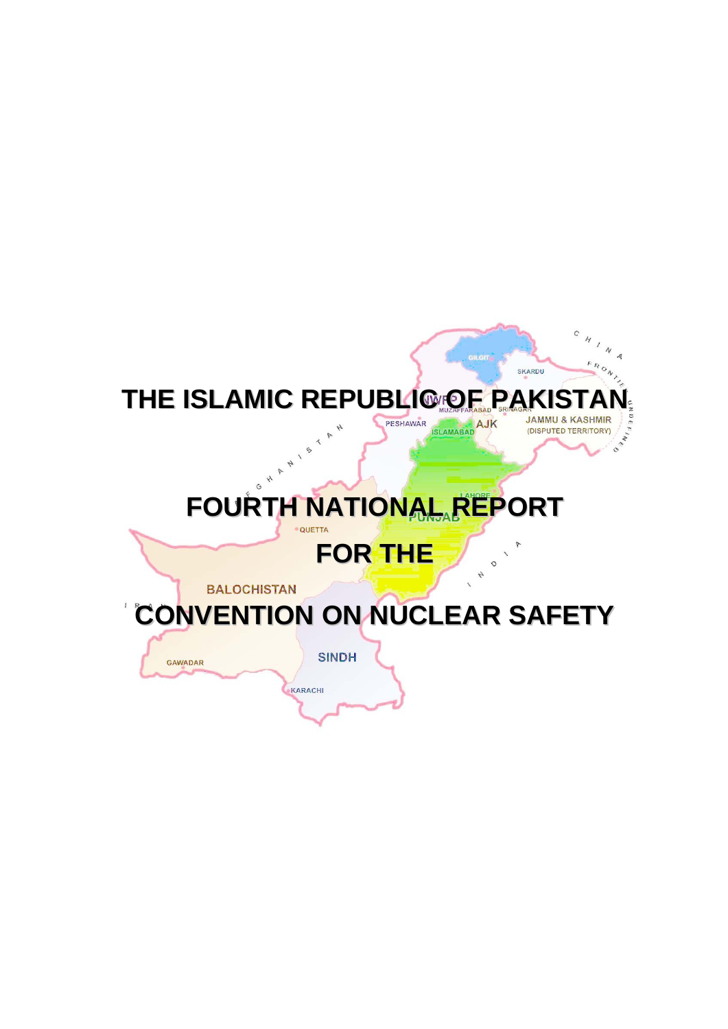# THE ISLAMIC REPUBLIC OF PAKISTAN

# FOURTH NATIONAL REPORT

# FOR THE

# CONVENTION ON NUCLEAR SAFETY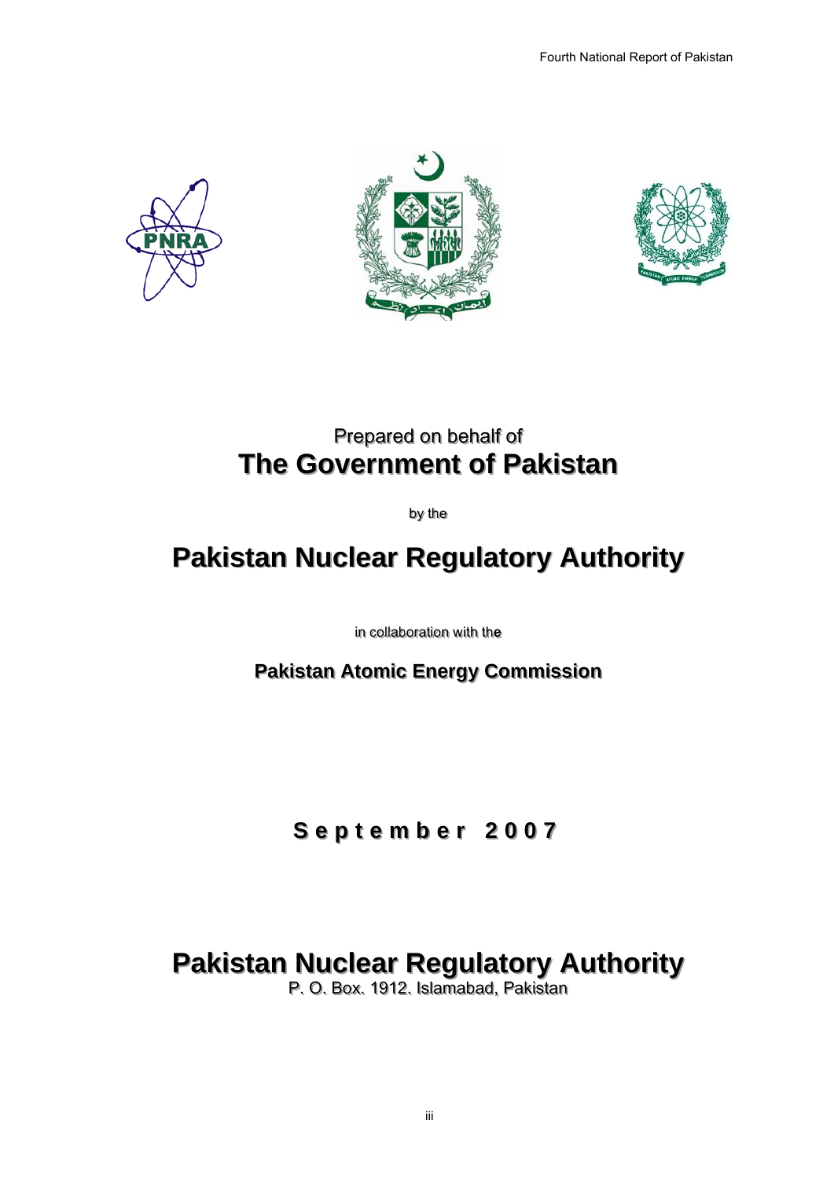Prepared on behalf of

# The Government of Pakistan

by the

# Pakistan Nuclear Regulatory Authority

in collaboration with the

## Pakistan Atomic Energy Commission

**September 2007**

# Pakistan Nuclear Regulatory Authority

P. O. Box. 1912. Islamabad, Pakistan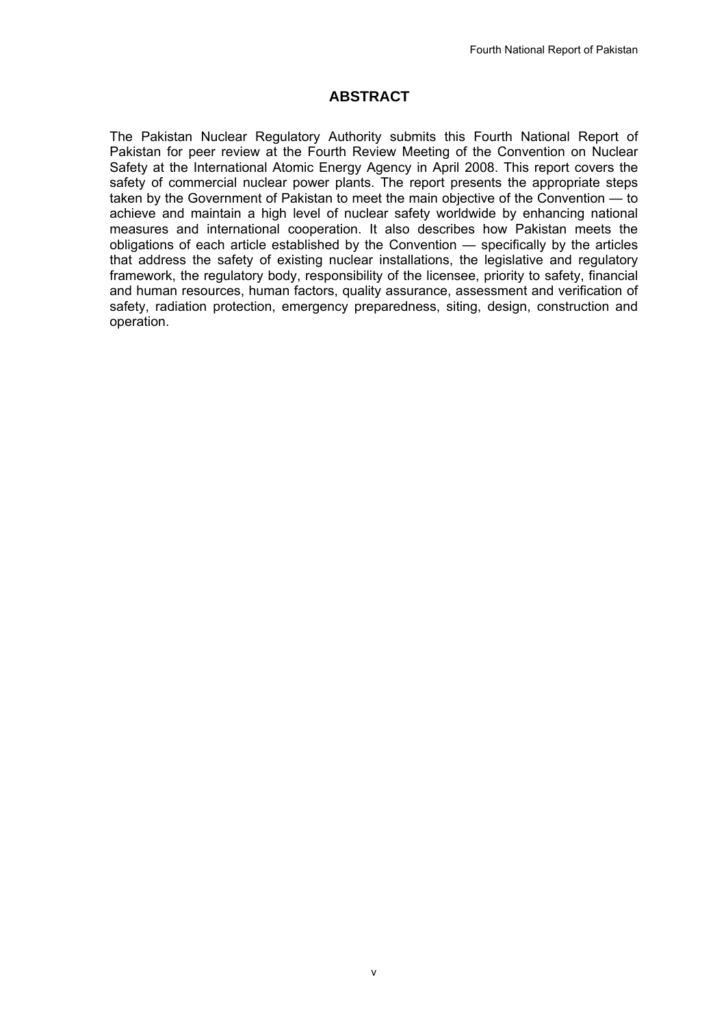# ABSTRACT

The Pakistan Nuclear Regulatory Authority submits this Fourth National Report of Pakistan for peer review at the Fourth Review Meeting of the Convention on Nuclear Safety at the International Atomic Energy Agency in April 2008. This report covers the safety of commercial nuclear power plants. The report presents the appropriate steps taken by the Government of Pakistan to meet the main objective of the Convention — to achieve and maintain a high level of nuclear safety worldwide by enhancing national measures and international cooperation. It also describes how Pakistan meets the obligations of each article established by the Convention — specifically by the articles that address the safety of existing nuclear installations, the legislative and regulatory framework, the regulatory body, responsibility of the licensee, priority to safety, financial and human resources, human factors, quality assurance, assessment and verification of safety, radiation protection, emergency preparedness, siting, design, construction and operation.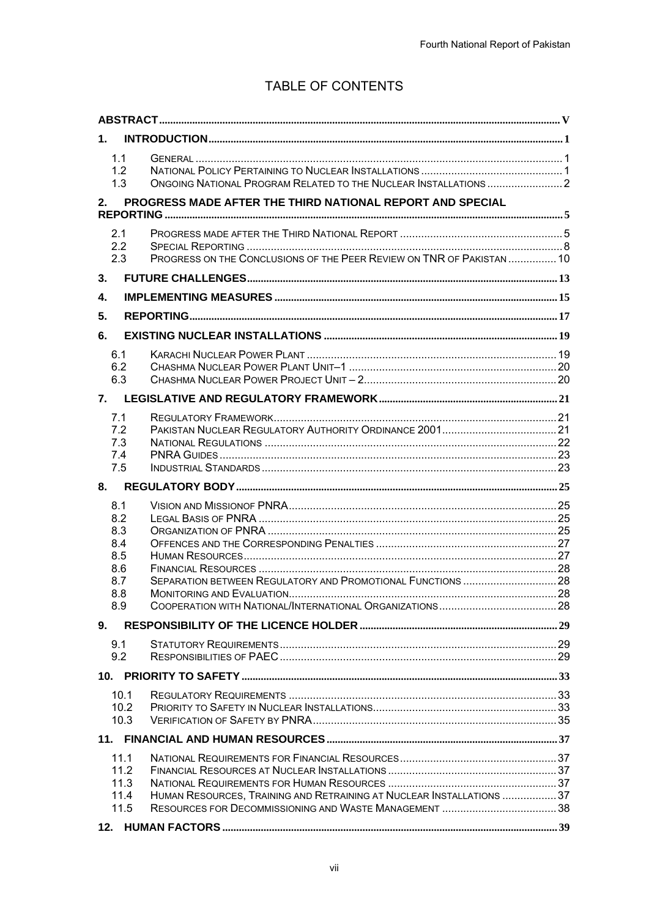# TABLE OF CONTENTS

| | | |
|---|---|---|
| **ABSTRACT** | | **V** |
| **1.** | **INTRODUCTION** | **1** |
| 1.1 | GENERAL | 1 |
| 1.2 | NATIONAL POLICY PERTAINING TO NUCLEAR INSTALLATIONS | 1 |
| 1.3 | ONGOING NATIONAL PROGRAM RELATED TO THE NUCLEAR INSTALLATIONS | 2 |
| **2.** | **PROGRESS MADE AFTER THE THIRD NATIONAL REPORT AND SPECIAL REPORTING** | **5** |
| 2.1 | PROGRESS MADE AFTER THE THIRD NATIONAL REPORT | 5 |
| 2.2 | SPECIAL REPORTING | 8 |
| 2.3 | PROGRESS ON THE CONCLUSIONS OF THE PEER REVIEW ON TNR OF PAKISTAN | 10 |
| **3.** | **FUTURE CHALLENGES** | **13** |
| **4.** | **IMPLEMENTING MEASURES** | **15** |
| **5.** | **REPORTING** | **17** |
| **6.** | **EXISTING NUCLEAR INSTALLATIONS** | **19** |
| 6.1 | KARACHI NUCLEAR POWER PLANT | 19 |
| 6.2 | CHASHMA NUCLEAR POWER PLANT UNIT–1 | 20 |
| 6.3 | CHASHMA NUCLEAR POWER PROJECT UNIT – 2 | 20 |
| **7.** | **LEGISLATIVE AND REGULATORY FRAMEWORK** | **21** |
| 7.1 | REGULATORY FRAMEWORK | 21 |
| 7.2 | PAKISTAN NUCLEAR REGULATORY AUTHORITY ORDINANCE 2001 | 21 |
| 7.3 | NATIONAL REGULATIONS | 22 |
| 7.4 | PNRA GUIDES | 23 |
| 7.5 | INDUSTRIAL STANDARDS | 23 |
| **8.** | **REGULATORY BODY** | **25** |
| 8.1 | VISION AND MISSIONOF PNRA | 25 |
| 8.2 | LEGAL BASIS OF PNRA | 25 |
| 8.3 | ORGANIZATION OF PNRA | 25 |
| 8.4 | OFFENCES AND THE CORRESPONDING PENALTIES | 27 |
| 8.5 | HUMAN RESOURCES | 27 |
| 8.6 | FINANCIAL RESOURCES | 28 |
| 8.7 | SEPARATION BETWEEN REGULATORY AND PROMOTIONAL FUNCTIONS | 28 |
| 8.8 | MONITORING AND EVALUATION | 28 |
| 8.9 | COOPERATION WITH NATIONAL/INTERNATIONAL ORGANIZATIONS | 28 |
| **9.** | **RESPONSIBILITY OF THE LICENCE HOLDER** | **29** |
| 9.1 | STATUTORY REQUIREMENTS | 29 |
| 9.2 | RESPONSIBILITIES OF PAEC | 29 |
| **10.** | **PRIORITY TO SAFETY** | **33** |
| 10.1 | REGULATORY REQUIREMENTS | 33 |
| 10.2 | PRIORITY TO SAFETY IN NUCLEAR INSTALLATIONS | 33 |
| 10.3 | VERIFICATION OF SAFETY BY PNRA | 35 |
| **11.** | **FINANCIAL AND HUMAN RESOURCES** | **37** |
| 11.1 | NATIONAL REQUIREMENTS FOR FINANCIAL RESOURCES | 37 |
| 11.2 | FINANCIAL RESOURCES AT NUCLEAR INSTALLATIONS | 37 |
| 11.3 | NATIONAL REQUIREMENTS FOR HUMAN RESOURCES | 37 |
| 11.4 | HUMAN RESOURCES, TRAINING AND RETRAINING AT NUCLEAR INSTALLATIONS | 37 |
| 11.5 | RESOURCES FOR DECOMMISSIONING AND WASTE MANAGEMENT | 38 |
| **12.** | **HUMAN FACTORS** | **39** |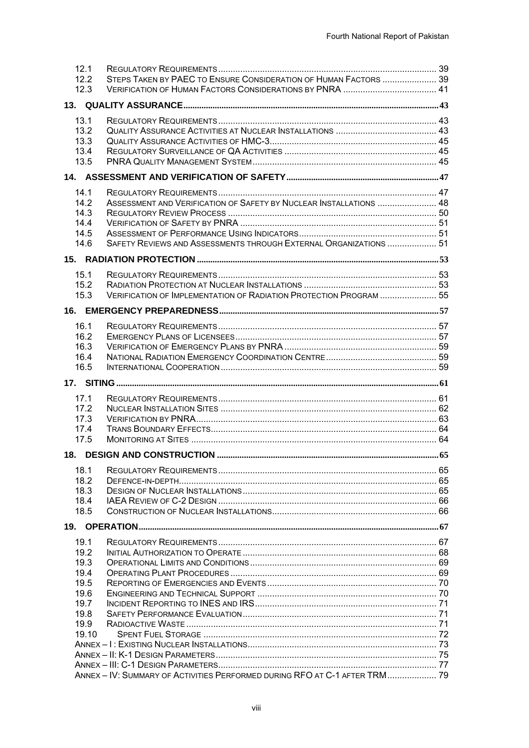- 12.1 Regulatory Requirements ... 39
- 12.2 Steps Taken by PAEC to Ensure Consideration of Human Factors ... 39
- 12.3 Verification of Human Factors Considerations by PNRA ... 41

**13. QUALITY ASSURANCE ... 43**

- 13.1 Regulatory Requirements ... 43
- 13.2 Quality Assurance Activities at Nuclear Installations ... 43
- 13.3 Quality Assurance Activities of HMC-3 ... 45
- 13.4 Regulatory Surveillance of QA Activities ... 45
- 13.5 PNRA Quality Management System ... 45

**14. ASSESSMENT AND VERIFICATION OF SAFETY ... 47**

- 14.1 Regulatory Requirements ... 47
- 14.2 Assessment and Verification of Safety by Nuclear Installations ... 48
- 14.3 Regulatory Review Process ... 50
- 14.4 Verification of Safety by PNRA ... 51
- 14.5 Assessment of Performance Using Indicators ... 51
- 14.6 Safety Reviews and Assessments through External Organizations ... 51

**15. RADIATION PROTECTION ... 53**

- 15.1 Regulatory Requirements ... 53
- 15.2 Radiation Protection at Nuclear Installations ... 53
- 15.3 Verification of Implementation of Radiation Protection Program ... 55

**16. EMERGENCY PREPAREDNESS ... 57**

- 16.1 Regulatory Requirements ... 57
- 16.2 Emergency Plans of Licensees ... 57
- 16.3 Verification of Emergency Plans by PNRA ... 59
- 16.4 National Radiation Emergency Coordination Centre ... 59
- 16.5 International Cooperation ... 59

**17. SITING ... 61**

- 17.1 Regulatory Requirements ... 61
- 17.2 Nuclear Installation Sites ... 62
- 17.3 Verification by PNRA ... 63
- 17.4 Trans Boundary Effects ... 64
- 17.5 Monitoring at Sites ... 64

**18. DESIGN AND CONSTRUCTION ... 65**

- 18.1 Regulatory Requirements ... 65
- 18.2 Defence-in-depth ... 65
- 18.3 Design of Nuclear Installations ... 65
- 18.4 IAEA Review of C-2 Design ... 66
- 18.5 Construction of Nuclear Installations ... 66

**19. OPERATION ... 67**

- 19.1 Regulatory Requirements ... 67
- 19.2 Initial Authorization to Operate ... 68
- 19.3 Operational Limits and Conditions ... 69
- 19.4 Operating Plant Procedures ... 69
- 19.5 Reporting of Emergencies and Events ... 70
- 19.6 Engineering and Technical Support ... 70
- 19.7 Incident Reporting to INES and IRS ... 71
- 19.8 Safety Performance Evaluation ... 71
- 19.9 Radioactive Waste ... 71
- 19.10 Spent Fuel Storage ... 72

- Annex – I : Existing Nuclear Installations ... 73
- Annex – II: K-1 Design Parameters ... 75
- Annex – III: C-1 Design Parameters ... 77
- Annex – IV: Summary of Activities Performed during RFO at C-1 after TRM ... 79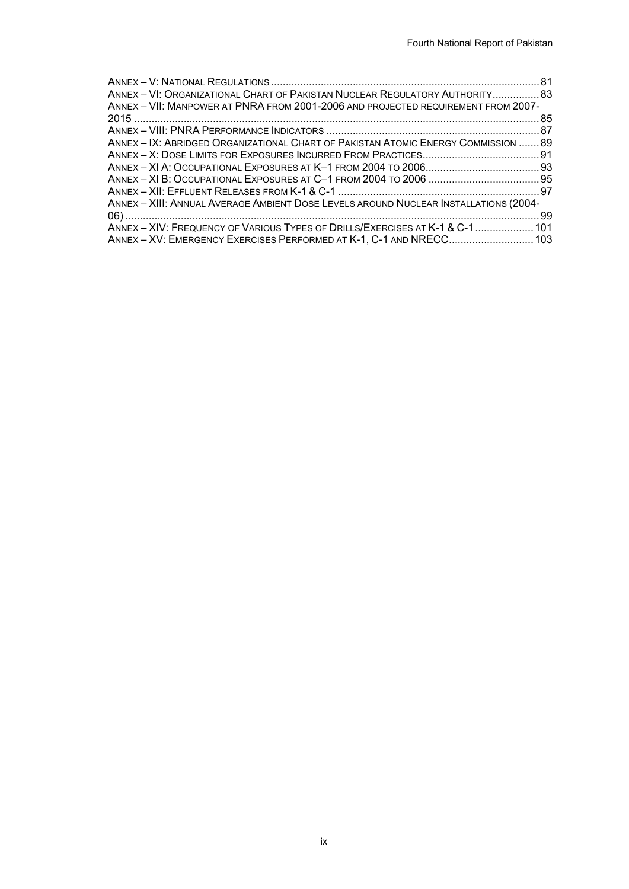ANNEX – V: NATIONAL REGULATIONS ........................................................................................... 81
ANNEX – VI: ORGANIZATIONAL CHART OF PAKISTAN NUCLEAR REGULATORY AUTHORITY ................ 83
ANNEX – VII: MANPOWER AT PNRA FROM 2001-2006 AND PROJECTED REQUIREMENT FROM 2007-2015 ........................................................................................................................... 85
ANNEX – VIII: PNRA PERFORMANCE INDICATORS ......................................................................... 87
ANNEX – IX: ABRIDGED ORGANIZATIONAL CHART OF PAKISTAN ATOMIC ENERGY COMMISSION ....... 89
ANNEX – X: DOSE LIMITS FOR EXPOSURES INCURRED FROM PRACTICES ........................................ 91
ANNEX – XI A: OCCUPATIONAL EXPOSURES AT K–1 FROM 2004 TO 2006 ....................................... 93
ANNEX – XI B: OCCUPATIONAL EXPOSURES AT C–1 FROM 2004 TO 2006 ...................................... 95
ANNEX – XII: EFFLUENT RELEASES FROM K-1 & C-1 ..................................................................... 97
ANNEX – XIII: ANNUAL AVERAGE AMBIENT DOSE LEVELS AROUND NUCLEAR INSTALLATIONS (2004-06) .............................................................................................................................. 99
ANNEX – XIV: FREQUENCY OF VARIOUS TYPES OF DRILLS/EXERCISES AT K-1 & C-1 .................... 101
ANNEX – XV: EMERGENCY EXERCISES PERFORMED AT K-1, C-1 AND NRECC ............................ 103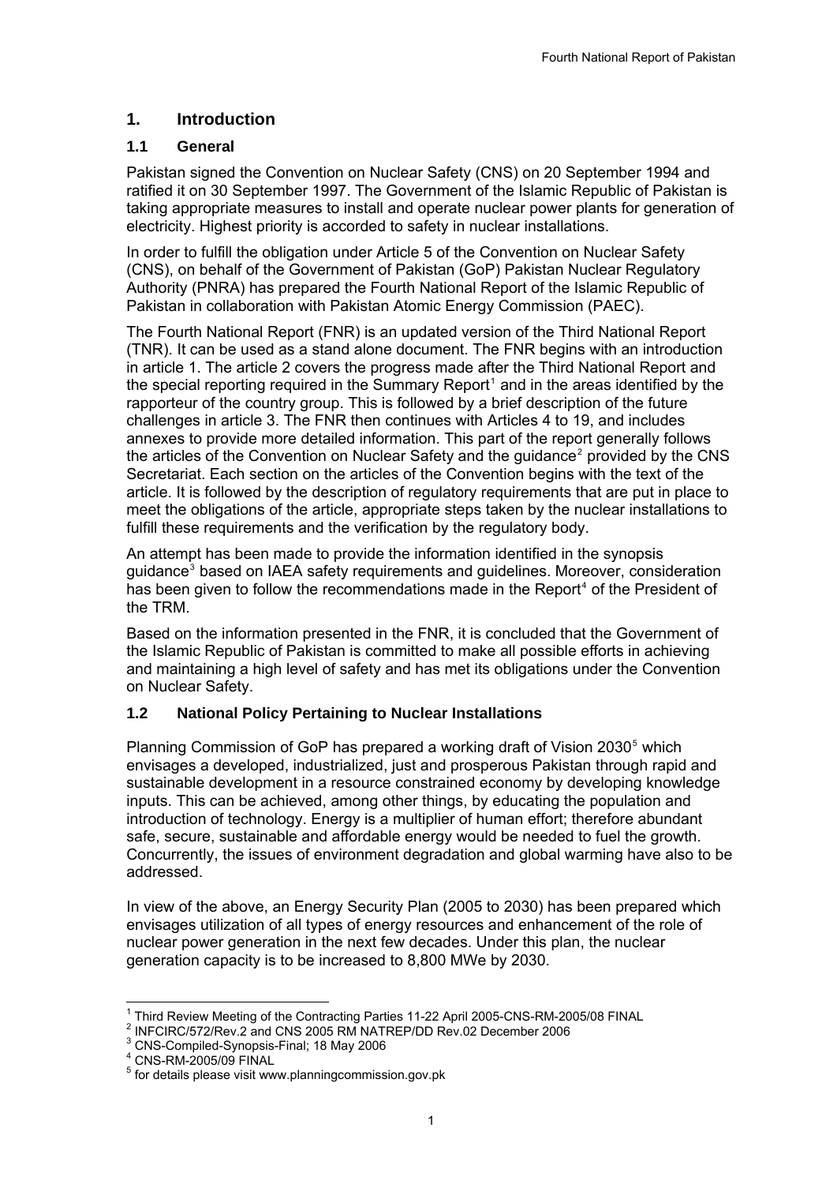# 1. Introduction

## 1.1 General

Pakistan signed the Convention on Nuclear Safety (CNS) on 20 September 1994 and ratified it on 30 September 1997. The Government of the Islamic Republic of Pakistan is taking appropriate measures to install and operate nuclear power plants for generation of electricity. Highest priority is accorded to safety in nuclear installations.

In order to fulfill the obligation under Article 5 of the Convention on Nuclear Safety (CNS), on behalf of the Government of Pakistan (GoP) Pakistan Nuclear Regulatory Authority (PNRA) has prepared the Fourth National Report of the Islamic Republic of Pakistan in collaboration with Pakistan Atomic Energy Commission (PAEC).

The Fourth National Report (FNR) is an updated version of the Third National Report (TNR). It can be used as a stand alone document. The FNR begins with an introduction in article 1. The article 2 covers the progress made after the Third National Report and the special reporting required in the Summary Report[1] and in the areas identified by the rapporteur of the country group. This is followed by a brief description of the future challenges in article 3. The FNR then continues with Articles 4 to 19, and includes annexes to provide more detailed information. This part of the report generally follows the articles of the Convention on Nuclear Safety and the guidance[2] provided by the CNS Secretariat. Each section on the articles of the Convention begins with the text of the article. It is followed by the description of regulatory requirements that are put in place to meet the obligations of the article, appropriate steps taken by the nuclear installations to fulfill these requirements and the verification by the regulatory body.

An attempt has been made to provide the information identified in the synopsis guidance[3] based on IAEA safety requirements and guidelines. Moreover, consideration has been given to follow the recommendations made in the Report[4] of the President of the TRM.

Based on the information presented in the FNR, it is concluded that the Government of the Islamic Republic of Pakistan is committed to make all possible efforts in achieving and maintaining a high level of safety and has met its obligations under the Convention on Nuclear Safety.

## 1.2 National Policy Pertaining to Nuclear Installations

Planning Commission of GoP has prepared a working draft of Vision 2030[5] which envisages a developed, industrialized, just and prosperous Pakistan through rapid and sustainable development in a resource constrained economy by developing knowledge inputs. This can be achieved, among other things, by educating the population and introduction of technology. Energy is a multiplier of human effort; therefore abundant safe, secure, sustainable and affordable energy would be needed to fuel the growth. Concurrently, the issues of environment degradation and global warming have also to be addressed.

In view of the above, an Energy Security Plan (2005 to 2030) has been prepared which envisages utilization of all types of energy resources and enhancement of the role of nuclear power generation in the next few decades. Under this plan, the nuclear generation capacity is to be increased to 8,800 MWe by 2030.

---

[1] Third Review Meeting of the Contracting Parties 11-22 April 2005-CNS-RM-2005/08 FINAL
[2] INFCIRC/572/Rev.2 and CNS 2005 RM NATREP/DD Rev.02 December 2006
[3] CNS-Compiled-Synopsis-Final; 18 May 2006
[4] CNS-RM-2005/09 FINAL
[5] for details please visit www.planningcommission.gov.pk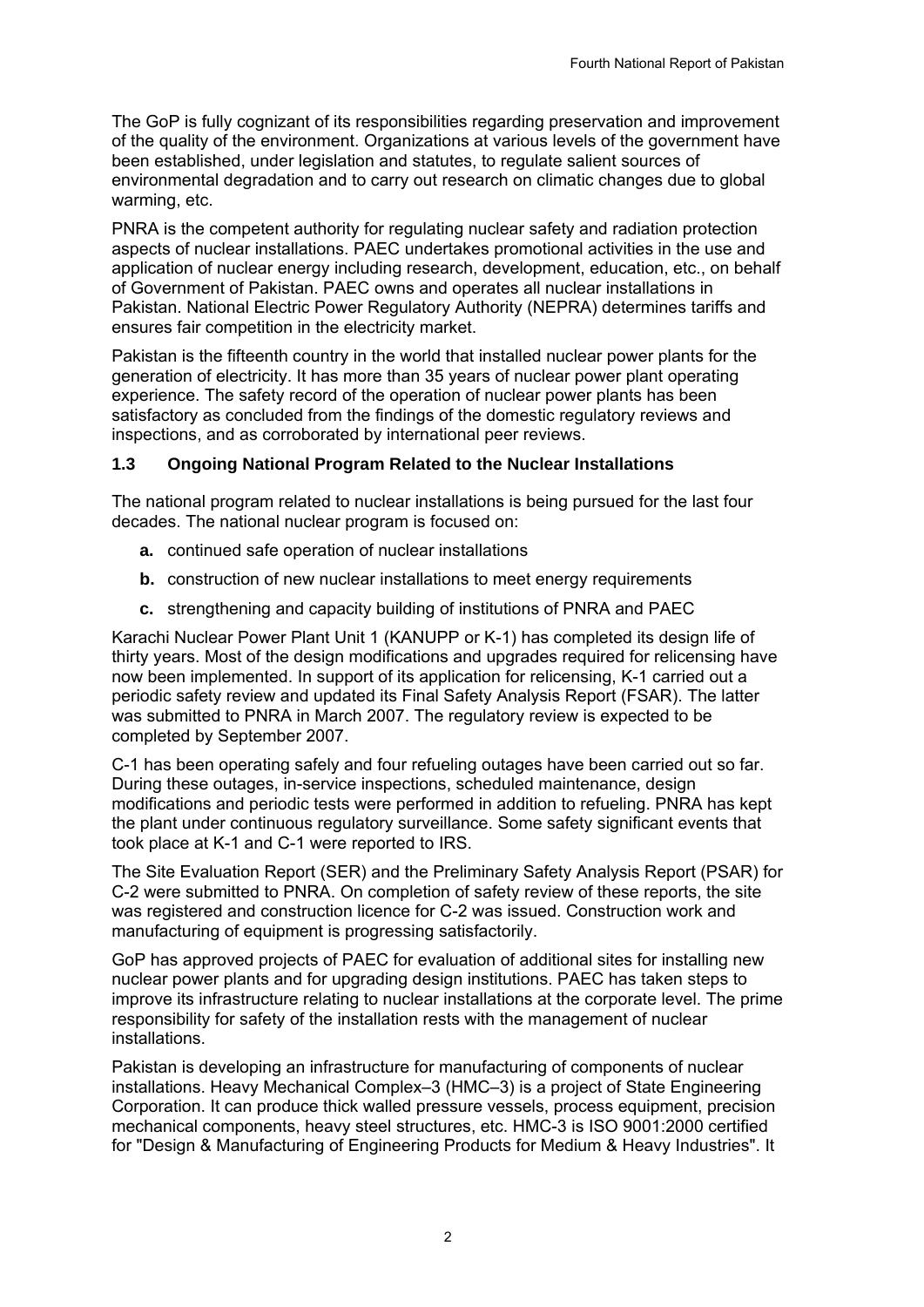The GoP is fully cognizant of its responsibilities regarding preservation and improvement of the quality of the environment. Organizations at various levels of the government have been established, under legislation and statutes, to regulate salient sources of environmental degradation and to carry out research on climatic changes due to global warming, etc.

PNRA is the competent authority for regulating nuclear safety and radiation protection aspects of nuclear installations. PAEC undertakes promotional activities in the use and application of nuclear energy including research, development, education, etc., on behalf of Government of Pakistan. PAEC owns and operates all nuclear installations in Pakistan. National Electric Power Regulatory Authority (NEPRA) determines tariffs and ensures fair competition in the electricity market.

Pakistan is the fifteenth country in the world that installed nuclear power plants for the generation of electricity. It has more than 35 years of nuclear power plant operating experience. The safety record of the operation of nuclear power plants has been satisfactory as concluded from the findings of the domestic regulatory reviews and inspections, and as corroborated by international peer reviews.

### 1.3 Ongoing National Program Related to the Nuclear Installations

The national program related to nuclear installations is being pursued for the last four decades. The national nuclear program is focused on:

- **a.** continued safe operation of nuclear installations
- **b.** construction of new nuclear installations to meet energy requirements
- **c.** strengthening and capacity building of institutions of PNRA and PAEC

Karachi Nuclear Power Plant Unit 1 (KANUPP or K-1) has completed its design life of thirty years. Most of the design modifications and upgrades required for relicensing have now been implemented. In support of its application for relicensing, K-1 carried out a periodic safety review and updated its Final Safety Analysis Report (FSAR). The latter was submitted to PNRA in March 2007. The regulatory review is expected to be completed by September 2007.

C-1 has been operating safely and four refueling outages have been carried out so far. During these outages, in-service inspections, scheduled maintenance, design modifications and periodic tests were performed in addition to refueling. PNRA has kept the plant under continuous regulatory surveillance. Some safety significant events that took place at K-1 and C-1 were reported to IRS.

The Site Evaluation Report (SER) and the Preliminary Safety Analysis Report (PSAR) for C-2 were submitted to PNRA. On completion of safety review of these reports, the site was registered and construction licence for C-2 was issued. Construction work and manufacturing of equipment is progressing satisfactorily.

GoP has approved projects of PAEC for evaluation of additional sites for installing new nuclear power plants and for upgrading design institutions. PAEC has taken steps to improve its infrastructure relating to nuclear installations at the corporate level. The prime responsibility for safety of the installation rests with the management of nuclear installations.

Pakistan is developing an infrastructure for manufacturing of components of nuclear installations. Heavy Mechanical Complex–3 (HMC–3) is a project of State Engineering Corporation. It can produce thick walled pressure vessels, process equipment, precision mechanical components, heavy steel structures, etc. HMC-3 is ISO 9001:2000 certified for "Design & Manufacturing of Engineering Products for Medium & Heavy Industries". It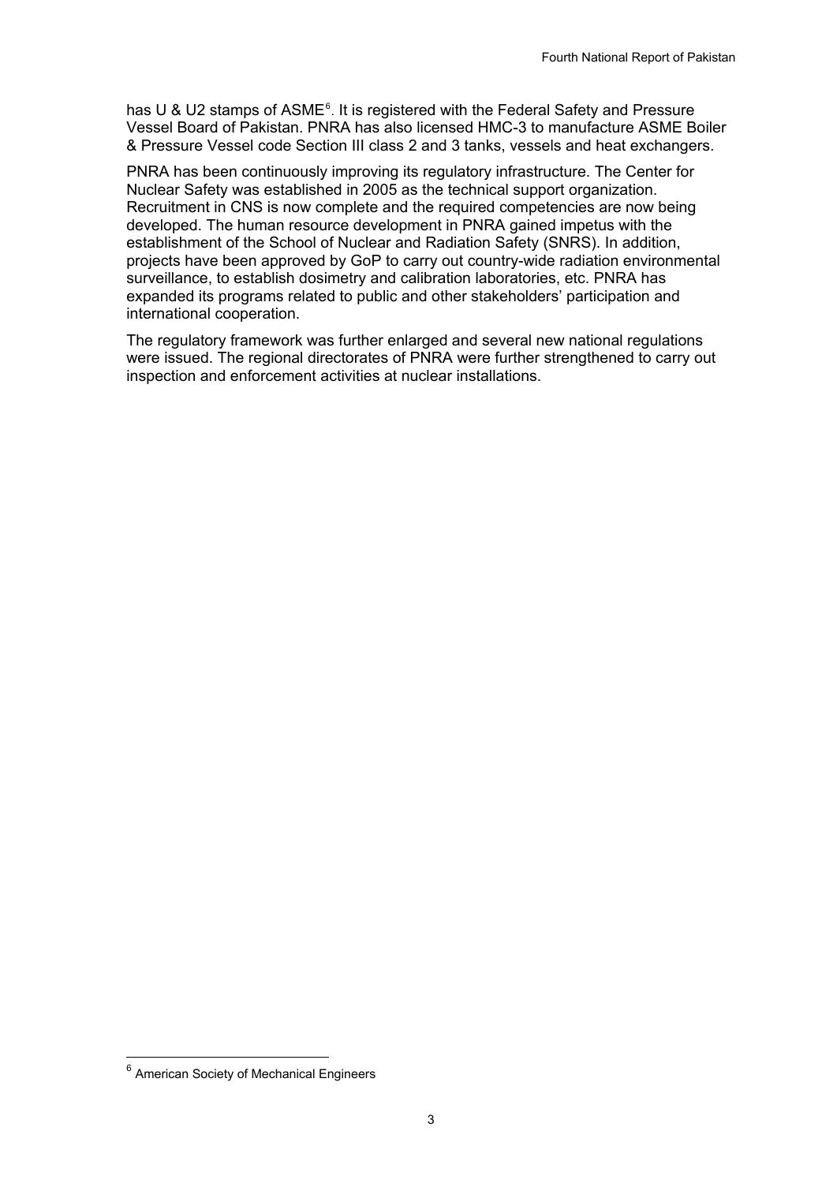has U & U2 stamps of ASME[6]. It is registered with the Federal Safety and Pressure Vessel Board of Pakistan. PNRA has also licensed HMC-3 to manufacture ASME Boiler & Pressure Vessel code Section III class 2 and 3 tanks, vessels and heat exchangers.

PNRA has been continuously improving its regulatory infrastructure. The Center for Nuclear Safety was established in 2005 as the technical support organization. Recruitment in CNS is now complete and the required competencies are now being developed. The human resource development in PNRA gained impetus with the establishment of the School of Nuclear and Radiation Safety (SNRS). In addition, projects have been approved by GoP to carry out country-wide radiation environmental surveillance, to establish dosimetry and calibration laboratories, etc. PNRA has expanded its programs related to public and other stakeholders' participation and international cooperation.

The regulatory framework was further enlarged and several new national regulations were issued. The regional directorates of PNRA were further strengthened to carry out inspection and enforcement activities at nuclear installations.

[6] American Society of Mechanical Engineers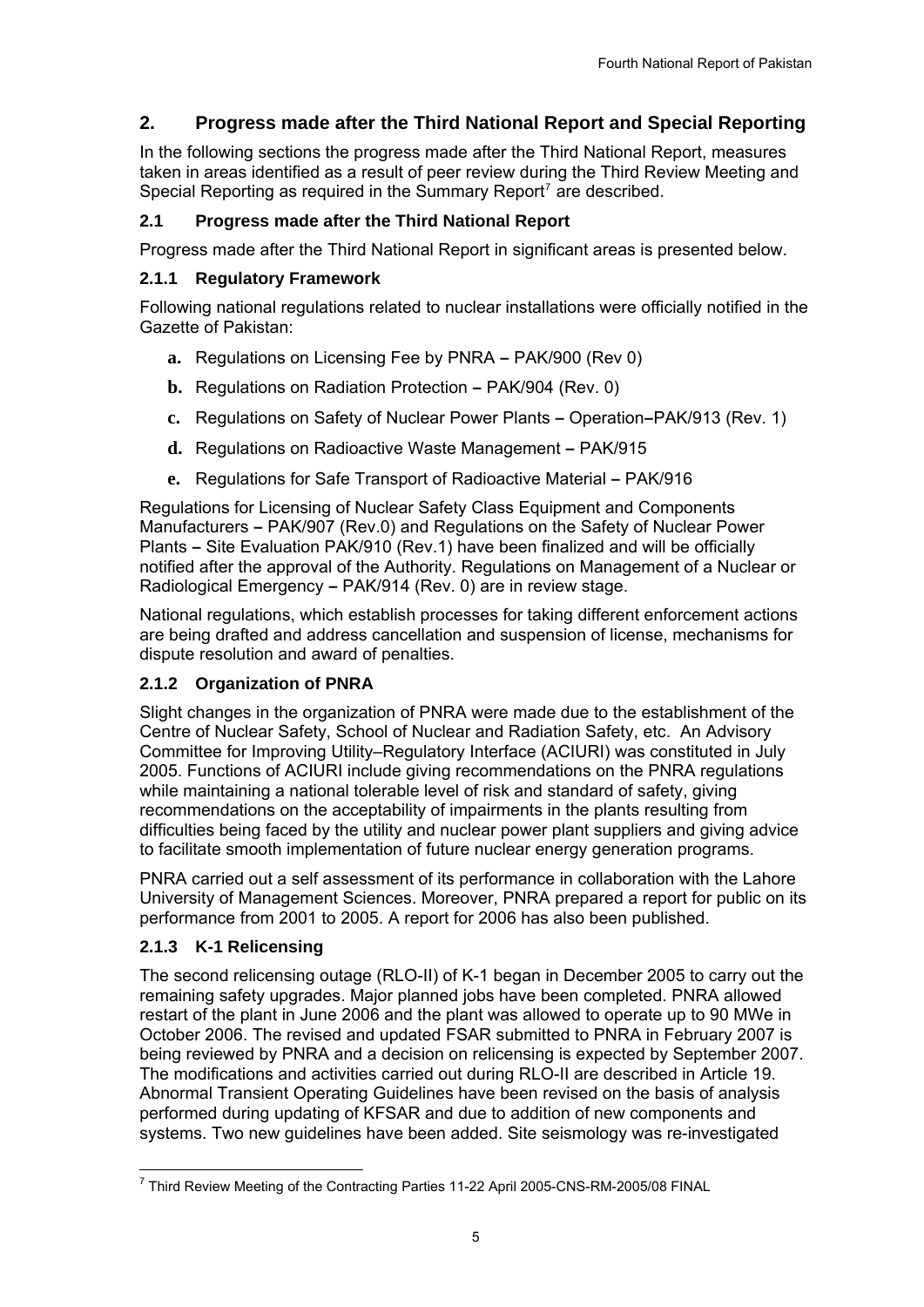## 2. Progress made after the Third National Report and Special Reporting

In the following sections the progress made after the Third National Report, measures taken in areas identified as a result of peer review during the Third Review Meeting and Special Reporting as required in the Summary Report[7] are described.

### 2.1 Progress made after the Third National Report

Progress made after the Third National Report in significant areas is presented below.

#### 2.1.1 Regulatory Framework

Following national regulations related to nuclear installations were officially notified in the Gazette of Pakistan:

- **a.** Regulations on Licensing Fee by PNRA – PAK/900 (Rev 0)
- **b.** Regulations on Radiation Protection – PAK/904 (Rev. 0)
- **c.** Regulations on Safety of Nuclear Power Plants – Operation–PAK/913 (Rev. 1)
- **d.** Regulations on Radioactive Waste Management – PAK/915
- **e.** Regulations for Safe Transport of Radioactive Material – PAK/916

Regulations for Licensing of Nuclear Safety Class Equipment and Components Manufacturers – PAK/907 (Rev.0) and Regulations on the Safety of Nuclear Power Plants – Site Evaluation PAK/910 (Rev.1) have been finalized and will be officially notified after the approval of the Authority. Regulations on Management of a Nuclear or Radiological Emergency – PAK/914 (Rev. 0) are in review stage.

National regulations, which establish processes for taking different enforcement actions are being drafted and address cancellation and suspension of license, mechanisms for dispute resolution and award of penalties.

#### 2.1.2 Organization of PNRA

Slight changes in the organization of PNRA were made due to the establishment of the Centre of Nuclear Safety, School of Nuclear and Radiation Safety, etc. An Advisory Committee for Improving Utility–Regulatory Interface (ACIURI) was constituted in July 2005. Functions of ACIURI include giving recommendations on the PNRA regulations while maintaining a national tolerable level of risk and standard of safety, giving recommendations on the acceptability of impairments in the plants resulting from difficulties being faced by the utility and nuclear power plant suppliers and giving advice to facilitate smooth implementation of future nuclear energy generation programs.

PNRA carried out a self assessment of its performance in collaboration with the Lahore University of Management Sciences. Moreover, PNRA prepared a report for public on its performance from 2001 to 2005. A report for 2006 has also been published.

#### 2.1.3 K-1 Relicensing

The second relicensing outage (RLO-II) of K-1 began in December 2005 to carry out the remaining safety upgrades. Major planned jobs have been completed. PNRA allowed restart of the plant in June 2006 and the plant was allowed to operate up to 90 MWe in October 2006. The revised and updated FSAR submitted to PNRA in February 2007 is being reviewed by PNRA and a decision on relicensing is expected by September 2007. The modifications and activities carried out during RLO-II are described in Article 19. Abnormal Transient Operating Guidelines have been revised on the basis of analysis performed during updating of KFSAR and due to addition of new components and systems. Two new guidelines have been added. Site seismology was re-investigated

---

[7] Third Review Meeting of the Contracting Parties 11-22 April 2005-CNS-RM-2005/08 FINAL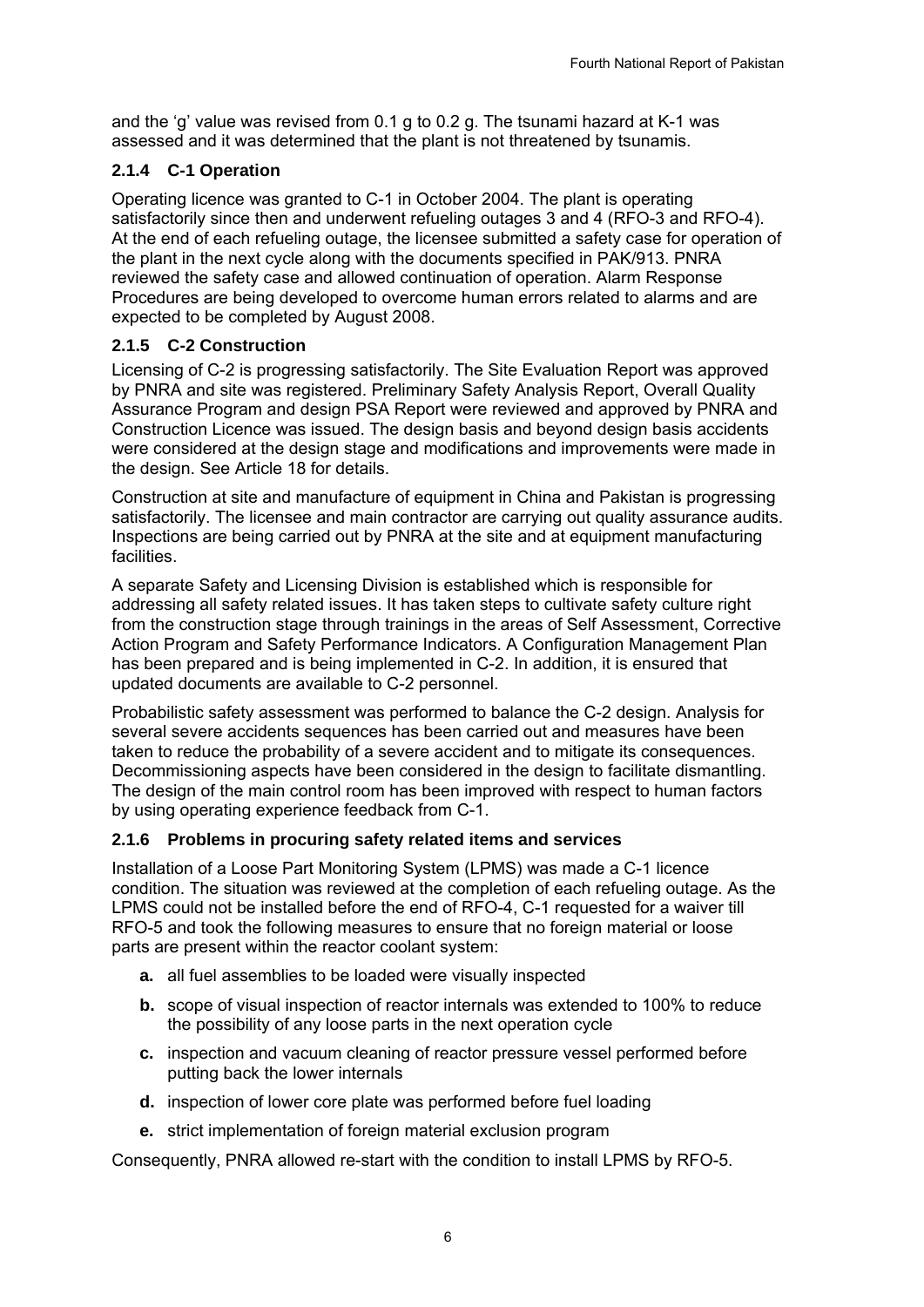and the 'g' value was revised from 0.1 g to 0.2 g. The tsunami hazard at K-1 was assessed and it was determined that the plant is not threatened by tsunamis.

### 2.1.4 C-1 Operation

Operating licence was granted to C-1 in October 2004. The plant is operating satisfactorily since then and underwent refueling outages 3 and 4 (RFO-3 and RFO-4). At the end of each refueling outage, the licensee submitted a safety case for operation of the plant in the next cycle along with the documents specified in PAK/913. PNRA reviewed the safety case and allowed continuation of operation. Alarm Response Procedures are being developed to overcome human errors related to alarms and are expected to be completed by August 2008.

### 2.1.5 C-2 Construction

Licensing of C-2 is progressing satisfactorily. The Site Evaluation Report was approved by PNRA and site was registered. Preliminary Safety Analysis Report, Overall Quality Assurance Program and design PSA Report were reviewed and approved by PNRA and Construction Licence was issued. The design basis and beyond design basis accidents were considered at the design stage and modifications and improvements were made in the design. See Article 18 for details.

Construction at site and manufacture of equipment in China and Pakistan is progressing satisfactorily. The licensee and main contractor are carrying out quality assurance audits. Inspections are being carried out by PNRA at the site and at equipment manufacturing facilities.

A separate Safety and Licensing Division is established which is responsible for addressing all safety related issues. It has taken steps to cultivate safety culture right from the construction stage through trainings in the areas of Self Assessment, Corrective Action Program and Safety Performance Indicators. A Configuration Management Plan has been prepared and is being implemented in C-2. In addition, it is ensured that updated documents are available to C-2 personnel.

Probabilistic safety assessment was performed to balance the C-2 design. Analysis for several severe accidents sequences has been carried out and measures have been taken to reduce the probability of a severe accident and to mitigate its consequences. Decommissioning aspects have been considered in the design to facilitate dismantling. The design of the main control room has been improved with respect to human factors by using operating experience feedback from C-1.

### 2.1.6 Problems in procuring safety related items and services

Installation of a Loose Part Monitoring System (LPMS) was made a C-1 licence condition. The situation was reviewed at the completion of each refueling outage. As the LPMS could not be installed before the end of RFO-4, C-1 requested for a waiver till RFO-5 and took the following measures to ensure that no foreign material or loose parts are present within the reactor coolant system:

- **a.** all fuel assemblies to be loaded were visually inspected
- **b.** scope of visual inspection of reactor internals was extended to 100% to reduce the possibility of any loose parts in the next operation cycle
- **c.** inspection and vacuum cleaning of reactor pressure vessel performed before putting back the lower internals
- **d.** inspection of lower core plate was performed before fuel loading
- **e.** strict implementation of foreign material exclusion program

Consequently, PNRA allowed re-start with the condition to install LPMS by RFO-5.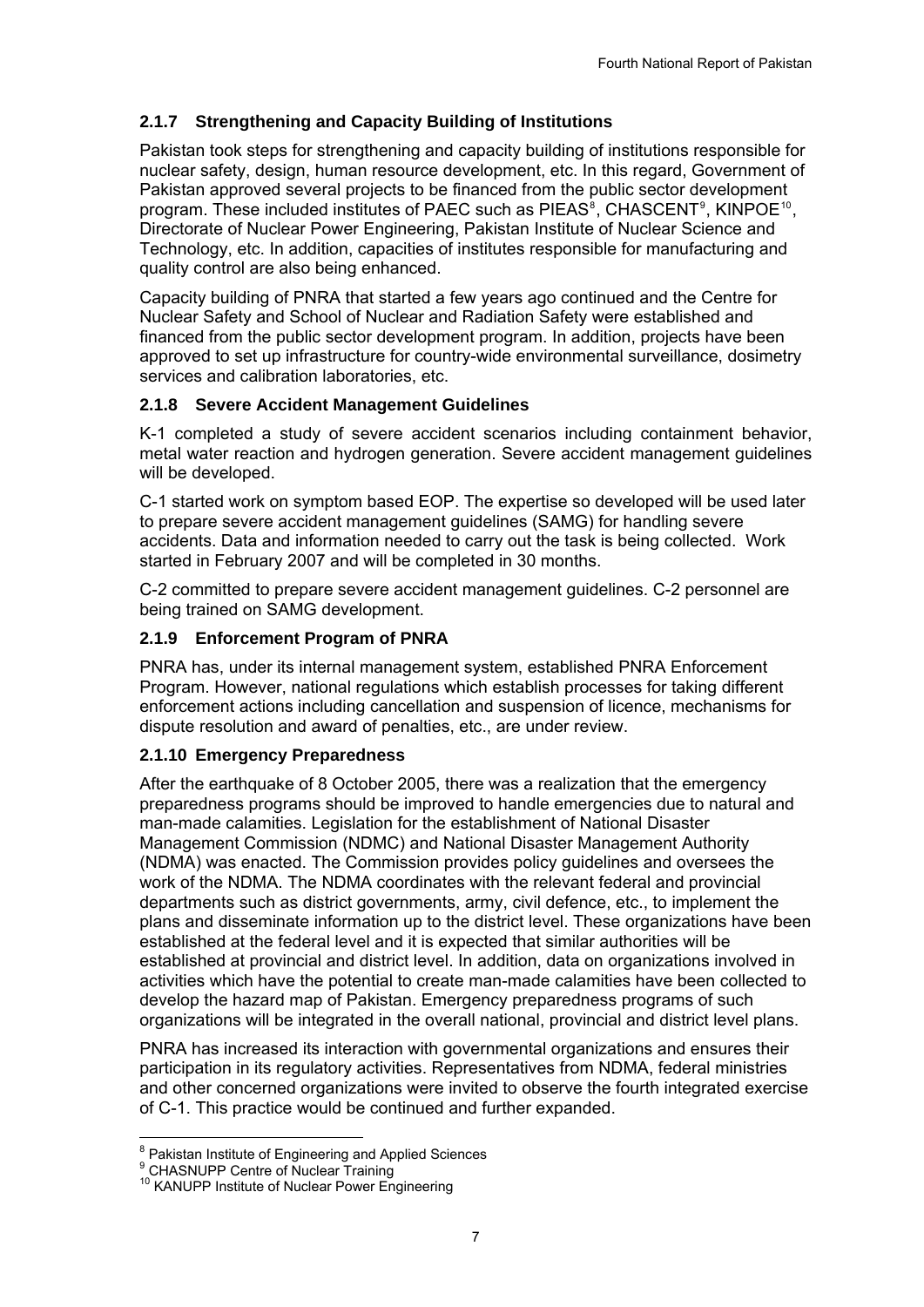### 2.1.7 Strengthening and Capacity Building of Institutions

Pakistan took steps for strengthening and capacity building of institutions responsible for nuclear safety, design, human resource development, etc. In this regard, Government of Pakistan approved several projects to be financed from the public sector development program. These included institutes of PAEC such as PIEAS[8], CHASCENT[9], KINPOE[10], Directorate of Nuclear Power Engineering, Pakistan Institute of Nuclear Science and Technology, etc. In addition, capacities of institutes responsible for manufacturing and quality control are also being enhanced.

Capacity building of PNRA that started a few years ago continued and the Centre for Nuclear Safety and School of Nuclear and Radiation Safety were established and financed from the public sector development program. In addition, projects have been approved to set up infrastructure for country-wide environmental surveillance, dosimetry services and calibration laboratories, etc.

### 2.1.8 Severe Accident Management Guidelines

K-1 completed a study of severe accident scenarios including containment behavior, metal water reaction and hydrogen generation. Severe accident management guidelines will be developed.

C-1 started work on symptom based EOP. The expertise so developed will be used later to prepare severe accident management guidelines (SAMG) for handling severe accidents. Data and information needed to carry out the task is being collected. Work started in February 2007 and will be completed in 30 months.

C-2 committed to prepare severe accident management guidelines. C-2 personnel are being trained on SAMG development.

### 2.1.9 Enforcement Program of PNRA

PNRA has, under its internal management system, established PNRA Enforcement Program. However, national regulations which establish processes for taking different enforcement actions including cancellation and suspension of licence, mechanisms for dispute resolution and award of penalties, etc., are under review.

### 2.1.10 Emergency Preparedness

After the earthquake of 8 October 2005, there was a realization that the emergency preparedness programs should be improved to handle emergencies due to natural and man-made calamities. Legislation for the establishment of National Disaster Management Commission (NDMC) and National Disaster Management Authority (NDMA) was enacted. The Commission provides policy guidelines and oversees the work of the NDMA. The NDMA coordinates with the relevant federal and provincial departments such as district governments, army, civil defence, etc., to implement the plans and disseminate information up to the district level. These organizations have been established at the federal level and it is expected that similar authorities will be established at provincial and district level. In addition, data on organizations involved in activities which have the potential to create man-made calamities have been collected to develop the hazard map of Pakistan. Emergency preparedness programs of such organizations will be integrated in the overall national, provincial and district level plans.

PNRA has increased its interaction with governmental organizations and ensures their participation in its regulatory activities. Representatives from NDMA, federal ministries and other concerned organizations were invited to observe the fourth integrated exercise of C-1. This practice would be continued and further expanded.

---

[8] Pakistan Institute of Engineering and Applied Sciences

[9] CHASNUPP Centre of Nuclear Training

[10] KANUPP Institute of Nuclear Power Engineering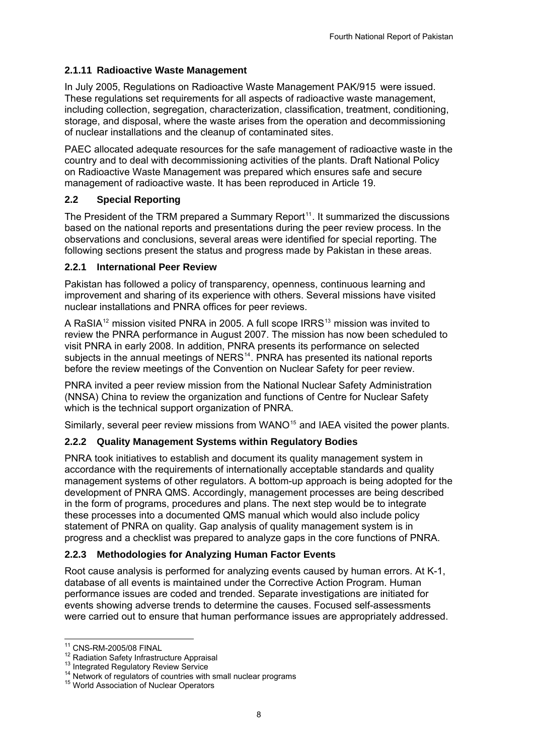### 2.1.11 Radioactive Waste Management

In July 2005, Regulations on Radioactive Waste Management PAK/915 were issued. These regulations set requirements for all aspects of radioactive waste management, including collection, segregation, characterization, classification, treatment, conditioning, storage, and disposal, where the waste arises from the operation and decommissioning of nuclear installations and the cleanup of contaminated sites.

PAEC allocated adequate resources for the safe management of radioactive waste in the country and to deal with decommissioning activities of the plants. Draft National Policy on Radioactive Waste Management was prepared which ensures safe and secure management of radioactive waste. It has been reproduced in Article 19.

## 2.2 Special Reporting

The President of the TRM prepared a Summary Report[11]. It summarized the discussions based on the national reports and presentations during the peer review process. In the observations and conclusions, several areas were identified for special reporting. The following sections present the status and progress made by Pakistan in these areas.

### 2.2.1 International Peer Review

Pakistan has followed a policy of transparency, openness, continuous learning and improvement and sharing of its experience with others. Several missions have visited nuclear installations and PNRA offices for peer reviews.

A RaSIA[12] mission visited PNRA in 2005. A full scope IRRS[13] mission was invited to review the PNRA performance in August 2007. The mission has now been scheduled to visit PNRA in early 2008. In addition, PNRA presents its performance on selected subjects in the annual meetings of NERS[14]. PNRA has presented its national reports before the review meetings of the Convention on Nuclear Safety for peer review.

PNRA invited a peer review mission from the National Nuclear Safety Administration (NNSA) China to review the organization and functions of Centre for Nuclear Safety which is the technical support organization of PNRA.

Similarly, several peer review missions from WANO[15] and IAEA visited the power plants.

### 2.2.2 Quality Management Systems within Regulatory Bodies

PNRA took initiatives to establish and document its quality management system in accordance with the requirements of internationally acceptable standards and quality management systems of other regulators. A bottom-up approach is being adopted for the development of PNRA QMS. Accordingly, management processes are being described in the form of programs, procedures and plans. The next step would be to integrate these processes into a documented QMS manual which would also include policy statement of PNRA on quality. Gap analysis of quality management system is in progress and a checklist was prepared to analyze gaps in the core functions of PNRA.

### 2.2.3 Methodologies for Analyzing Human Factor Events

Root cause analysis is performed for analyzing events caused by human errors. At K-1, database of all events is maintained under the Corrective Action Program. Human performance issues are coded and trended. Separate investigations are initiated for events showing adverse trends to determine the causes. Focused self-assessments were carried out to ensure that human performance issues are appropriately addressed.

---

[11] CNS-RM-2005/08 FINAL

[12] Radiation Safety Infrastructure Appraisal

[13] Integrated Regulatory Review Service

[14] Network of regulators of countries with small nuclear programs

[15] World Association of Nuclear Operators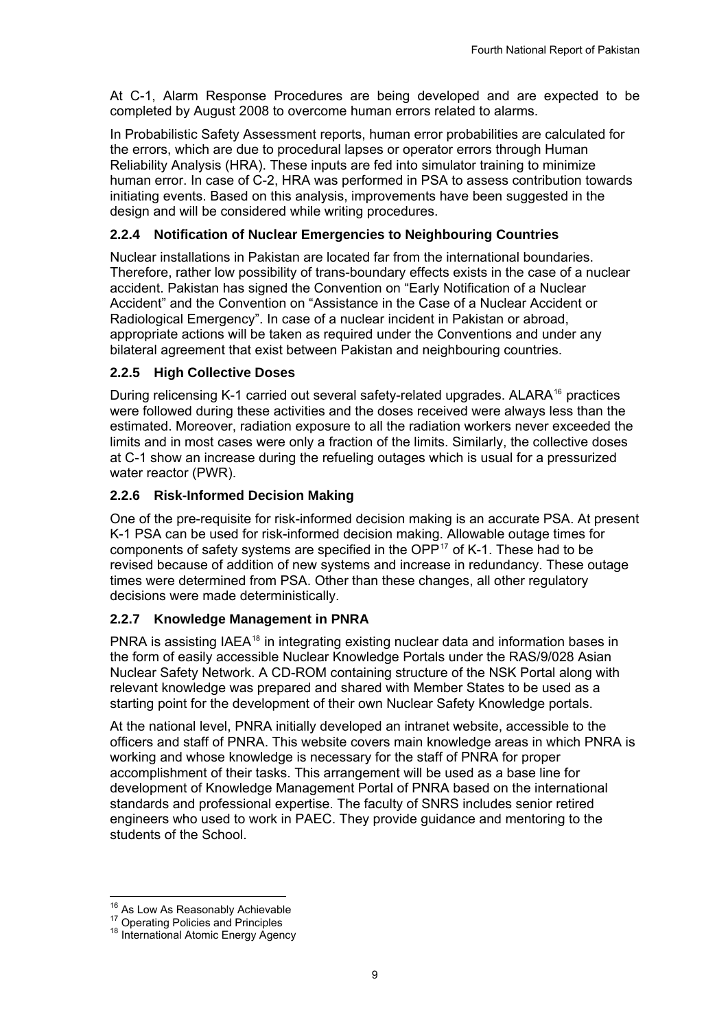At C-1, Alarm Response Procedures are being developed and are expected to be completed by August 2008 to overcome human errors related to alarms.

In Probabilistic Safety Assessment reports, human error probabilities are calculated for the errors, which are due to procedural lapses or operator errors through Human Reliability Analysis (HRA). These inputs are fed into simulator training to minimize human error. In case of C-2, HRA was performed in PSA to assess contribution towards initiating events. Based on this analysis, improvements have been suggested in the design and will be considered while writing procedures.

### 2.2.4 Notification of Nuclear Emergencies to Neighbouring Countries

Nuclear installations in Pakistan are located far from the international boundaries. Therefore, rather low possibility of trans-boundary effects exists in the case of a nuclear accident. Pakistan has signed the Convention on "Early Notification of a Nuclear Accident" and the Convention on "Assistance in the Case of a Nuclear Accident or Radiological Emergency". In case of a nuclear incident in Pakistan or abroad, appropriate actions will be taken as required under the Conventions and under any bilateral agreement that exist between Pakistan and neighbouring countries.

### 2.2.5 High Collective Doses

During relicensing K-1 carried out several safety-related upgrades. ALARA[16] practices were followed during these activities and the doses received were always less than the estimated. Moreover, radiation exposure to all the radiation workers never exceeded the limits and in most cases were only a fraction of the limits. Similarly, the collective doses at C-1 show an increase during the refueling outages which is usual for a pressurized water reactor (PWR).

### 2.2.6 Risk-Informed Decision Making

One of the pre-requisite for risk-informed decision making is an accurate PSA. At present K-1 PSA can be used for risk-informed decision making. Allowable outage times for components of safety systems are specified in the OPP[17] of K-1. These had to be revised because of addition of new systems and increase in redundancy. These outage times were determined from PSA. Other than these changes, all other regulatory decisions were made deterministically.

### 2.2.7 Knowledge Management in PNRA

PNRA is assisting IAEA[18] in integrating existing nuclear data and information bases in the form of easily accessible Nuclear Knowledge Portals under the RAS/9/028 Asian Nuclear Safety Network. A CD-ROM containing structure of the NSK Portal along with relevant knowledge was prepared and shared with Member States to be used as a starting point for the development of their own Nuclear Safety Knowledge portals.

At the national level, PNRA initially developed an intranet website, accessible to the officers and staff of PNRA. This website covers main knowledge areas in which PNRA is working and whose knowledge is necessary for the staff of PNRA for proper accomplishment of their tasks. This arrangement will be used as a base line for development of Knowledge Management Portal of PNRA based on the international standards and professional expertise. The faculty of SNRS includes senior retired engineers who used to work in PAEC. They provide guidance and mentoring to the students of the School.

---

[16] As Low As Reasonably Achievable

[17] Operating Policies and Principles

[18] International Atomic Energy Agency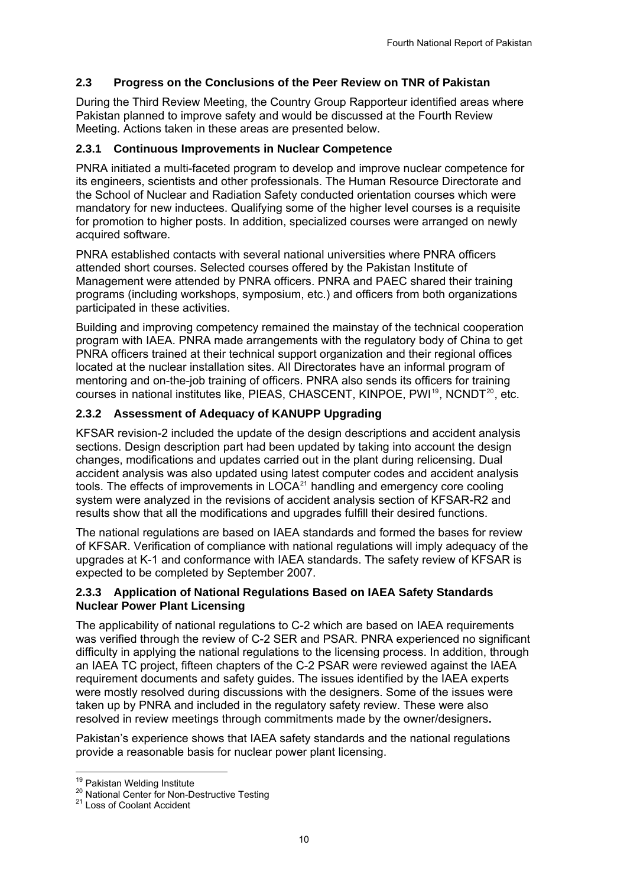## 2.3 Progress on the Conclusions of the Peer Review on TNR of Pakistan

During the Third Review Meeting, the Country Group Rapporteur identified areas where Pakistan planned to improve safety and would be discussed at the Fourth Review Meeting. Actions taken in these areas are presented below.

### 2.3.1 Continuous Improvements in Nuclear Competence

PNRA initiated a multi-faceted program to develop and improve nuclear competence for its engineers, scientists and other professionals. The Human Resource Directorate and the School of Nuclear and Radiation Safety conducted orientation courses which were mandatory for new inductees. Qualifying some of the higher level courses is a requisite for promotion to higher posts. In addition, specialized courses were arranged on newly acquired software.

PNRA established contacts with several national universities where PNRA officers attended short courses. Selected courses offered by the Pakistan Institute of Management were attended by PNRA officers. PNRA and PAEC shared their training programs (including workshops, symposium, etc.) and officers from both organizations participated in these activities.

Building and improving competency remained the mainstay of the technical cooperation program with IAEA. PNRA made arrangements with the regulatory body of China to get PNRA officers trained at their technical support organization and their regional offices located at the nuclear installation sites. All Directorates have an informal program of mentoring and on-the-job training of officers. PNRA also sends its officers for training courses in national institutes like, PIEAS, CHASCENT, KINPOE, PWI[19], NCNDT[20], etc.

### 2.3.2 Assessment of Adequacy of KANUPP Upgrading

KFSAR revision-2 included the update of the design descriptions and accident analysis sections. Design description part had been updated by taking into account the design changes, modifications and updates carried out in the plant during relicensing. Dual accident analysis was also updated using latest computer codes and accident analysis tools. The effects of improvements in LOCA[21] handling and emergency core cooling system were analyzed in the revisions of accident analysis section of KFSAR-R2 and results show that all the modifications and upgrades fulfill their desired functions.

The national regulations are based on IAEA standards and formed the bases for review of KFSAR. Verification of compliance with national regulations will imply adequacy of the upgrades at K-1 and conformance with IAEA standards. The safety review of KFSAR is expected to be completed by September 2007.

### 2.3.3 Application of National Regulations Based on IAEA Safety Standards Nuclear Power Plant Licensing

The applicability of national regulations to C-2 which are based on IAEA requirements was verified through the review of C-2 SER and PSAR. PNRA experienced no significant difficulty in applying the national regulations to the licensing process. In addition, through an IAEA TC project, fifteen chapters of the C-2 PSAR were reviewed against the IAEA requirement documents and safety guides. The issues identified by the IAEA experts were mostly resolved during discussions with the designers. Some of the issues were taken up by PNRA and included in the regulatory safety review. These were also resolved in review meetings through commitments made by the owner/designers**.**

Pakistan's experience shows that IAEA safety standards and the national regulations provide a reasonable basis for nuclear power plant licensing.

---

[19] Pakistan Welding Institute
[20] National Center for Non-Destructive Testing
[21] Loss of Coolant Accident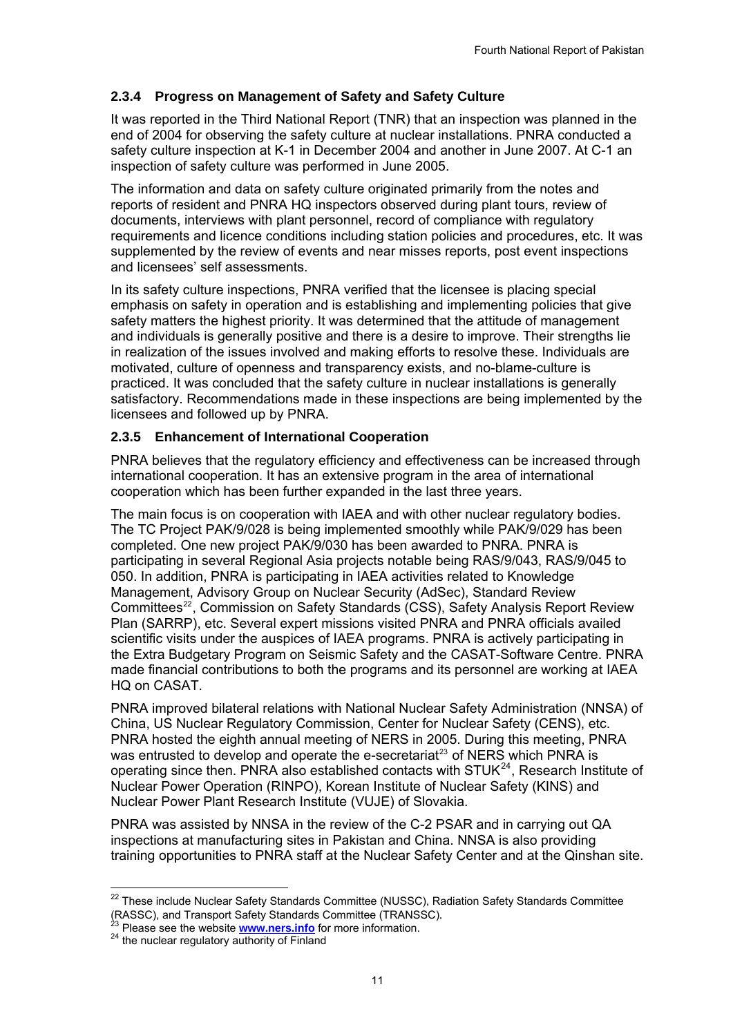### 2.3.4 Progress on Management of Safety and Safety Culture

It was reported in the Third National Report (TNR) that an inspection was planned in the end of 2004 for observing the safety culture at nuclear installations. PNRA conducted a safety culture inspection at K-1 in December 2004 and another in June 2007. At C-1 an inspection of safety culture was performed in June 2005.

The information and data on safety culture originated primarily from the notes and reports of resident and PNRA HQ inspectors observed during plant tours, review of documents, interviews with plant personnel, record of compliance with regulatory requirements and licence conditions including station policies and procedures, etc. It was supplemented by the review of events and near misses reports, post event inspections and licensees' self assessments.

In its safety culture inspections, PNRA verified that the licensee is placing special emphasis on safety in operation and is establishing and implementing policies that give safety matters the highest priority. It was determined that the attitude of management and individuals is generally positive and there is a desire to improve. Their strengths lie in realization of the issues involved and making efforts to resolve these. Individuals are motivated, culture of openness and transparency exists, and no-blame-culture is practiced. It was concluded that the safety culture in nuclear installations is generally satisfactory. Recommendations made in these inspections are being implemented by the licensees and followed up by PNRA.

### 2.3.5 Enhancement of International Cooperation

PNRA believes that the regulatory efficiency and effectiveness can be increased through international cooperation. It has an extensive program in the area of international cooperation which has been further expanded in the last three years.

The main focus is on cooperation with IAEA and with other nuclear regulatory bodies. The TC Project PAK/9/028 is being implemented smoothly while PAK/9/029 has been completed. One new project PAK/9/030 has been awarded to PNRA. PNRA is participating in several Regional Asia projects notable being RAS/9/043, RAS/9/045 to 050. In addition, PNRA is participating in IAEA activities related to Knowledge Management, Advisory Group on Nuclear Security (AdSec), Standard Review Committees[22], Commission on Safety Standards (CSS), Safety Analysis Report Review Plan (SARRP), etc. Several expert missions visited PNRA and PNRA officials availed scientific visits under the auspices of IAEA programs. PNRA is actively participating in the Extra Budgetary Program on Seismic Safety and the CASAT-Software Centre. PNRA made financial contributions to both the programs and its personnel are working at IAEA HQ on CASAT.

PNRA improved bilateral relations with National Nuclear Safety Administration (NNSA) of China, US Nuclear Regulatory Commission, Center for Nuclear Safety (CENS), etc. PNRA hosted the eighth annual meeting of NERS in 2005. During this meeting, PNRA was entrusted to develop and operate the e-secretariat[23] of NERS which PNRA is operating since then. PNRA also established contacts with STUK[24], Research Institute of Nuclear Power Operation (RINPO), Korean Institute of Nuclear Safety (KINS) and Nuclear Power Plant Research Institute (VUJE) of Slovakia.

PNRA was assisted by NNSA in the review of the C-2 PSAR and in carrying out QA inspections at manufacturing sites in Pakistan and China. NNSA is also providing training opportunities to PNRA staff at the Nuclear Safety Center and at the Qinshan site.

---

[22] These include Nuclear Safety Standards Committee (NUSSC), Radiation Safety Standards Committee (RASSC), and Transport Safety Standards Committee (TRANSSC).

[23] Please see the website **www.ners.info** for more information.

[24] the nuclear regulatory authority of Finland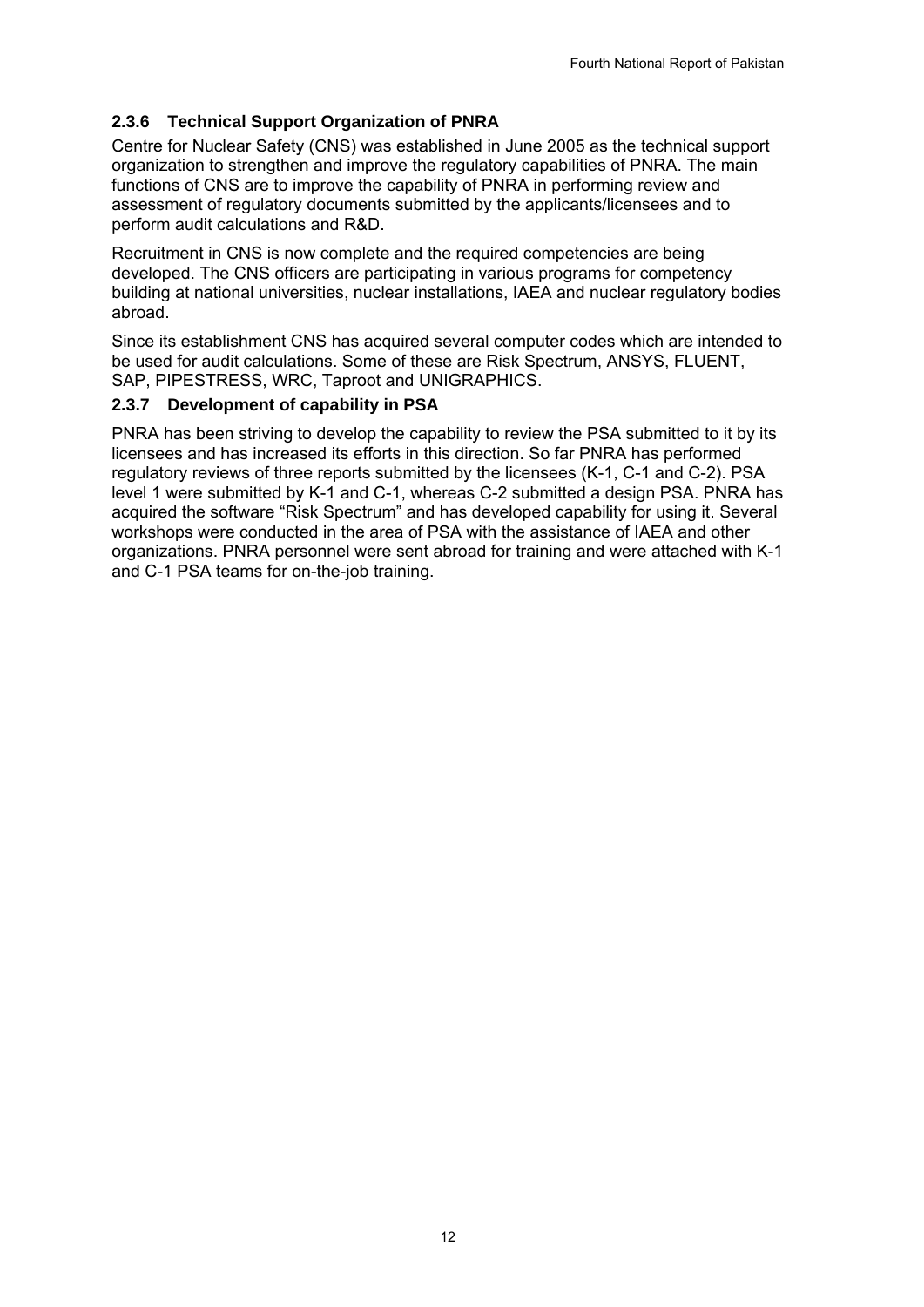### 2.3.6 Technical Support Organization of PNRA

Centre for Nuclear Safety (CNS) was established in June 2005 as the technical support organization to strengthen and improve the regulatory capabilities of PNRA. The main functions of CNS are to improve the capability of PNRA in performing review and assessment of regulatory documents submitted by the applicants/licensees and to perform audit calculations and R&D.

Recruitment in CNS is now complete and the required competencies are being developed. The CNS officers are participating in various programs for competency building at national universities, nuclear installations, IAEA and nuclear regulatory bodies abroad.

Since its establishment CNS has acquired several computer codes which are intended to be used for audit calculations. Some of these are Risk Spectrum, ANSYS, FLUENT, SAP, PIPESTRESS, WRC, Taproot and UNIGRAPHICS.

### 2.3.7 Development of capability in PSA

PNRA has been striving to develop the capability to review the PSA submitted to it by its licensees and has increased its efforts in this direction. So far PNRA has performed regulatory reviews of three reports submitted by the licensees (K-1, C-1 and C-2). PSA level 1 were submitted by K-1 and C-1, whereas C-2 submitted a design PSA. PNRA has acquired the software “Risk Spectrum” and has developed capability for using it. Several workshops were conducted in the area of PSA with the assistance of IAEA and other organizations. PNRA personnel were sent abroad for training and were attached with K-1 and C-1 PSA teams for on-the-job training.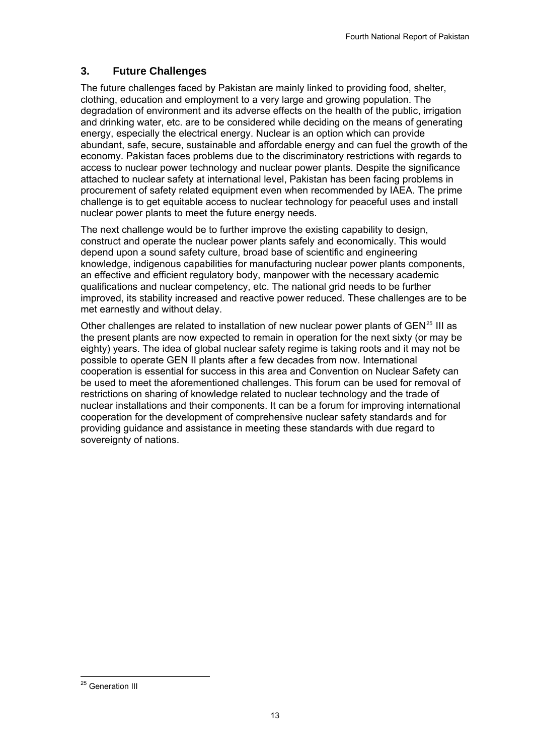## 3. Future Challenges

The future challenges faced by Pakistan are mainly linked to providing food, shelter, clothing, education and employment to a very large and growing population. The degradation of environment and its adverse effects on the health of the public, irrigation and drinking water, etc. are to be considered while deciding on the means of generating energy, especially the electrical energy. Nuclear is an option which can provide abundant, safe, secure, sustainable and affordable energy and can fuel the growth of the economy. Pakistan faces problems due to the discriminatory restrictions with regards to access to nuclear power technology and nuclear power plants. Despite the significance attached to nuclear safety at international level, Pakistan has been facing problems in procurement of safety related equipment even when recommended by IAEA. The prime challenge is to get equitable access to nuclear technology for peaceful uses and install nuclear power plants to meet the future energy needs.

The next challenge would be to further improve the existing capability to design, construct and operate the nuclear power plants safely and economically. This would depend upon a sound safety culture, broad base of scientific and engineering knowledge, indigenous capabilities for manufacturing nuclear power plants components, an effective and efficient regulatory body, manpower with the necessary academic qualifications and nuclear competency, etc. The national grid needs to be further improved, its stability increased and reactive power reduced. These challenges are to be met earnestly and without delay.

Other challenges are related to installation of new nuclear power plants of GEN[25] III as the present plants are now expected to remain in operation for the next sixty (or may be eighty) years. The idea of global nuclear safety regime is taking roots and it may not be possible to operate GEN II plants after a few decades from now. International cooperation is essential for success in this area and Convention on Nuclear Safety can be used to meet the aforementioned challenges. This forum can be used for removal of restrictions on sharing of knowledge related to nuclear technology and the trade of nuclear installations and their components. It can be a forum for improving international cooperation for the development of comprehensive nuclear safety standards and for providing guidance and assistance in meeting these standards with due regard to sovereignty of nations.

[25] Generation III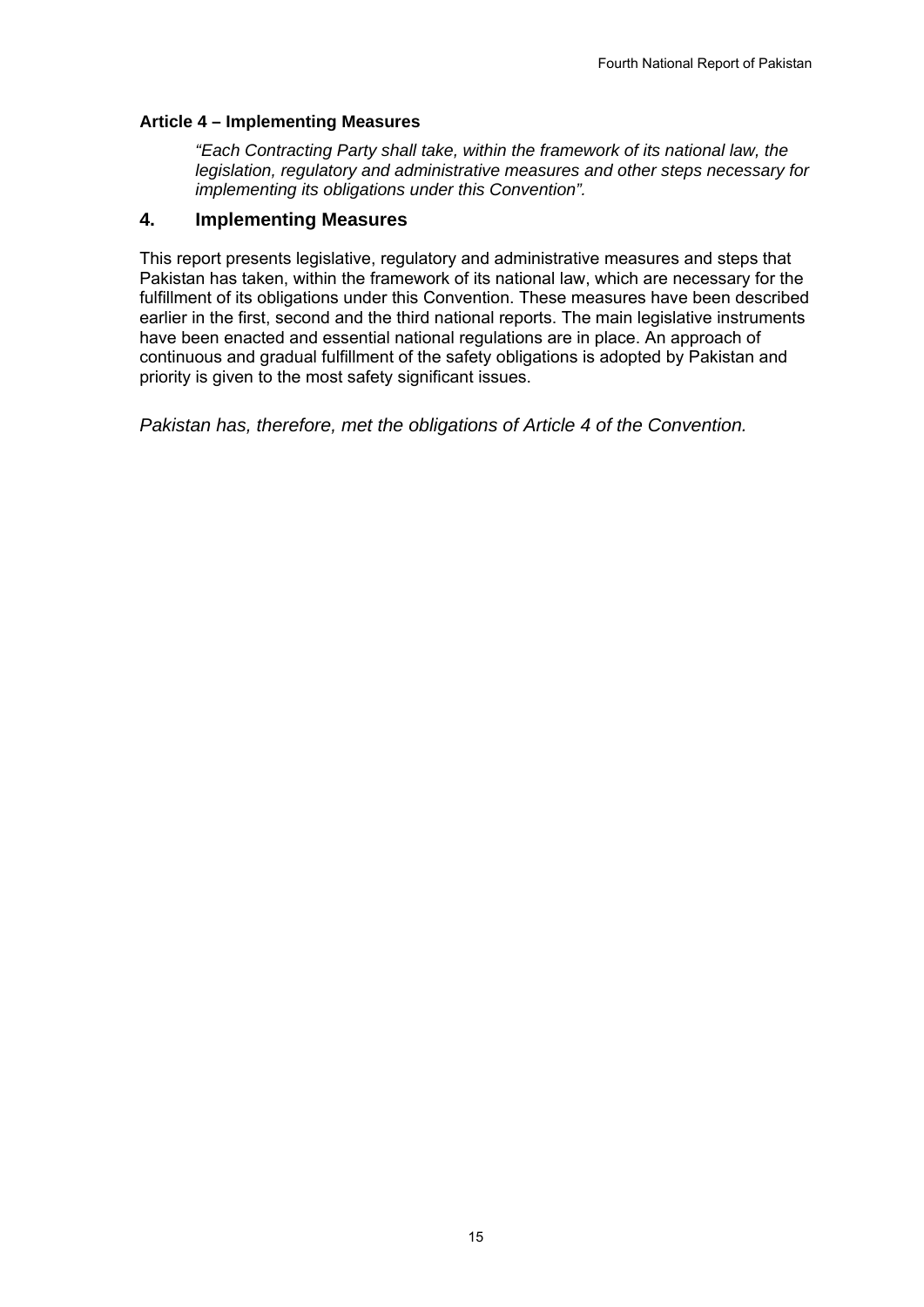**Article 4 – Implementing Measures**

> *"Each Contracting Party shall take, within the framework of its national law, the legislation, regulatory and administrative measures and other steps necessary for implementing its obligations under this Convention".*

## 4. Implementing Measures

This report presents legislative, regulatory and administrative measures and steps that Pakistan has taken, within the framework of its national law, which are necessary for the fulfillment of its obligations under this Convention. These measures have been described earlier in the first, second and the third national reports. The main legislative instruments have been enacted and essential national regulations are in place. An approach of continuous and gradual fulfillment of the safety obligations is adopted by Pakistan and priority is given to the most safety significant issues.

*Pakistan has, therefore, met the obligations of Article 4 of the Convention.*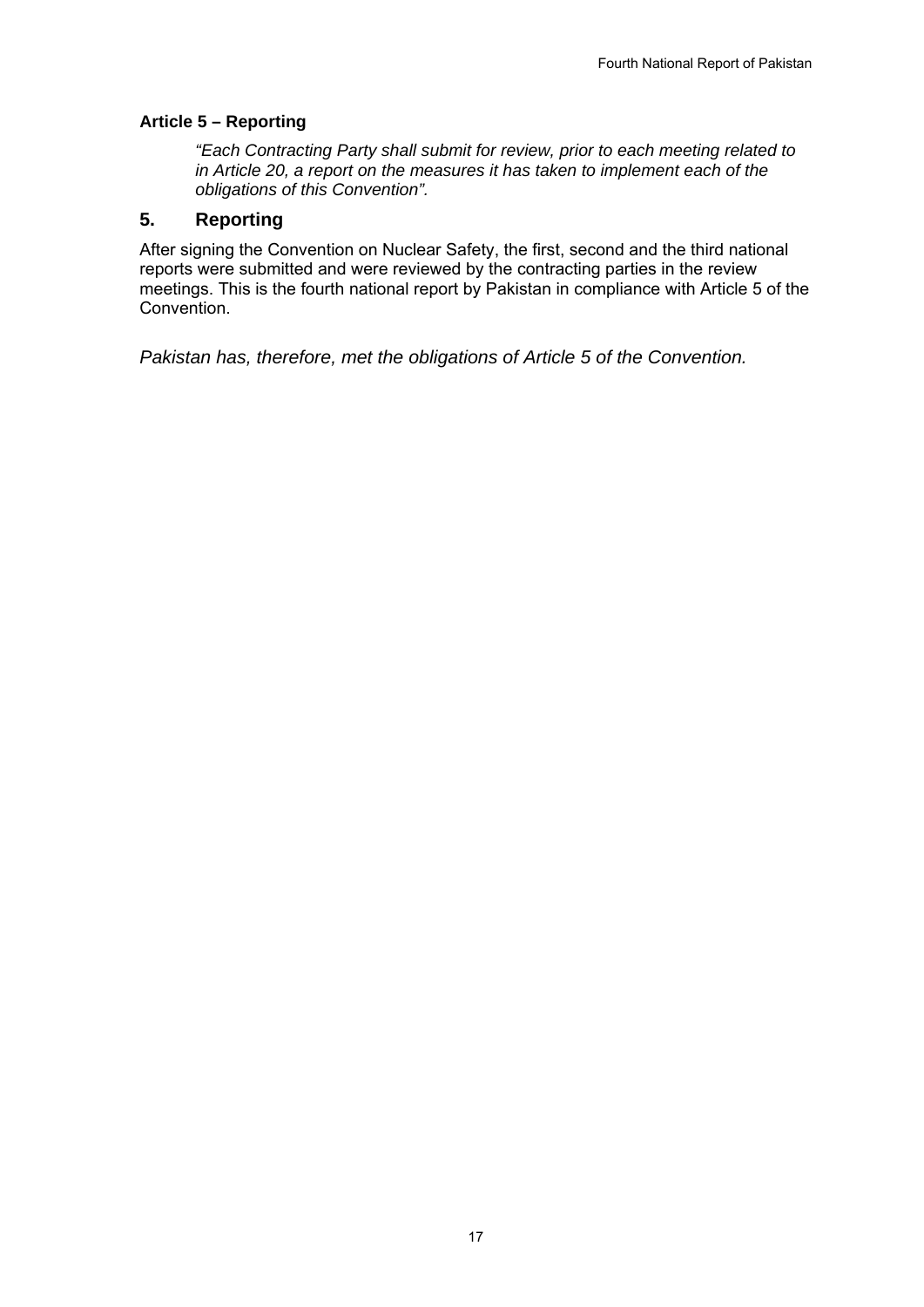**Article 5 – Reporting**

> *"Each Contracting Party shall submit for review, prior to each meeting related to in Article 20, a report on the measures it has taken to implement each of the obligations of this Convention".*

## 5. Reporting

After signing the Convention on Nuclear Safety, the first, second and the third national reports were submitted and were reviewed by the contracting parties in the review meetings. This is the fourth national report by Pakistan in compliance with Article 5 of the Convention.

*Pakistan has, therefore, met the obligations of Article 5 of the Convention.*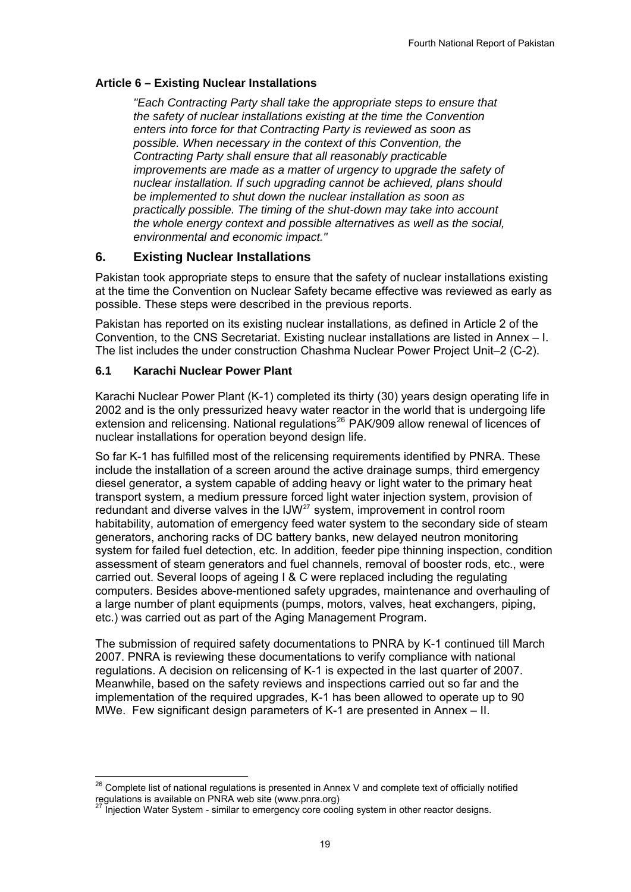### Article 6 – Existing Nuclear Installations

*"Each Contracting Party shall take the appropriate steps to ensure that the safety of nuclear installations existing at the time the Convention enters into force for that Contracting Party is reviewed as soon as possible. When necessary in the context of this Convention, the Contracting Party shall ensure that all reasonably practicable improvements are made as a matter of urgency to upgrade the safety of nuclear installation. If such upgrading cannot be achieved, plans should be implemented to shut down the nuclear installation as soon as practically possible. The timing of the shut-down may take into account the whole energy context and possible alternatives as well as the social, environmental and economic impact."*

## 6. Existing Nuclear Installations

Pakistan took appropriate steps to ensure that the safety of nuclear installations existing at the time the Convention on Nuclear Safety became effective was reviewed as early as possible. These steps were described in the previous reports.

Pakistan has reported on its existing nuclear installations, as defined in Article 2 of the Convention, to the CNS Secretariat. Existing nuclear installations are listed in Annex – I. The list includes the under construction Chashma Nuclear Power Project Unit–2 (C-2).

### 6.1 Karachi Nuclear Power Plant

Karachi Nuclear Power Plant (K-1) completed its thirty (30) years design operating life in 2002 and is the only pressurized heavy water reactor in the world that is undergoing life extension and relicensing. National regulations[26] PAK/909 allow renewal of licences of nuclear installations for operation beyond design life.

So far K-1 has fulfilled most of the relicensing requirements identified by PNRA. These include the installation of a screen around the active drainage sumps, third emergency diesel generator, a system capable of adding heavy or light water to the primary heat transport system, a medium pressure forced light water injection system, provision of redundant and diverse valves in the IJW[27] system, improvement in control room habitability, automation of emergency feed water system to the secondary side of steam generators, anchoring racks of DC battery banks, new delayed neutron monitoring system for failed fuel detection, etc. In addition, feeder pipe thinning inspection, condition assessment of steam generators and fuel channels, removal of booster rods, etc., were carried out. Several loops of ageing I & C were replaced including the regulating computers. Besides above-mentioned safety upgrades, maintenance and overhauling of a large number of plant equipments (pumps, motors, valves, heat exchangers, piping, etc.) was carried out as part of the Aging Management Program.

The submission of required safety documentations to PNRA by K-1 continued till March 2007. PNRA is reviewing these documentations to verify compliance with national regulations. A decision on relicensing of K-1 is expected in the last quarter of 2007. Meanwhile, based on the safety reviews and inspections carried out so far and the implementation of the required upgrades, K-1 has been allowed to operate up to 90 MWe. Few significant design parameters of K-1 are presented in Annex – II.

[26] Complete list of national regulations is presented in Annex V and complete text of officially notified regulations is available on PNRA web site (www.pnra.org)

[27] Injection Water System - similar to emergency core cooling system in other reactor designs.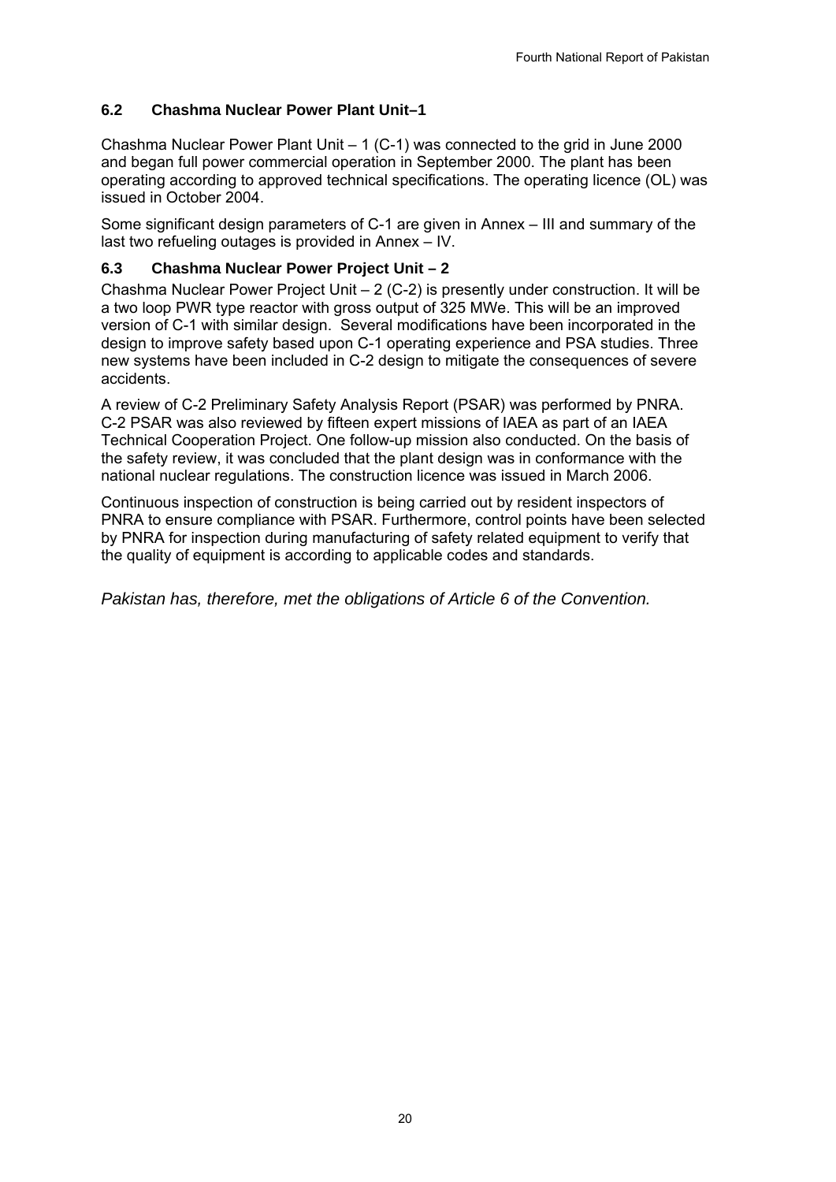### 6.2 Chashma Nuclear Power Plant Unit–1

Chashma Nuclear Power Plant Unit – 1 (C-1) was connected to the grid in June 2000 and began full power commercial operation in September 2000. The plant has been operating according to approved technical specifications. The operating licence (OL) was issued in October 2004.

Some significant design parameters of C-1 are given in Annex – III and summary of the last two refueling outages is provided in Annex – IV.

### 6.3 Chashma Nuclear Power Project Unit – 2

Chashma Nuclear Power Project Unit – 2 (C-2) is presently under construction. It will be a two loop PWR type reactor with gross output of 325 MWe. This will be an improved version of C-1 with similar design. Several modifications have been incorporated in the design to improve safety based upon C-1 operating experience and PSA studies. Three new systems have been included in C-2 design to mitigate the consequences of severe accidents.

A review of C-2 Preliminary Safety Analysis Report (PSAR) was performed by PNRA. C-2 PSAR was also reviewed by fifteen expert missions of IAEA as part of an IAEA Technical Cooperation Project. One follow-up mission also conducted. On the basis of the safety review, it was concluded that the plant design was in conformance with the national nuclear regulations. The construction licence was issued in March 2006.

Continuous inspection of construction is being carried out by resident inspectors of PNRA to ensure compliance with PSAR. Furthermore, control points have been selected by PNRA for inspection during manufacturing of safety related equipment to verify that the quality of equipment is according to applicable codes and standards.

*Pakistan has, therefore, met the obligations of Article 6 of the Convention.*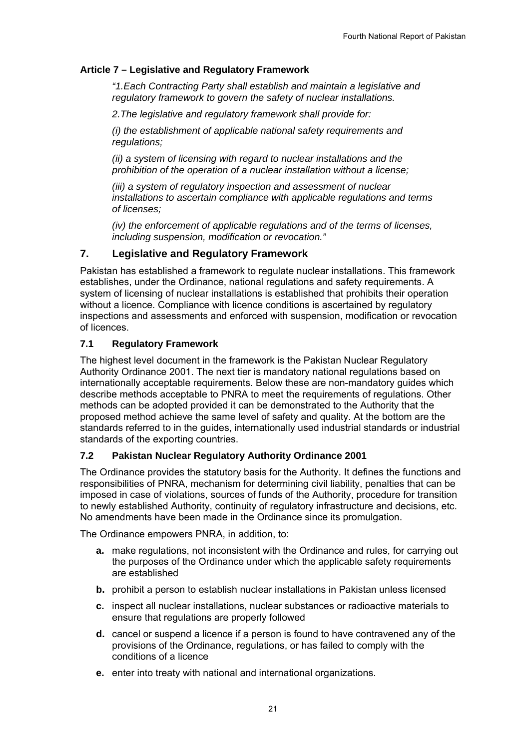### Article 7 – Legislative and Regulatory Framework

*"1.Each Contracting Party shall establish and maintain a legislative and regulatory framework to govern the safety of nuclear installations.*

*2.The legislative and regulatory framework shall provide for:*

*(i) the establishment of applicable national safety requirements and regulations;*

*(ii) a system of licensing with regard to nuclear installations and the prohibition of the operation of a nuclear installation without a license;*

*(iii) a system of regulatory inspection and assessment of nuclear installations to ascertain compliance with applicable regulations and terms of licenses;*

*(iv) the enforcement of applicable regulations and of the terms of licenses, including suspension, modification or revocation."*

## 7. Legislative and Regulatory Framework

Pakistan has established a framework to regulate nuclear installations. This framework establishes, under the Ordinance, national regulations and safety requirements. A system of licensing of nuclear installations is established that prohibits their operation without a licence. Compliance with licence conditions is ascertained by regulatory inspections and assessments and enforced with suspension, modification or revocation of licences.

### 7.1 Regulatory Framework

The highest level document in the framework is the Pakistan Nuclear Regulatory Authority Ordinance 2001. The next tier is mandatory national regulations based on internationally acceptable requirements. Below these are non-mandatory guides which describe methods acceptable to PNRA to meet the requirements of regulations. Other methods can be adopted provided it can be demonstrated to the Authority that the proposed method achieve the same level of safety and quality. At the bottom are the standards referred to in the guides, internationally used industrial standards or industrial standards of the exporting countries.

### 7.2 Pakistan Nuclear Regulatory Authority Ordinance 2001

The Ordinance provides the statutory basis for the Authority. It defines the functions and responsibilities of PNRA, mechanism for determining civil liability, penalties that can be imposed in case of violations, sources of funds of the Authority, procedure for transition to newly established Authority, continuity of regulatory infrastructure and decisions, etc. No amendments have been made in the Ordinance since its promulgation.

The Ordinance empowers PNRA, in addition, to:

- **a.** make regulations, not inconsistent with the Ordinance and rules, for carrying out the purposes of the Ordinance under which the applicable safety requirements are established
- **b.** prohibit a person to establish nuclear installations in Pakistan unless licensed
- **c.** inspect all nuclear installations, nuclear substances or radioactive materials to ensure that regulations are properly followed
- **d.** cancel or suspend a licence if a person is found to have contravened any of the provisions of the Ordinance, regulations, or has failed to comply with the conditions of a licence
- **e.** enter into treaty with national and international organizations.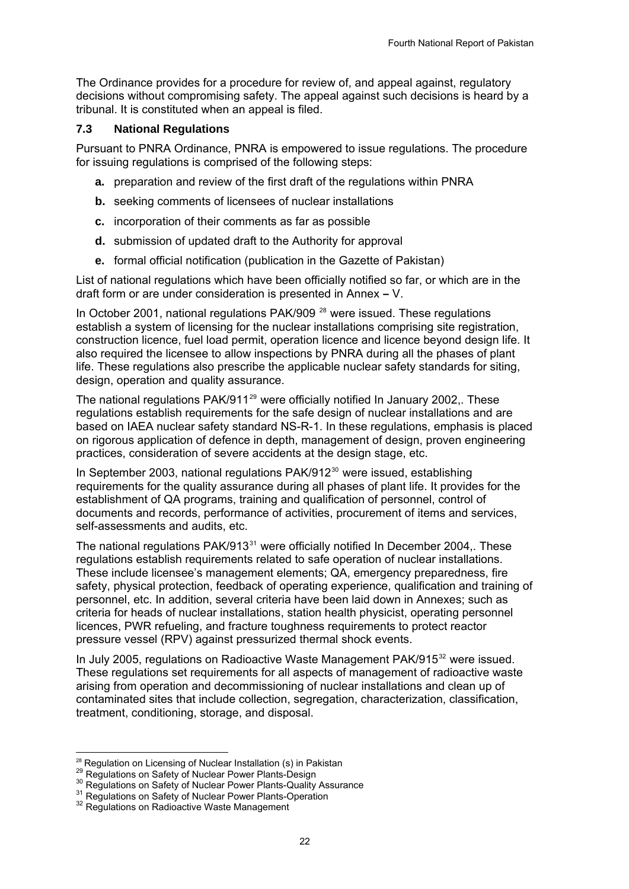The Ordinance provides for a procedure for review of, and appeal against, regulatory decisions without compromising safety. The appeal against such decisions is heard by a tribunal. It is constituted when an appeal is filed.

### 7.3 National Regulations

Pursuant to PNRA Ordinance, PNRA is empowered to issue regulations. The procedure for issuing regulations is comprised of the following steps:

- **a.** preparation and review of the first draft of the regulations within PNRA
- **b.** seeking comments of licensees of nuclear installations
- **c.** incorporation of their comments as far as possible
- **d.** submission of updated draft to the Authority for approval
- **e.** formal official notification (publication in the Gazette of Pakistan)

List of national regulations which have been officially notified so far, or which are in the draft form or are under consideration is presented in Annex **–** V.

In October 2001, national regulations PAK/909 [28] were issued. These regulations establish a system of licensing for the nuclear installations comprising site registration, construction licence, fuel load permit, operation licence and licence beyond design life. It also required the licensee to allow inspections by PNRA during all the phases of plant life. These regulations also prescribe the applicable nuclear safety standards for siting, design, operation and quality assurance.

The national regulations PAK/911[29] were officially notified In January 2002,. These regulations establish requirements for the safe design of nuclear installations and are based on IAEA nuclear safety standard NS-R-1. In these regulations, emphasis is placed on rigorous application of defence in depth, management of design, proven engineering practices, consideration of severe accidents at the design stage, etc.

In September 2003, national regulations PAK/912[30] were issued, establishing requirements for the quality assurance during all phases of plant life. It provides for the establishment of QA programs, training and qualification of personnel, control of documents and records, performance of activities, procurement of items and services, self-assessments and audits, etc.

The national regulations PAK/913[31] were officially notified In December 2004,. These regulations establish requirements related to safe operation of nuclear installations. These include licensee's management elements; QA, emergency preparedness, fire safety, physical protection, feedback of operating experience, qualification and training of personnel, etc. In addition, several criteria have been laid down in Annexes; such as criteria for heads of nuclear installations, station health physicist, operating personnel licences, PWR refueling, and fracture toughness requirements to protect reactor pressure vessel (RPV) against pressurized thermal shock events.

In July 2005, regulations on Radioactive Waste Management PAK/915[32] were issued. These regulations set requirements for all aspects of management of radioactive waste arising from operation and decommissioning of nuclear installations and clean up of contaminated sites that include collection, segregation, characterization, classification, treatment, conditioning, storage, and disposal.

---

[28] Regulation on Licensing of Nuclear Installation (s) in Pakistan

[29] Regulations on Safety of Nuclear Power Plants-Design

[30] Regulations on Safety of Nuclear Power Plants-Quality Assurance

[31] Regulations on Safety of Nuclear Power Plants-Operation

[32] Regulations on Radioactive Waste Management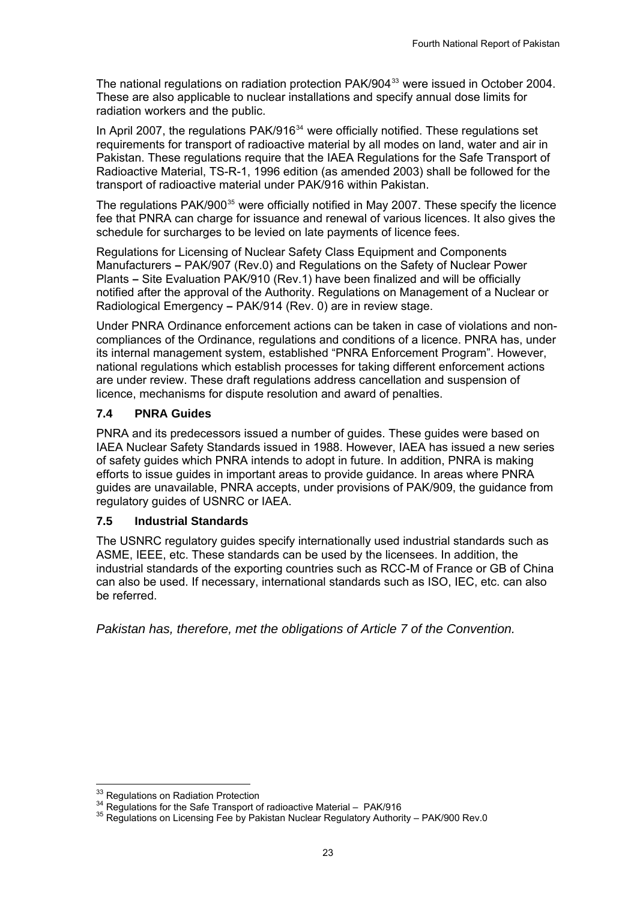The national regulations on radiation protection PAK/904[33] were issued in October 2004. These are also applicable to nuclear installations and specify annual dose limits for radiation workers and the public.

In April 2007, the regulations PAK/916[34] were officially notified. These regulations set requirements for transport of radioactive material by all modes on land, water and air in Pakistan. These regulations require that the IAEA Regulations for the Safe Transport of Radioactive Material, TS-R-1, 1996 edition (as amended 2003) shall be followed for the transport of radioactive material under PAK/916 within Pakistan.

The regulations PAK/900[35] were officially notified in May 2007. These specify the licence fee that PNRA can charge for issuance and renewal of various licences. It also gives the schedule for surcharges to be levied on late payments of licence fees.

Regulations for Licensing of Nuclear Safety Class Equipment and Components Manufacturers **–** PAK/907 (Rev.0) and Regulations on the Safety of Nuclear Power Plants **–** Site Evaluation PAK/910 (Rev.1) have been finalized and will be officially notified after the approval of the Authority. Regulations on Management of a Nuclear or Radiological Emergency **–** PAK/914 (Rev. 0) are in review stage.

Under PNRA Ordinance enforcement actions can be taken in case of violations and non-compliances of the Ordinance, regulations and conditions of a licence. PNRA has, under its internal management system, established "PNRA Enforcement Program". However, national regulations which establish processes for taking different enforcement actions are under review. These draft regulations address cancellation and suspension of licence, mechanisms for dispute resolution and award of penalties.

### 7.4 PNRA Guides

PNRA and its predecessors issued a number of guides. These guides were based on IAEA Nuclear Safety Standards issued in 1988. However, IAEA has issued a new series of safety guides which PNRA intends to adopt in future. In addition, PNRA is making efforts to issue guides in important areas to provide guidance. In areas where PNRA guides are unavailable, PNRA accepts, under provisions of PAK/909, the guidance from regulatory guides of USNRC or IAEA.

### 7.5 Industrial Standards

The USNRC regulatory guides specify internationally used industrial standards such as ASME, IEEE, etc. These standards can be used by the licensees. In addition, the industrial standards of the exporting countries such as RCC-M of France or GB of China can also be used. If necessary, international standards such as ISO, IEC, etc. can also be referred.

*Pakistan has, therefore, met the obligations of Article 7 of the Convention.*

---

[33] Regulations on Radiation Protection

[34] Regulations for the Safe Transport of radioactive Material – PAK/916

[35] Regulations on Licensing Fee by Pakistan Nuclear Regulatory Authority – PAK/900 Rev.0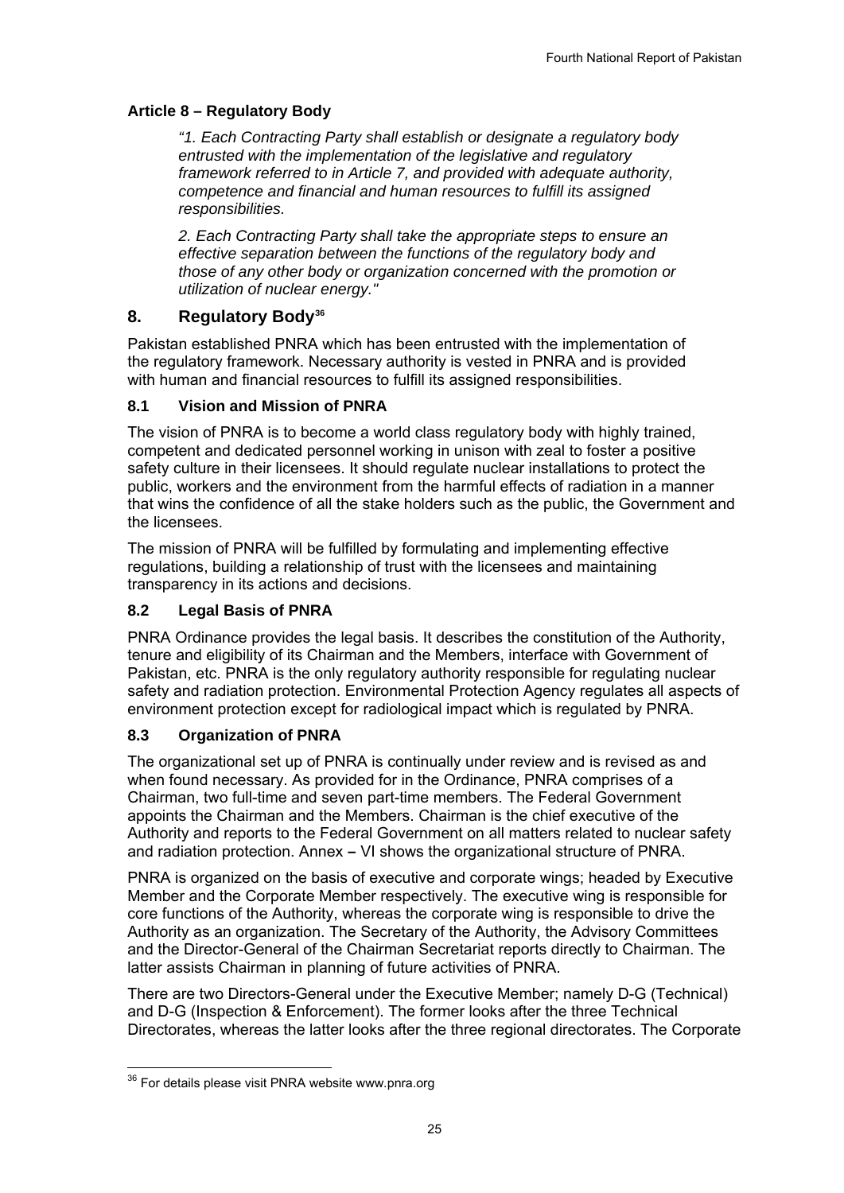### Article 8 – Regulatory Body

> *"1. Each Contracting Party shall establish or designate a regulatory body entrusted with the implementation of the legislative and regulatory framework referred to in Article 7, and provided with adequate authority, competence and financial and human resources to fulfill its assigned responsibilities.*
>
> *2. Each Contracting Party shall take the appropriate steps to ensure an effective separation between the functions of the regulatory body and those of any other body or organization concerned with the promotion or utilization of nuclear energy."*

## 8. Regulatory Body[36]

Pakistan established PNRA which has been entrusted with the implementation of the regulatory framework. Necessary authority is vested in PNRA and is provided with human and financial resources to fulfill its assigned responsibilities.

### 8.1 Vision and Mission of PNRA

The vision of PNRA is to become a world class regulatory body with highly trained, competent and dedicated personnel working in unison with zeal to foster a positive safety culture in their licensees. It should regulate nuclear installations to protect the public, workers and the environment from the harmful effects of radiation in a manner that wins the confidence of all the stake holders such as the public, the Government and the licensees.

The mission of PNRA will be fulfilled by formulating and implementing effective regulations, building a relationship of trust with the licensees and maintaining transparency in its actions and decisions.

### 8.2 Legal Basis of PNRA

PNRA Ordinance provides the legal basis. It describes the constitution of the Authority, tenure and eligibility of its Chairman and the Members, interface with Government of Pakistan, etc. PNRA is the only regulatory authority responsible for regulating nuclear safety and radiation protection. Environmental Protection Agency regulates all aspects of environment protection except for radiological impact which is regulated by PNRA.

### 8.3 Organization of PNRA

The organizational set up of PNRA is continually under review and is revised as and when found necessary. As provided for in the Ordinance, PNRA comprises of a Chairman, two full-time and seven part-time members. The Federal Government appoints the Chairman and the Members. Chairman is the chief executive of the Authority and reports to the Federal Government on all matters related to nuclear safety and radiation protection. Annex – VI shows the organizational structure of PNRA.

PNRA is organized on the basis of executive and corporate wings; headed by Executive Member and the Corporate Member respectively. The executive wing is responsible for core functions of the Authority, whereas the corporate wing is responsible to drive the Authority as an organization. The Secretary of the Authority, the Advisory Committees and the Director-General of the Chairman Secretariat reports directly to Chairman. The latter assists Chairman in planning of future activities of PNRA.

There are two Directors-General under the Executive Member; namely D-G (Technical) and D-G (Inspection & Enforcement). The former looks after the three Technical Directorates, whereas the latter looks after the three regional directorates. The Corporate

---

[36] For details please visit PNRA website www.pnra.org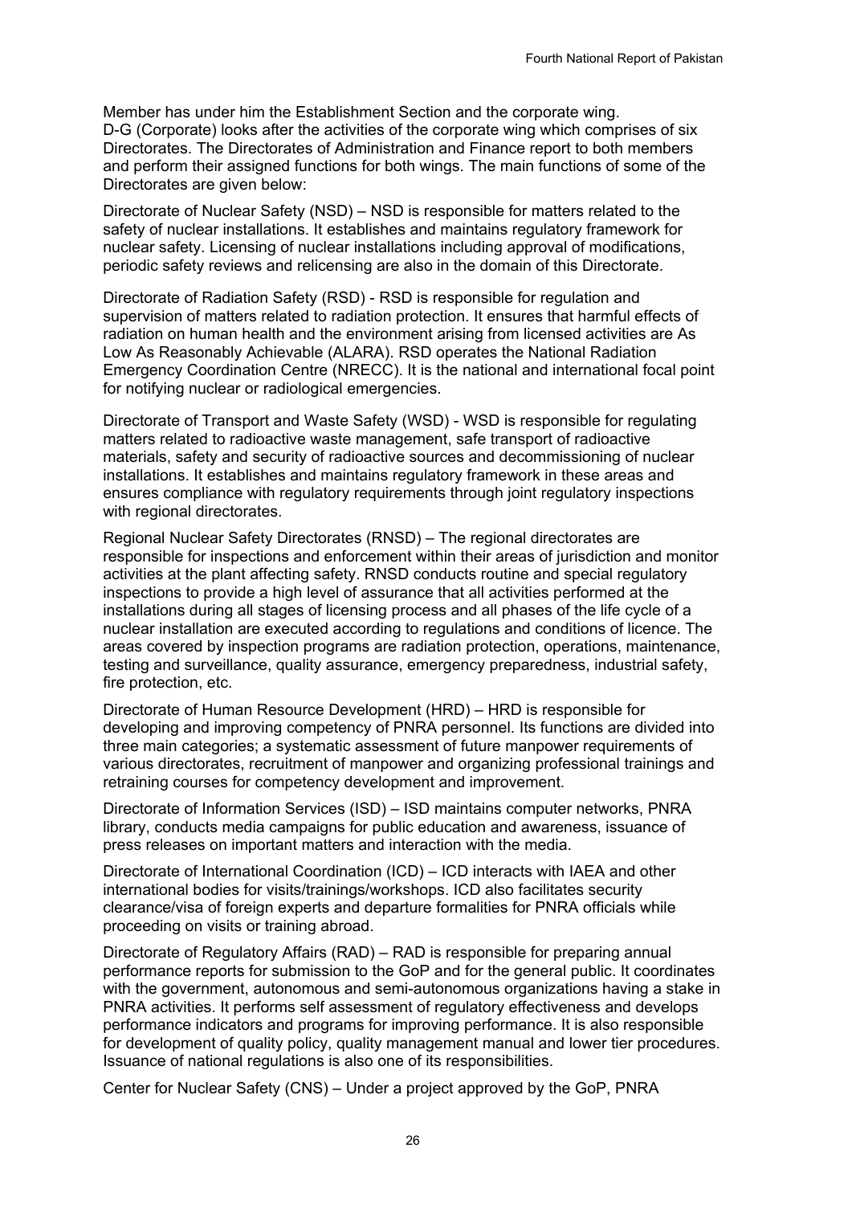Member has under him the Establishment Section and the corporate wing. D-G (Corporate) looks after the activities of the corporate wing which comprises of six Directorates. The Directorates of Administration and Finance report to both members and perform their assigned functions for both wings. The main functions of some of the Directorates are given below:

Directorate of Nuclear Safety (NSD) – NSD is responsible for matters related to the safety of nuclear installations. It establishes and maintains regulatory framework for nuclear safety. Licensing of nuclear installations including approval of modifications, periodic safety reviews and relicensing are also in the domain of this Directorate.

Directorate of Radiation Safety (RSD) - RSD is responsible for regulation and supervision of matters related to radiation protection. It ensures that harmful effects of radiation on human health and the environment arising from licensed activities are As Low As Reasonably Achievable (ALARA). RSD operates the National Radiation Emergency Coordination Centre (NRECC). It is the national and international focal point for notifying nuclear or radiological emergencies.

Directorate of Transport and Waste Safety (WSD) - WSD is responsible for regulating matters related to radioactive waste management, safe transport of radioactive materials, safety and security of radioactive sources and decommissioning of nuclear installations. It establishes and maintains regulatory framework in these areas and ensures compliance with regulatory requirements through joint regulatory inspections with regional directorates.

Regional Nuclear Safety Directorates (RNSD) – The regional directorates are responsible for inspections and enforcement within their areas of jurisdiction and monitor activities at the plant affecting safety. RNSD conducts routine and special regulatory inspections to provide a high level of assurance that all activities performed at the installations during all stages of licensing process and all phases of the life cycle of a nuclear installation are executed according to regulations and conditions of licence. The areas covered by inspection programs are radiation protection, operations, maintenance, testing and surveillance, quality assurance, emergency preparedness, industrial safety, fire protection, etc.

Directorate of Human Resource Development (HRD) – HRD is responsible for developing and improving competency of PNRA personnel. Its functions are divided into three main categories; a systematic assessment of future manpower requirements of various directorates, recruitment of manpower and organizing professional trainings and retraining courses for competency development and improvement.

Directorate of Information Services (ISD) – ISD maintains computer networks, PNRA library, conducts media campaigns for public education and awareness, issuance of press releases on important matters and interaction with the media.

Directorate of International Coordination (ICD) – ICD interacts with IAEA and other international bodies for visits/trainings/workshops. ICD also facilitates security clearance/visa of foreign experts and departure formalities for PNRA officials while proceeding on visits or training abroad.

Directorate of Regulatory Affairs (RAD) – RAD is responsible for preparing annual performance reports for submission to the GoP and for the general public. It coordinates with the government, autonomous and semi-autonomous organizations having a stake in PNRA activities. It performs self assessment of regulatory effectiveness and develops performance indicators and programs for improving performance. It is also responsible for development of quality policy, quality management manual and lower tier procedures. Issuance of national regulations is also one of its responsibilities.

Center for Nuclear Safety (CNS) – Under a project approved by the GoP, PNRA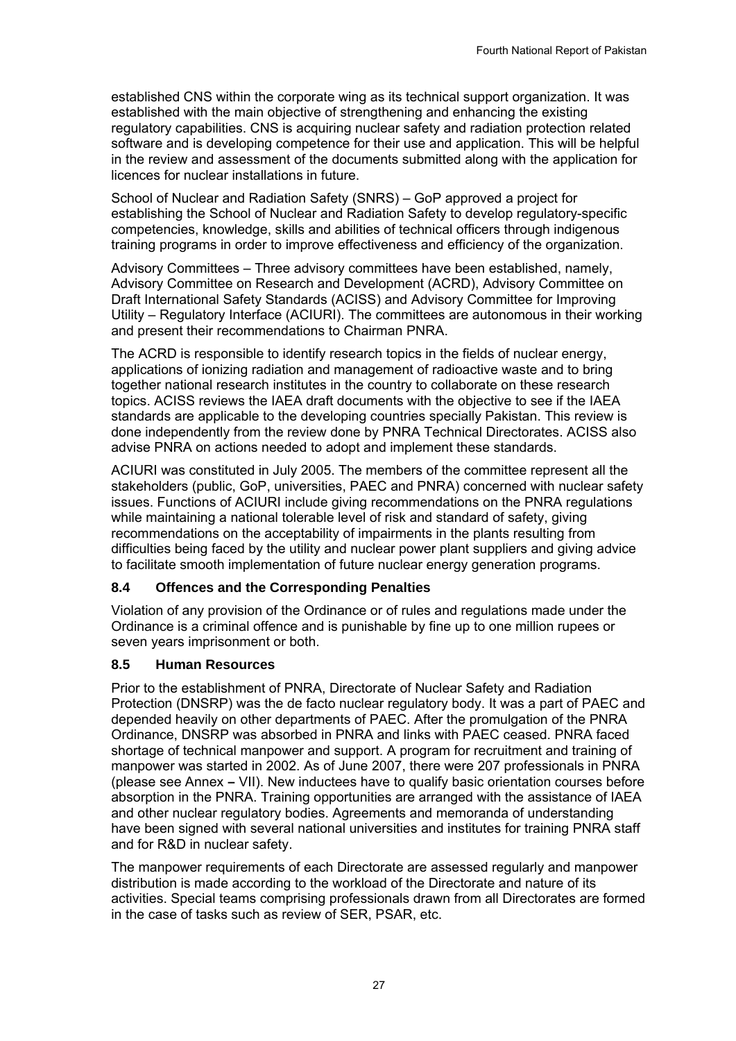established CNS within the corporate wing as its technical support organization. It was established with the main objective of strengthening and enhancing the existing regulatory capabilities. CNS is acquiring nuclear safety and radiation protection related software and is developing competence for their use and application. This will be helpful in the review and assessment of the documents submitted along with the application for licences for nuclear installations in future.

School of Nuclear and Radiation Safety (SNRS) – GoP approved a project for establishing the School of Nuclear and Radiation Safety to develop regulatory-specific competencies, knowledge, skills and abilities of technical officers through indigenous training programs in order to improve effectiveness and efficiency of the organization.

Advisory Committees – Three advisory committees have been established, namely, Advisory Committee on Research and Development (ACRD), Advisory Committee on Draft International Safety Standards (ACISS) and Advisory Committee for Improving Utility – Regulatory Interface (ACIURI). The committees are autonomous in their working and present their recommendations to Chairman PNRA.

The ACRD is responsible to identify research topics in the fields of nuclear energy, applications of ionizing radiation and management of radioactive waste and to bring together national research institutes in the country to collaborate on these research topics. ACISS reviews the IAEA draft documents with the objective to see if the IAEA standards are applicable to the developing countries specially Pakistan. This review is done independently from the review done by PNRA Technical Directorates. ACISS also advise PNRA on actions needed to adopt and implement these standards.

ACIURI was constituted in July 2005. The members of the committee represent all the stakeholders (public, GoP, universities, PAEC and PNRA) concerned with nuclear safety issues. Functions of ACIURI include giving recommendations on the PNRA regulations while maintaining a national tolerable level of risk and standard of safety, giving recommendations on the acceptability of impairments in the plants resulting from difficulties being faced by the utility and nuclear power plant suppliers and giving advice to facilitate smooth implementation of future nuclear energy generation programs.

### 8.4 Offences and the Corresponding Penalties

Violation of any provision of the Ordinance or of rules and regulations made under the Ordinance is a criminal offence and is punishable by fine up to one million rupees or seven years imprisonment or both.

### 8.5 Human Resources

Prior to the establishment of PNRA, Directorate of Nuclear Safety and Radiation Protection (DNSRP) was the de facto nuclear regulatory body. It was a part of PAEC and depended heavily on other departments of PAEC. After the promulgation of the PNRA Ordinance, DNSRP was absorbed in PNRA and links with PAEC ceased. PNRA faced shortage of technical manpower and support. A program for recruitment and training of manpower was started in 2002. As of June 2007, there were 207 professionals in PNRA (please see Annex – VII). New inductees have to qualify basic orientation courses before absorption in the PNRA. Training opportunities are arranged with the assistance of IAEA and other nuclear regulatory bodies. Agreements and memoranda of understanding have been signed with several national universities and institutes for training PNRA staff and for R&D in nuclear safety.

The manpower requirements of each Directorate are assessed regularly and manpower distribution is made according to the workload of the Directorate and nature of its activities. Special teams comprising professionals drawn from all Directorates are formed in the case of tasks such as review of SER, PSAR, etc.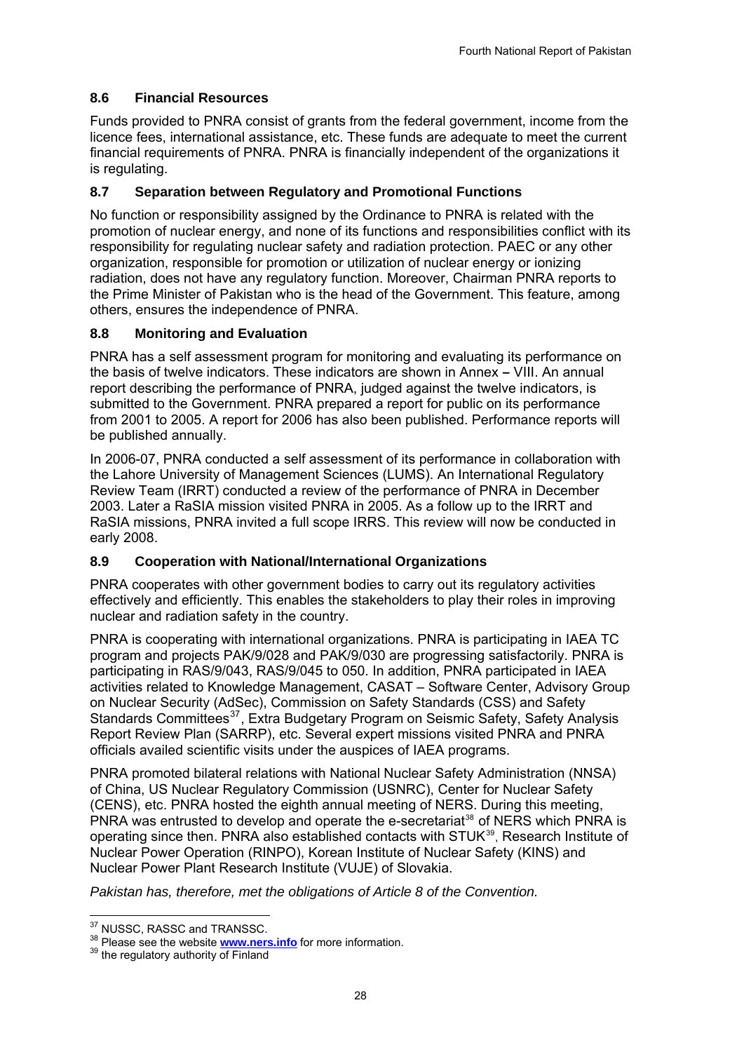### 8.6 Financial Resources

Funds provided to PNRA consist of grants from the federal government, income from the licence fees, international assistance, etc. These funds are adequate to meet the current financial requirements of PNRA. PNRA is financially independent of the organizations it is regulating.

### 8.7 Separation between Regulatory and Promotional Functions

No function or responsibility assigned by the Ordinance to PNRA is related with the promotion of nuclear energy, and none of its functions and responsibilities conflict with its responsibility for regulating nuclear safety and radiation protection. PAEC or any other organization, responsible for promotion or utilization of nuclear energy or ionizing radiation, does not have any regulatory function. Moreover, Chairman PNRA reports to the Prime Minister of Pakistan who is the head of the Government. This feature, among others, ensures the independence of PNRA.

### 8.8 Monitoring and Evaluation

PNRA has a self assessment program for monitoring and evaluating its performance on the basis of twelve indicators. These indicators are shown in Annex – VIII. An annual report describing the performance of PNRA, judged against the twelve indicators, is submitted to the Government. PNRA prepared a report for public on its performance from 2001 to 2005. A report for 2006 has also been published. Performance reports will be published annually.

In 2006-07, PNRA conducted a self assessment of its performance in collaboration with the Lahore University of Management Sciences (LUMS). An International Regulatory Review Team (IRRT) conducted a review of the performance of PNRA in December 2003. Later a RaSIA mission visited PNRA in 2005. As a follow up to the IRRT and RaSIA missions, PNRA invited a full scope IRRS. This review will now be conducted in early 2008.

### 8.9 Cooperation with National/International Organizations

PNRA cooperates with other government bodies to carry out its regulatory activities effectively and efficiently. This enables the stakeholders to play their roles in improving nuclear and radiation safety in the country.

PNRA is cooperating with international organizations. PNRA is participating in IAEA TC program and projects PAK/9/028 and PAK/9/030 are progressing satisfactorily. PNRA is participating in RAS/9/043, RAS/9/045 to 050. In addition, PNRA participated in IAEA activities related to Knowledge Management, CASAT – Software Center, Advisory Group on Nuclear Security (AdSec), Commission on Safety Standards (CSS) and Safety Standards Committees[37], Extra Budgetary Program on Seismic Safety, Safety Analysis Report Review Plan (SARRP), etc. Several expert missions visited PNRA and PNRA officials availed scientific visits under the auspices of IAEA programs.

PNRA promoted bilateral relations with National Nuclear Safety Administration (NNSA) of China, US Nuclear Regulatory Commission (USNRC), Center for Nuclear Safety (CENS), etc. PNRA hosted the eighth annual meeting of NERS. During this meeting, PNRA was entrusted to develop and operate the e-secretariat[38] of NERS which PNRA is operating since then. PNRA also established contacts with STUK[39], Research Institute of Nuclear Power Operation (RINPO), Korean Institute of Nuclear Safety (KINS) and Nuclear Power Plant Research Institute (VUJE) of Slovakia.

*Pakistan has, therefore, met the obligations of Article 8 of the Convention.*

---

[37] NUSSC, RASSC and TRANSSC.

[38] Please see the website **www.ners.info** for more information.

[39] the regulatory authority of Finland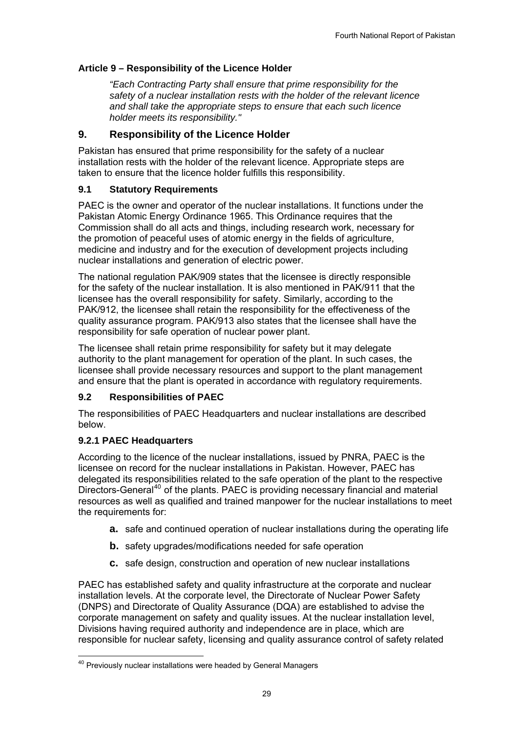### Article 9 – Responsibility of the Licence Holder

> *"Each Contracting Party shall ensure that prime responsibility for the safety of a nuclear installation rests with the holder of the relevant licence and shall take the appropriate steps to ensure that each such licence holder meets its responsibility."*

## 9. Responsibility of the Licence Holder

Pakistan has ensured that prime responsibility for the safety of a nuclear installation rests with the holder of the relevant licence. Appropriate steps are taken to ensure that the licence holder fulfills this responsibility.

### 9.1 Statutory Requirements

PAEC is the owner and operator of the nuclear installations. It functions under the Pakistan Atomic Energy Ordinance 1965. This Ordinance requires that the Commission shall do all acts and things, including research work, necessary for the promotion of peaceful uses of atomic energy in the fields of agriculture, medicine and industry and for the execution of development projects including nuclear installations and generation of electric power.

The national regulation PAK/909 states that the licensee is directly responsible for the safety of the nuclear installation. It is also mentioned in PAK/911 that the licensee has the overall responsibility for safety. Similarly, according to the PAK/912, the licensee shall retain the responsibility for the effectiveness of the quality assurance program. PAK/913 also states that the licensee shall have the responsibility for safe operation of nuclear power plant.

The licensee shall retain prime responsibility for safety but it may delegate authority to the plant management for operation of the plant. In such cases, the licensee shall provide necessary resources and support to the plant management and ensure that the plant is operated in accordance with regulatory requirements.

### 9.2 Responsibilities of PAEC

The responsibilities of PAEC Headquarters and nuclear installations are described below.

#### 9.2.1 PAEC Headquarters

According to the licence of the nuclear installations, issued by PNRA, PAEC is the licensee on record for the nuclear installations in Pakistan. However, PAEC has delegated its responsibilities related to the safe operation of the plant to the respective Directors-General[40] of the plants. PAEC is providing necessary financial and material resources as well as qualified and trained manpower for the nuclear installations to meet the requirements for:

- **a.** safe and continued operation of nuclear installations during the operating life
- **b.** safety upgrades/modifications needed for safe operation
- **c.** safe design, construction and operation of new nuclear installations

PAEC has established safety and quality infrastructure at the corporate and nuclear installation levels. At the corporate level, the Directorate of Nuclear Power Safety (DNPS) and Directorate of Quality Assurance (DQA) are established to advise the corporate management on safety and quality issues. At the nuclear installation level, Divisions having required authority and independence are in place, which are responsible for nuclear safety, licensing and quality assurance control of safety related

[40] Previously nuclear installations were headed by General Managers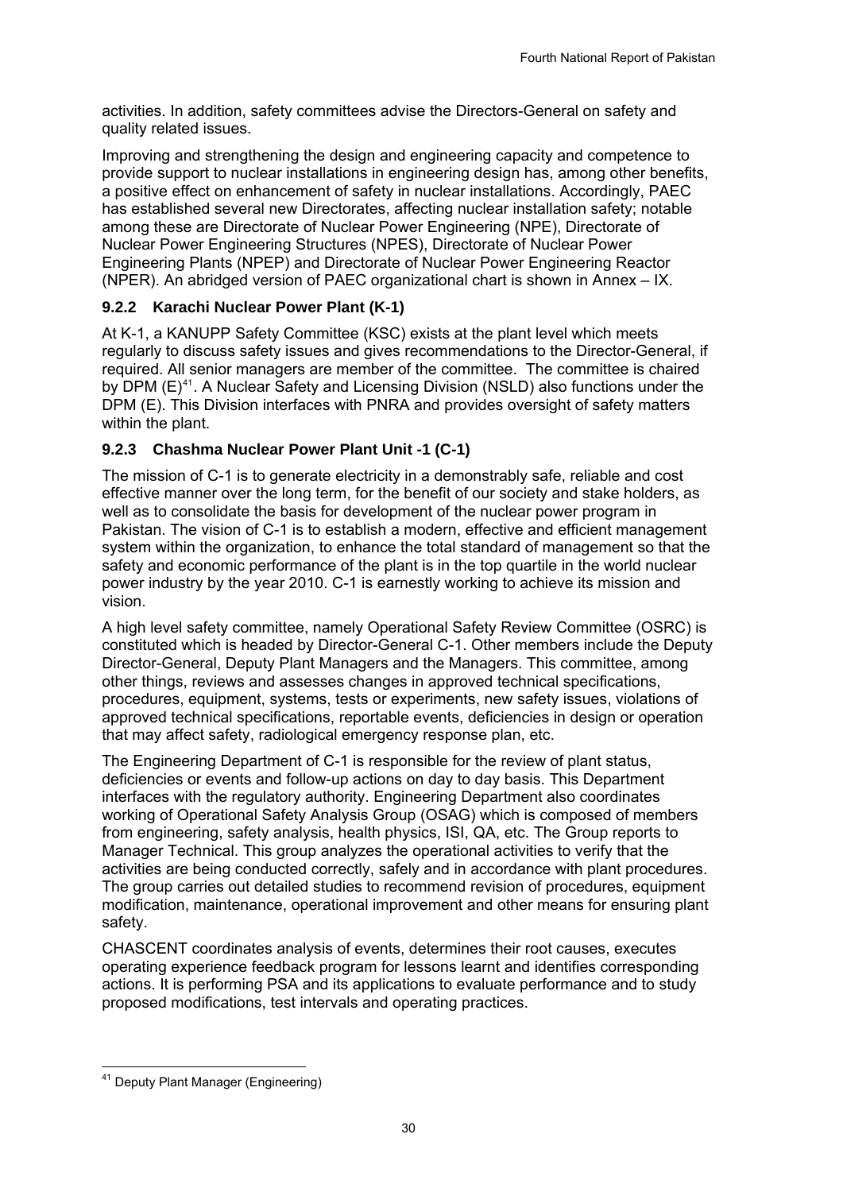activities. In addition, safety committees advise the Directors-General on safety and quality related issues.

Improving and strengthening the design and engineering capacity and competence to provide support to nuclear installations in engineering design has, among other benefits, a positive effect on enhancement of safety in nuclear installations. Accordingly, PAEC has established several new Directorates, affecting nuclear installation safety; notable among these are Directorate of Nuclear Power Engineering (NPE), Directorate of Nuclear Power Engineering Structures (NPES), Directorate of Nuclear Power Engineering Plants (NPEP) and Directorate of Nuclear Power Engineering Reactor (NPER). An abridged version of PAEC organizational chart is shown in Annex – IX.

### 9.2.2 Karachi Nuclear Power Plant (K-1)

At K-1, a KANUPP Safety Committee (KSC) exists at the plant level which meets regularly to discuss safety issues and gives recommendations to the Director-General, if required. All senior managers are member of the committee. The committee is chaired by DPM (E)[41]. A Nuclear Safety and Licensing Division (NSLD) also functions under the DPM (E). This Division interfaces with PNRA and provides oversight of safety matters within the plant.

### 9.2.3 Chashma Nuclear Power Plant Unit -1 (C-1)

The mission of C-1 is to generate electricity in a demonstrably safe, reliable and cost effective manner over the long term, for the benefit of our society and stake holders, as well as to consolidate the basis for development of the nuclear power program in Pakistan. The vision of C-1 is to establish a modern, effective and efficient management system within the organization, to enhance the total standard of management so that the safety and economic performance of the plant is in the top quartile in the world nuclear power industry by the year 2010. C-1 is earnestly working to achieve its mission and vision.

A high level safety committee, namely Operational Safety Review Committee (OSRC) is constituted which is headed by Director-General C-1. Other members include the Deputy Director-General, Deputy Plant Managers and the Managers. This committee, among other things, reviews and assesses changes in approved technical specifications, procedures, equipment, systems, tests or experiments, new safety issues, violations of approved technical specifications, reportable events, deficiencies in design or operation that may affect safety, radiological emergency response plan, etc.

The Engineering Department of C-1 is responsible for the review of plant status, deficiencies or events and follow-up actions on day to day basis. This Department interfaces with the regulatory authority. Engineering Department also coordinates working of Operational Safety Analysis Group (OSAG) which is composed of members from engineering, safety analysis, health physics, ISI, QA, etc. The Group reports to Manager Technical. This group analyzes the operational activities to verify that the activities are being conducted correctly, safely and in accordance with plant procedures. The group carries out detailed studies to recommend revision of procedures, equipment modification, maintenance, operational improvement and other means for ensuring plant safety.

CHASCENT coordinates analysis of events, determines their root causes, executes operating experience feedback program for lessons learnt and identifies corresponding actions. It is performing PSA and its applications to evaluate performance and to study proposed modifications, test intervals and operating practices.

---

[41] Deputy Plant Manager (Engineering)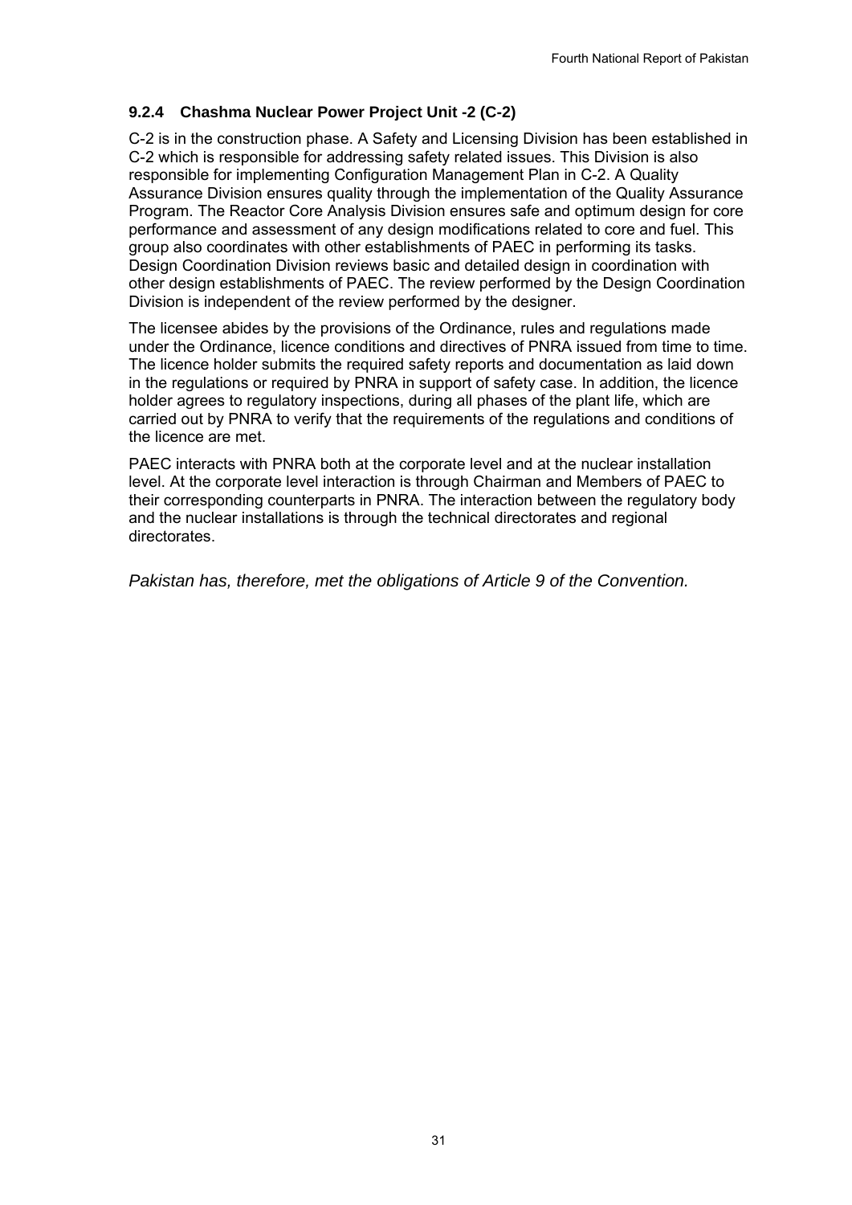### 9.2.4 Chashma Nuclear Power Project Unit -2 (C-2)

C-2 is in the construction phase. A Safety and Licensing Division has been established in C-2 which is responsible for addressing safety related issues. This Division is also responsible for implementing Configuration Management Plan in C-2. A Quality Assurance Division ensures quality through the implementation of the Quality Assurance Program. The Reactor Core Analysis Division ensures safe and optimum design for core performance and assessment of any design modifications related to core and fuel. This group also coordinates with other establishments of PAEC in performing its tasks. Design Coordination Division reviews basic and detailed design in coordination with other design establishments of PAEC. The review performed by the Design Coordination Division is independent of the review performed by the designer.

The licensee abides by the provisions of the Ordinance, rules and regulations made under the Ordinance, licence conditions and directives of PNRA issued from time to time. The licence holder submits the required safety reports and documentation as laid down in the regulations or required by PNRA in support of safety case. In addition, the licence holder agrees to regulatory inspections, during all phases of the plant life, which are carried out by PNRA to verify that the requirements of the regulations and conditions of the licence are met.

PAEC interacts with PNRA both at the corporate level and at the nuclear installation level. At the corporate level interaction is through Chairman and Members of PAEC to their corresponding counterparts in PNRA. The interaction between the regulatory body and the nuclear installations is through the technical directorates and regional directorates.

*Pakistan has, therefore, met the obligations of Article 9 of the Convention.*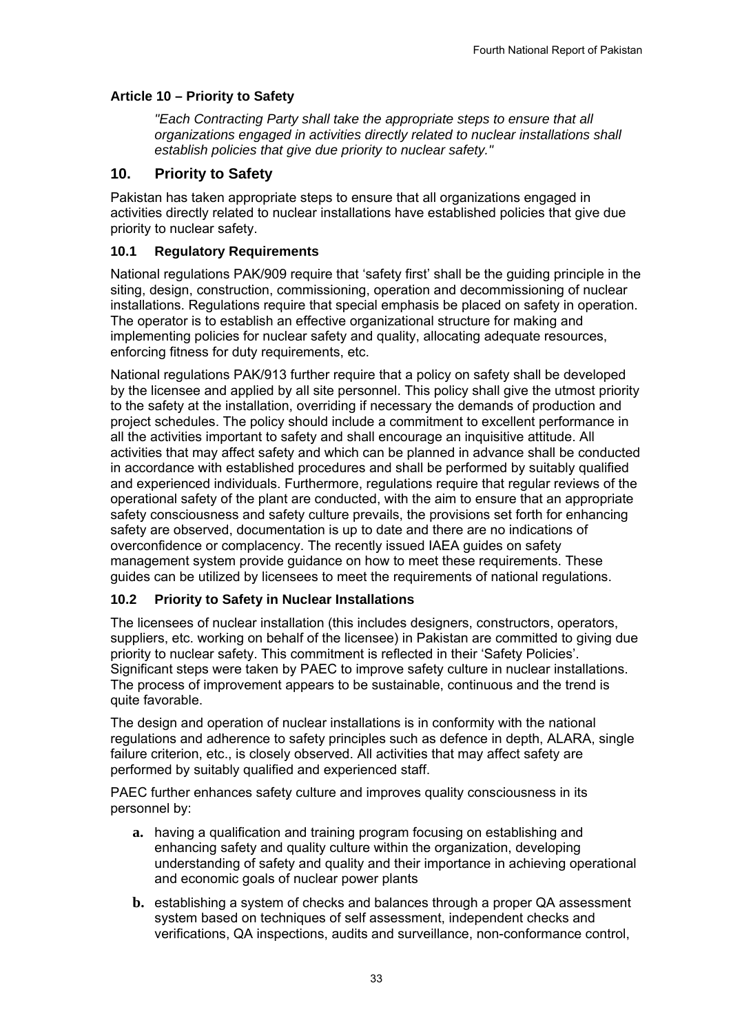### Article 10 – Priority to Safety

*"Each Contracting Party shall take the appropriate steps to ensure that all organizations engaged in activities directly related to nuclear installations shall establish policies that give due priority to nuclear safety."*

## 10. Priority to Safety

Pakistan has taken appropriate steps to ensure that all organizations engaged in activities directly related to nuclear installations have established policies that give due priority to nuclear safety.

### 10.1 Regulatory Requirements

National regulations PAK/909 require that 'safety first' shall be the guiding principle in the siting, design, construction, commissioning, operation and decommissioning of nuclear installations. Regulations require that special emphasis be placed on safety in operation. The operator is to establish an effective organizational structure for making and implementing policies for nuclear safety and quality, allocating adequate resources, enforcing fitness for duty requirements, etc.

National regulations PAK/913 further require that a policy on safety shall be developed by the licensee and applied by all site personnel. This policy shall give the utmost priority to the safety at the installation, overriding if necessary the demands of production and project schedules. The policy should include a commitment to excellent performance in all the activities important to safety and shall encourage an inquisitive attitude. All activities that may affect safety and which can be planned in advance shall be conducted in accordance with established procedures and shall be performed by suitably qualified and experienced individuals. Furthermore, regulations require that regular reviews of the operational safety of the plant are conducted, with the aim to ensure that an appropriate safety consciousness and safety culture prevails, the provisions set forth for enhancing safety are observed, documentation is up to date and there are no indications of overconfidence or complacency. The recently issued IAEA guides on safety management system provide guidance on how to meet these requirements. These guides can be utilized by licensees to meet the requirements of national regulations.

### 10.2 Priority to Safety in Nuclear Installations

The licensees of nuclear installation (this includes designers, constructors, operators, suppliers, etc. working on behalf of the licensee) in Pakistan are committed to giving due priority to nuclear safety. This commitment is reflected in their 'Safety Policies'. Significant steps were taken by PAEC to improve safety culture in nuclear installations. The process of improvement appears to be sustainable, continuous and the trend is quite favorable.

The design and operation of nuclear installations is in conformity with the national regulations and adherence to safety principles such as defence in depth, ALARA, single failure criterion, etc., is closely observed. All activities that may affect safety are performed by suitably qualified and experienced staff.

PAEC further enhances safety culture and improves quality consciousness in its personnel by:

- **a.** having a qualification and training program focusing on establishing and enhancing safety and quality culture within the organization, developing understanding of safety and quality and their importance in achieving operational and economic goals of nuclear power plants
- **b.** establishing a system of checks and balances through a proper QA assessment system based on techniques of self assessment, independent checks and verifications, QA inspections, audits and surveillance, non-conformance control,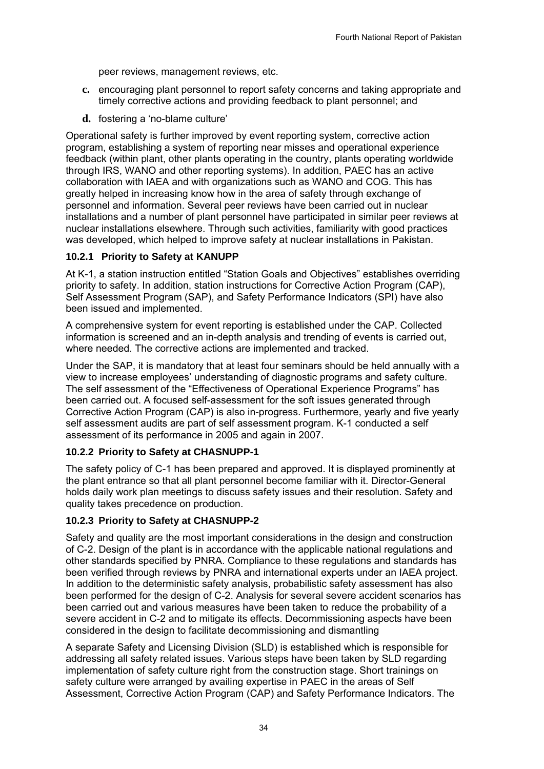peer reviews, management reviews, etc.

c. encouraging plant personnel to report safety concerns and taking appropriate and timely corrective actions and providing feedback to plant personnel; and

d. fostering a 'no-blame culture'

Operational safety is further improved by event reporting system, corrective action program, establishing a system of reporting near misses and operational experience feedback (within plant, other plants operating in the country, plants operating worldwide through IRS, WANO and other reporting systems). In addition, PAEC has an active collaboration with IAEA and with organizations such as WANO and COG. This has greatly helped in increasing know how in the area of safety through exchange of personnel and information. Several peer reviews have been carried out in nuclear installations and a number of plant personnel have participated in similar peer reviews at nuclear installations elsewhere. Through such activities, familiarity with good practices was developed, which helped to improve safety at nuclear installations in Pakistan.

### 10.2.1 Priority to Safety at KANUPP

At K-1, a station instruction entitled "Station Goals and Objectives" establishes overriding priority to safety. In addition, station instructions for Corrective Action Program (CAP), Self Assessment Program (SAP), and Safety Performance Indicators (SPI) have also been issued and implemented.

A comprehensive system for event reporting is established under the CAP. Collected information is screened and an in-depth analysis and trending of events is carried out, where needed. The corrective actions are implemented and tracked.

Under the SAP, it is mandatory that at least four seminars should be held annually with a view to increase employees' understanding of diagnostic programs and safety culture. The self assessment of the "Effectiveness of Operational Experience Programs" has been carried out. A focused self-assessment for the soft issues generated through Corrective Action Program (CAP) is also in-progress. Furthermore, yearly and five yearly self assessment audits are part of self assessment program. K-1 conducted a self assessment of its performance in 2005 and again in 2007.

### 10.2.2 Priority to Safety at CHASNUPP-1

The safety policy of C-1 has been prepared and approved. It is displayed prominently at the plant entrance so that all plant personnel become familiar with it. Director-General holds daily work plan meetings to discuss safety issues and their resolution. Safety and quality takes precedence on production.

### 10.2.3 Priority to Safety at CHASNUPP-2

Safety and quality are the most important considerations in the design and construction of C-2. Design of the plant is in accordance with the applicable national regulations and other standards specified by PNRA. Compliance to these regulations and standards has been verified through reviews by PNRA and international experts under an IAEA project. In addition to the deterministic safety analysis, probabilistic safety assessment has also been performed for the design of C-2. Analysis for several severe accident scenarios has been carried out and various measures have been taken to reduce the probability of a severe accident in C-2 and to mitigate its effects. Decommissioning aspects have been considered in the design to facilitate decommissioning and dismantling

A separate Safety and Licensing Division (SLD) is established which is responsible for addressing all safety related issues. Various steps have been taken by SLD regarding implementation of safety culture right from the construction stage. Short trainings on safety culture were arranged by availing expertise in PAEC in the areas of Self Assessment, Corrective Action Program (CAP) and Safety Performance Indicators. The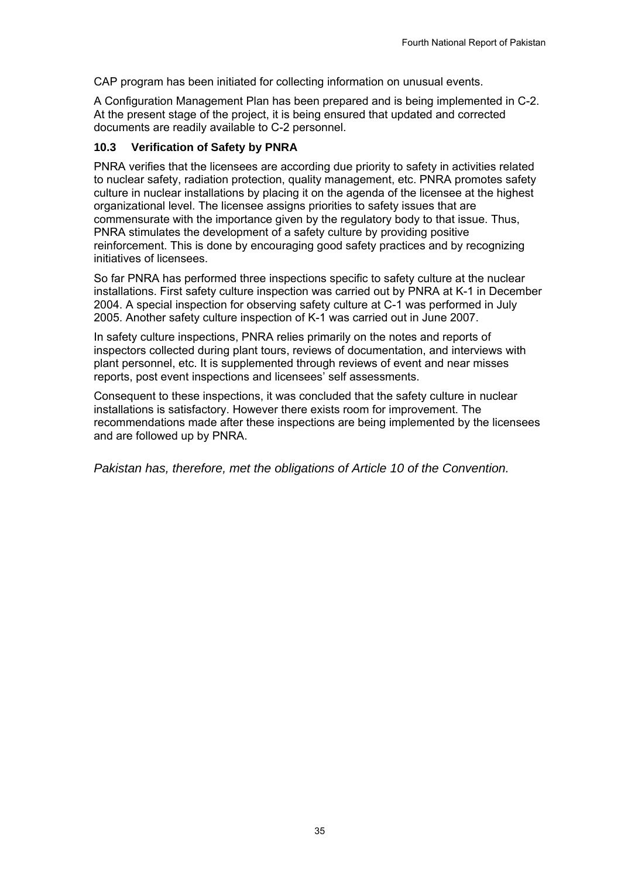CAP program has been initiated for collecting information on unusual events.

A Configuration Management Plan has been prepared and is being implemented in C-2. At the present stage of the project, it is being ensured that updated and corrected documents are readily available to C-2 personnel.

### 10.3 Verification of Safety by PNRA

PNRA verifies that the licensees are according due priority to safety in activities related to nuclear safety, radiation protection, quality management, etc. PNRA promotes safety culture in nuclear installations by placing it on the agenda of the licensee at the highest organizational level. The licensee assigns priorities to safety issues that are commensurate with the importance given by the regulatory body to that issue. Thus, PNRA stimulates the development of a safety culture by providing positive reinforcement. This is done by encouraging good safety practices and by recognizing initiatives of licensees.

So far PNRA has performed three inspections specific to safety culture at the nuclear installations. First safety culture inspection was carried out by PNRA at K-1 in December 2004. A special inspection for observing safety culture at C-1 was performed in July 2005. Another safety culture inspection of K-1 was carried out in June 2007.

In safety culture inspections, PNRA relies primarily on the notes and reports of inspectors collected during plant tours, reviews of documentation, and interviews with plant personnel, etc. It is supplemented through reviews of event and near misses reports, post event inspections and licensees' self assessments.

Consequent to these inspections, it was concluded that the safety culture in nuclear installations is satisfactory. However there exists room for improvement. The recommendations made after these inspections are being implemented by the licensees and are followed up by PNRA.

*Pakistan has, therefore, met the obligations of Article 10 of the Convention.*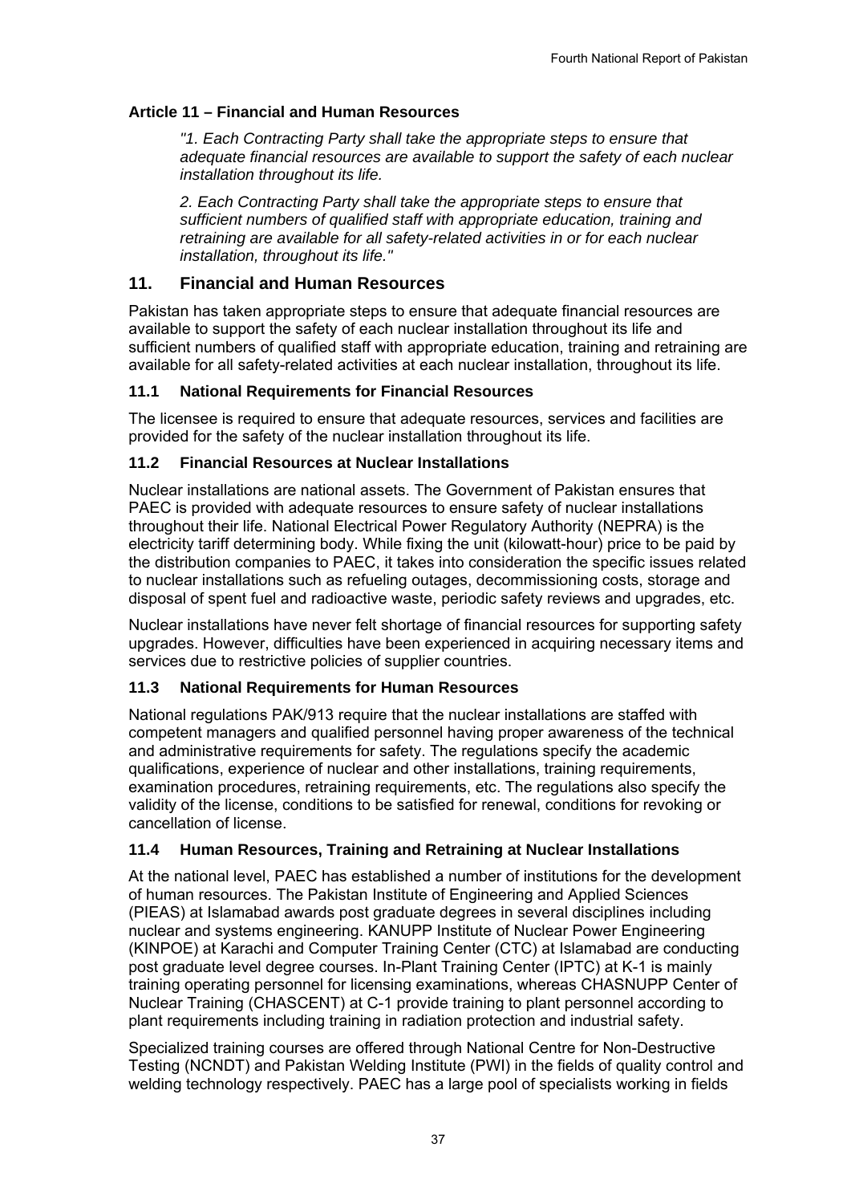### Article 11 – Financial and Human Resources

> *"1. Each Contracting Party shall take the appropriate steps to ensure that adequate financial resources are available to support the safety of each nuclear installation throughout its life.*
>
> *2. Each Contracting Party shall take the appropriate steps to ensure that sufficient numbers of qualified staff with appropriate education, training and retraining are available for all safety-related activities in or for each nuclear installation, throughout its life."*

## 11. Financial and Human Resources

Pakistan has taken appropriate steps to ensure that adequate financial resources are available to support the safety of each nuclear installation throughout its life and sufficient numbers of qualified staff with appropriate education, training and retraining are available for all safety-related activities at each nuclear installation, throughout its life.

### 11.1 National Requirements for Financial Resources

The licensee is required to ensure that adequate resources, services and facilities are provided for the safety of the nuclear installation throughout its life.

### 11.2 Financial Resources at Nuclear Installations

Nuclear installations are national assets. The Government of Pakistan ensures that PAEC is provided with adequate resources to ensure safety of nuclear installations throughout their life. National Electrical Power Regulatory Authority (NEPRA) is the electricity tariff determining body. While fixing the unit (kilowatt-hour) price to be paid by the distribution companies to PAEC, it takes into consideration the specific issues related to nuclear installations such as refueling outages, decommissioning costs, storage and disposal of spent fuel and radioactive waste, periodic safety reviews and upgrades, etc.

Nuclear installations have never felt shortage of financial resources for supporting safety upgrades. However, difficulties have been experienced in acquiring necessary items and services due to restrictive policies of supplier countries.

### 11.3 National Requirements for Human Resources

National regulations PAK/913 require that the nuclear installations are staffed with competent managers and qualified personnel having proper awareness of the technical and administrative requirements for safety. The regulations specify the academic qualifications, experience of nuclear and other installations, training requirements, examination procedures, retraining requirements, etc. The regulations also specify the validity of the license, conditions to be satisfied for renewal, conditions for revoking or cancellation of license.

### 11.4 Human Resources, Training and Retraining at Nuclear Installations

At the national level, PAEC has established a number of institutions for the development of human resources. The Pakistan Institute of Engineering and Applied Sciences (PIEAS) at Islamabad awards post graduate degrees in several disciplines including nuclear and systems engineering. KANUPP Institute of Nuclear Power Engineering (KINPOE) at Karachi and Computer Training Center (CTC) at Islamabad are conducting post graduate level degree courses. In-Plant Training Center (IPTC) at K-1 is mainly training operating personnel for licensing examinations, whereas CHASNUPP Center of Nuclear Training (CHASCENT) at C-1 provide training to plant personnel according to plant requirements including training in radiation protection and industrial safety.

Specialized training courses are offered through National Centre for Non-Destructive Testing (NCNDT) and Pakistan Welding Institute (PWI) in the fields of quality control and welding technology respectively. PAEC has a large pool of specialists working in fields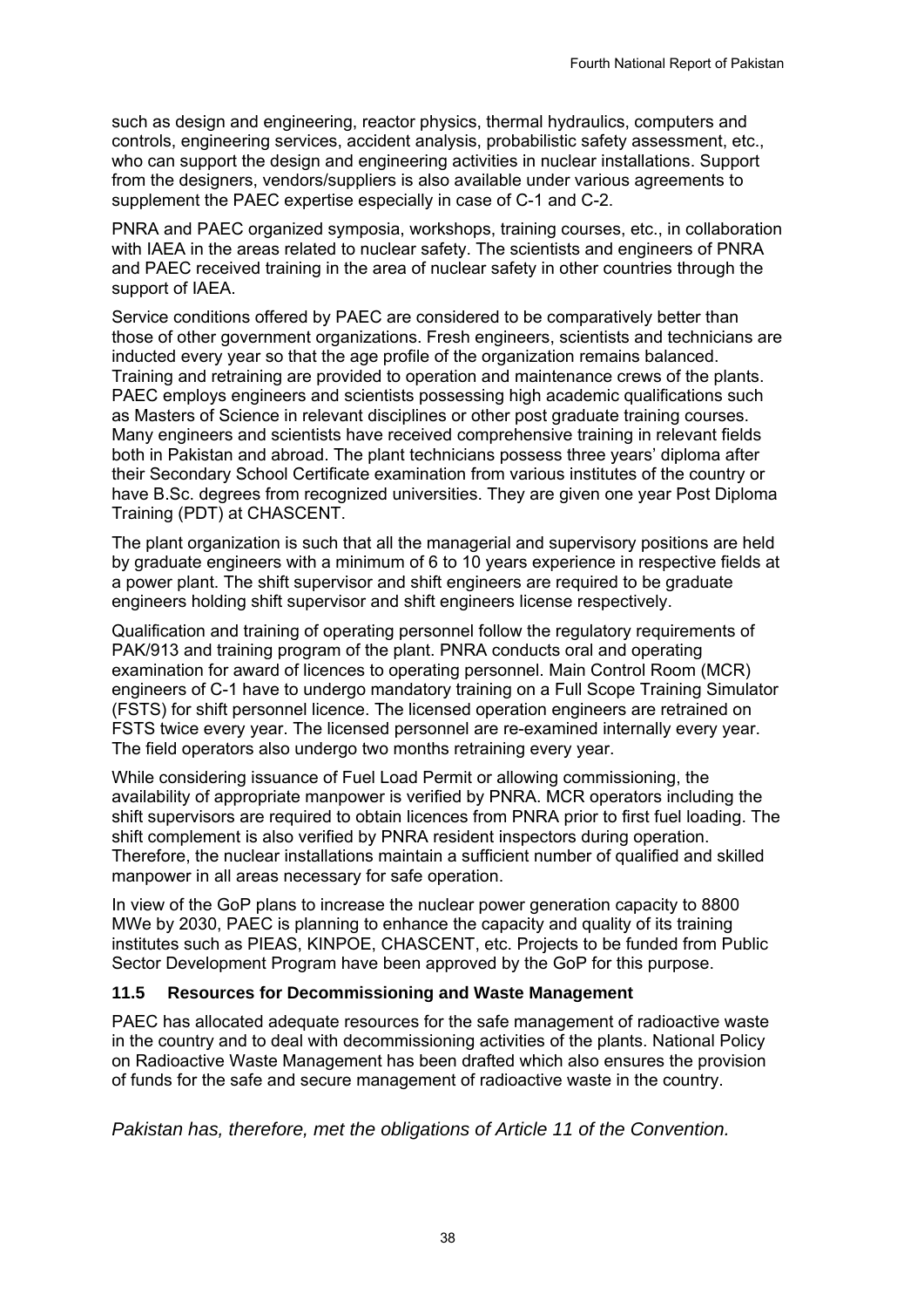such as design and engineering, reactor physics, thermal hydraulics, computers and controls, engineering services, accident analysis, probabilistic safety assessment, etc., who can support the design and engineering activities in nuclear installations. Support from the designers, vendors/suppliers is also available under various agreements to supplement the PAEC expertise especially in case of C-1 and C-2.

PNRA and PAEC organized symposia, workshops, training courses, etc., in collaboration with IAEA in the areas related to nuclear safety. The scientists and engineers of PNRA and PAEC received training in the area of nuclear safety in other countries through the support of IAEA.

Service conditions offered by PAEC are considered to be comparatively better than those of other government organizations. Fresh engineers, scientists and technicians are inducted every year so that the age profile of the organization remains balanced. Training and retraining are provided to operation and maintenance crews of the plants. PAEC employs engineers and scientists possessing high academic qualifications such as Masters of Science in relevant disciplines or other post graduate training courses. Many engineers and scientists have received comprehensive training in relevant fields both in Pakistan and abroad. The plant technicians possess three years' diploma after their Secondary School Certificate examination from various institutes of the country or have B.Sc. degrees from recognized universities. They are given one year Post Diploma Training (PDT) at CHASCENT.

The plant organization is such that all the managerial and supervisory positions are held by graduate engineers with a minimum of 6 to 10 years experience in respective fields at a power plant. The shift supervisor and shift engineers are required to be graduate engineers holding shift supervisor and shift engineers license respectively.

Qualification and training of operating personnel follow the regulatory requirements of PAK/913 and training program of the plant. PNRA conducts oral and operating examination for award of licences to operating personnel. Main Control Room (MCR) engineers of C-1 have to undergo mandatory training on a Full Scope Training Simulator (FSTS) for shift personnel licence. The licensed operation engineers are retrained on FSTS twice every year. The licensed personnel are re-examined internally every year. The field operators also undergo two months retraining every year.

While considering issuance of Fuel Load Permit or allowing commissioning, the availability of appropriate manpower is verified by PNRA. MCR operators including the shift supervisors are required to obtain licences from PNRA prior to first fuel loading. The shift complement is also verified by PNRA resident inspectors during operation. Therefore, the nuclear installations maintain a sufficient number of qualified and skilled manpower in all areas necessary for safe operation.

In view of the GoP plans to increase the nuclear power generation capacity to 8800 MWe by 2030, PAEC is planning to enhance the capacity and quality of its training institutes such as PIEAS, KINPOE, CHASCENT, etc. Projects to be funded from Public Sector Development Program have been approved by the GoP for this purpose.

### 11.5 Resources for Decommissioning and Waste Management

PAEC has allocated adequate resources for the safe management of radioactive waste in the country and to deal with decommissioning activities of the plants. National Policy on Radioactive Waste Management has been drafted which also ensures the provision of funds for the safe and secure management of radioactive waste in the country.

*Pakistan has, therefore, met the obligations of Article 11 of the Convention.*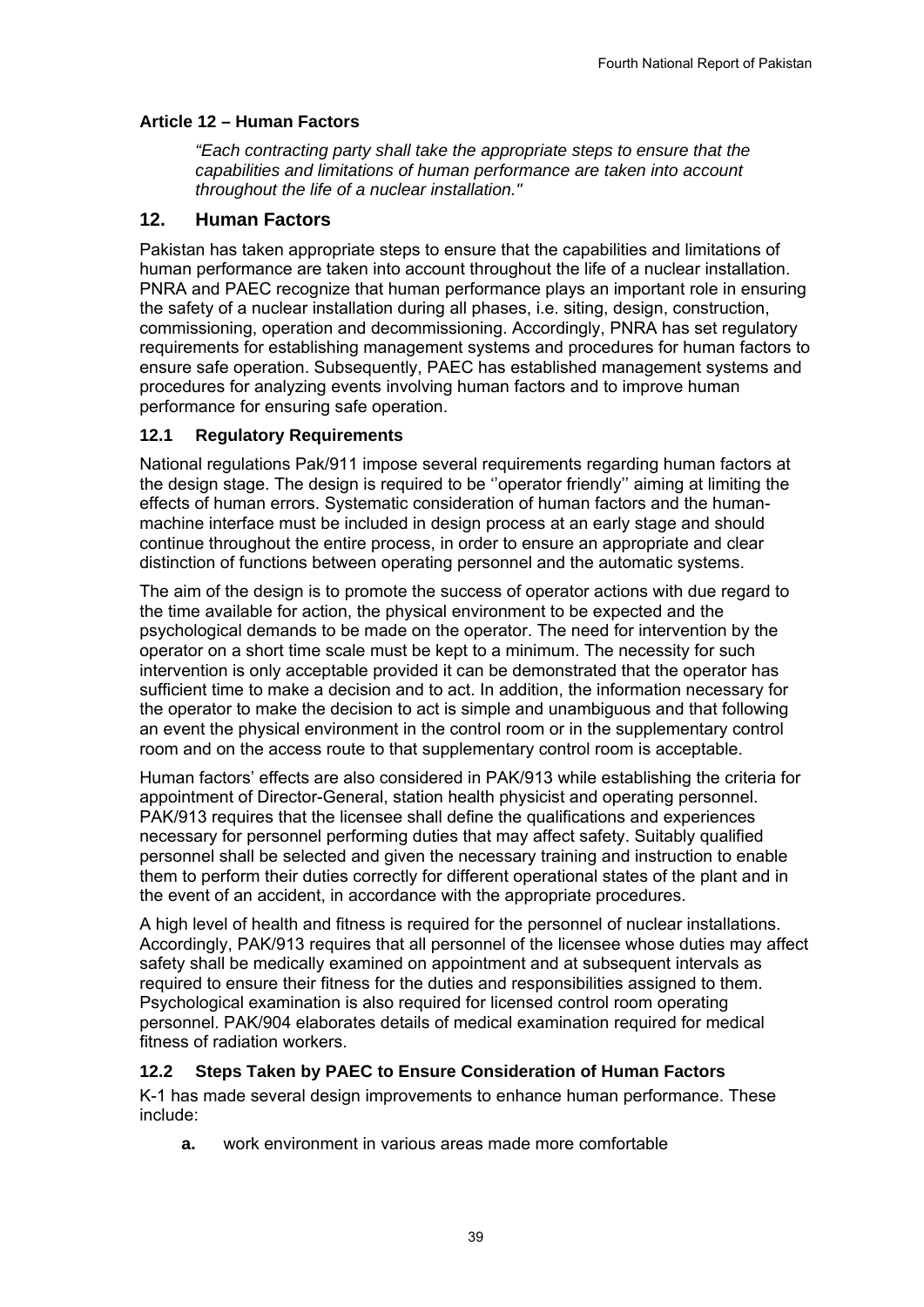**Article 12 – Human Factors**

> *"Each contracting party shall take the appropriate steps to ensure that the capabilities and limitations of human performance are taken into account throughout the life of a nuclear installation."*

## 12. Human Factors

Pakistan has taken appropriate steps to ensure that the capabilities and limitations of human performance are taken into account throughout the life of a nuclear installation. PNRA and PAEC recognize that human performance plays an important role in ensuring the safety of a nuclear installation during all phases, i.e. siting, design, construction, commissioning, operation and decommissioning. Accordingly, PNRA has set regulatory requirements for establishing management systems and procedures for human factors to ensure safe operation. Subsequently, PAEC has established management systems and procedures for analyzing events involving human factors and to improve human performance for ensuring safe operation.

### 12.1 Regulatory Requirements

National regulations Pak/911 impose several requirements regarding human factors at the design stage. The design is required to be ''operator friendly'' aiming at limiting the effects of human errors. Systematic consideration of human factors and the human-machine interface must be included in design process at an early stage and should continue throughout the entire process, in order to ensure an appropriate and clear distinction of functions between operating personnel and the automatic systems.

The aim of the design is to promote the success of operator actions with due regard to the time available for action, the physical environment to be expected and the psychological demands to be made on the operator. The need for intervention by the operator on a short time scale must be kept to a minimum. The necessity for such intervention is only acceptable provided it can be demonstrated that the operator has sufficient time to make a decision and to act. In addition, the information necessary for the operator to make the decision to act is simple and unambiguous and that following an event the physical environment in the control room or in the supplementary control room and on the access route to that supplementary control room is acceptable.

Human factors' effects are also considered in PAK/913 while establishing the criteria for appointment of Director-General, station health physicist and operating personnel. PAK/913 requires that the licensee shall define the qualifications and experiences necessary for personnel performing duties that may affect safety. Suitably qualified personnel shall be selected and given the necessary training and instruction to enable them to perform their duties correctly for different operational states of the plant and in the event of an accident, in accordance with the appropriate procedures.

A high level of health and fitness is required for the personnel of nuclear installations. Accordingly, PAK/913 requires that all personnel of the licensee whose duties may affect safety shall be medically examined on appointment and at subsequent intervals as required to ensure their fitness for the duties and responsibilities assigned to them. Psychological examination is also required for licensed control room operating personnel. PAK/904 elaborates details of medical examination required for medical fitness of radiation workers.

### 12.2 Steps Taken by PAEC to Ensure Consideration of Human Factors

K-1 has made several design improvements to enhance human performance. These include:

- **a.** work environment in various areas made more comfortable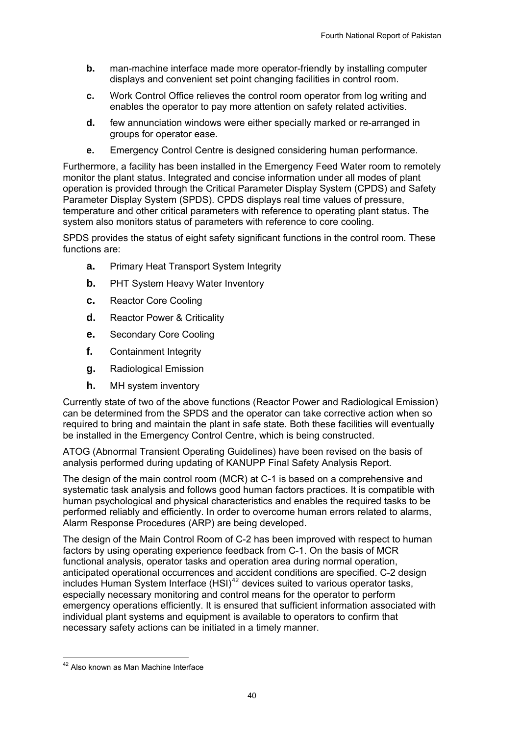- **b.** man-machine interface made more operator-friendly by installing computer displays and convenient set point changing facilities in control room.
- **c.** Work Control Office relieves the control room operator from log writing and enables the operator to pay more attention on safety related activities.
- **d.** few annunciation windows were either specially marked or re-arranged in groups for operator ease.
- **e.** Emergency Control Centre is designed considering human performance.

Furthermore, a facility has been installed in the Emergency Feed Water room to remotely monitor the plant status. Integrated and concise information under all modes of plant operation is provided through the Critical Parameter Display System (CPDS) and Safety Parameter Display System (SPDS). CPDS displays real time values of pressure, temperature and other critical parameters with reference to operating plant status. The system also monitors status of parameters with reference to core cooling.

SPDS provides the status of eight safety significant functions in the control room. These functions are:

- **a.** Primary Heat Transport System Integrity
- **b.** PHT System Heavy Water Inventory
- **c.** Reactor Core Cooling
- **d.** Reactor Power & Criticality
- **e.** Secondary Core Cooling
- **f.** Containment Integrity
- **g.** Radiological Emission
- **h.** MH system inventory

Currently state of two of the above functions (Reactor Power and Radiological Emission) can be determined from the SPDS and the operator can take corrective action when so required to bring and maintain the plant in safe state. Both these facilities will eventually be installed in the Emergency Control Centre, which is being constructed.

ATOG (Abnormal Transient Operating Guidelines) have been revised on the basis of analysis performed during updating of KANUPP Final Safety Analysis Report.

The design of the main control room (MCR) at C-1 is based on a comprehensive and systematic task analysis and follows good human factors practices. It is compatible with human psychological and physical characteristics and enables the required tasks to be performed reliably and efficiently. In order to overcome human errors related to alarms, Alarm Response Procedures (ARP) are being developed.

The design of the Main Control Room of C-2 has been improved with respect to human factors by using operating experience feedback from C-1. On the basis of MCR functional analysis, operator tasks and operation area during normal operation, anticipated operational occurrences and accident conditions are specified. C-2 design includes Human System Interface (HSI)[42] devices suited to various operator tasks, especially necessary monitoring and control means for the operator to perform emergency operations efficiently. It is ensured that sufficient information associated with individual plant systems and equipment is available to operators to confirm that necessary safety actions can be initiated in a timely manner.

[42] Also known as Man Machine Interface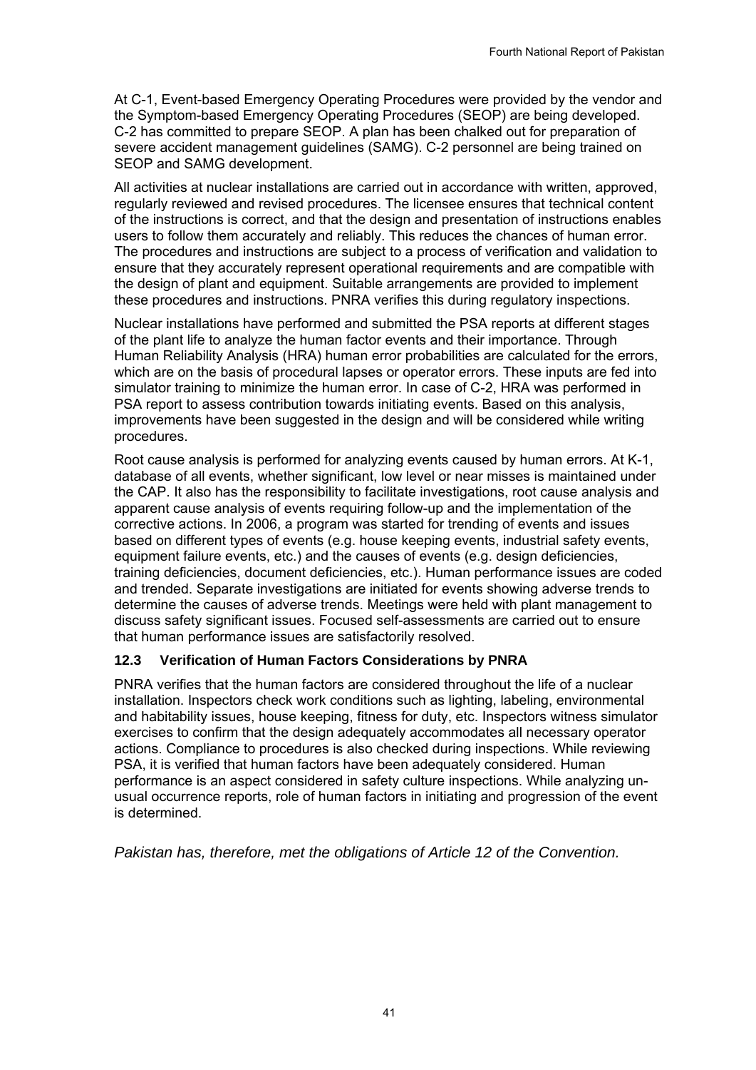At C-1, Event-based Emergency Operating Procedures were provided by the vendor and the Symptom-based Emergency Operating Procedures (SEOP) are being developed. C-2 has committed to prepare SEOP. A plan has been chalked out for preparation of severe accident management guidelines (SAMG). C-2 personnel are being trained on SEOP and SAMG development.

All activities at nuclear installations are carried out in accordance with written, approved, regularly reviewed and revised procedures. The licensee ensures that technical content of the instructions is correct, and that the design and presentation of instructions enables users to follow them accurately and reliably. This reduces the chances of human error. The procedures and instructions are subject to a process of verification and validation to ensure that they accurately represent operational requirements and are compatible with the design of plant and equipment. Suitable arrangements are provided to implement these procedures and instructions. PNRA verifies this during regulatory inspections.

Nuclear installations have performed and submitted the PSA reports at different stages of the plant life to analyze the human factor events and their importance. Through Human Reliability Analysis (HRA) human error probabilities are calculated for the errors, which are on the basis of procedural lapses or operator errors. These inputs are fed into simulator training to minimize the human error. In case of C-2, HRA was performed in PSA report to assess contribution towards initiating events. Based on this analysis, improvements have been suggested in the design and will be considered while writing procedures.

Root cause analysis is performed for analyzing events caused by human errors. At K-1, database of all events, whether significant, low level or near misses is maintained under the CAP. It also has the responsibility to facilitate investigations, root cause analysis and apparent cause analysis of events requiring follow-up and the implementation of the corrective actions. In 2006, a program was started for trending of events and issues based on different types of events (e.g. house keeping events, industrial safety events, equipment failure events, etc.) and the causes of events (e.g. design deficiencies, training deficiencies, document deficiencies, etc.). Human performance issues are coded and trended. Separate investigations are initiated for events showing adverse trends to determine the causes of adverse trends. Meetings were held with plant management to discuss safety significant issues. Focused self-assessments are carried out to ensure that human performance issues are satisfactorily resolved.

### 12.3 Verification of Human Factors Considerations by PNRA

PNRA verifies that the human factors are considered throughout the life of a nuclear installation. Inspectors check work conditions such as lighting, labeling, environmental and habitability issues, house keeping, fitness for duty, etc. Inspectors witness simulator exercises to confirm that the design adequately accommodates all necessary operator actions. Compliance to procedures is also checked during inspections. While reviewing PSA, it is verified that human factors have been adequately considered. Human performance is an aspect considered in safety culture inspections. While analyzing unusual occurrence reports, role of human factors in initiating and progression of the event is determined.

*Pakistan has, therefore, met the obligations of Article 12 of the Convention.*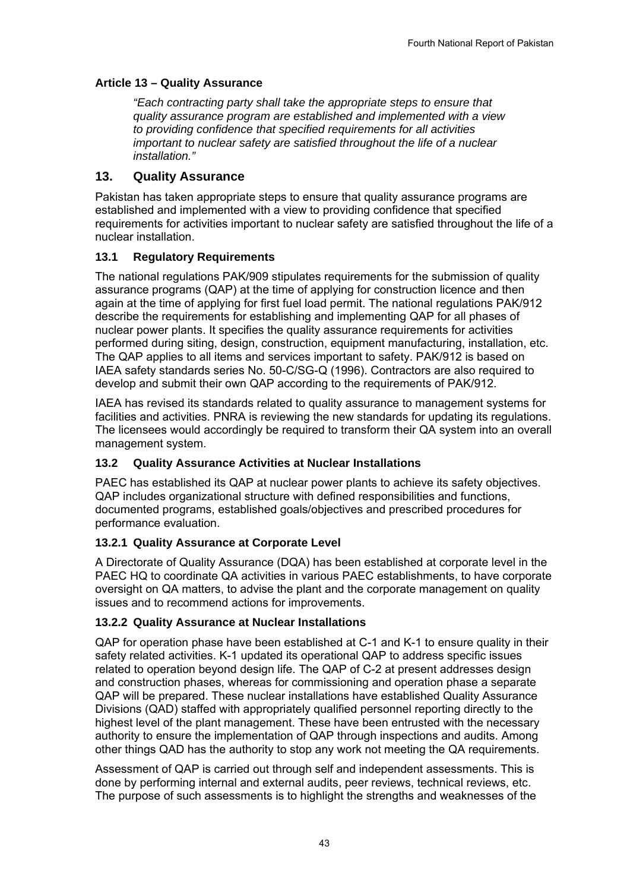#### Article 13 – Quality Assurance

> *"Each contracting party shall take the appropriate steps to ensure that quality assurance program are established and implemented with a view to providing confidence that specified requirements for all activities important to nuclear safety are satisfied throughout the life of a nuclear installation."*

## 13. Quality Assurance

Pakistan has taken appropriate steps to ensure that quality assurance programs are established and implemented with a view to providing confidence that specified requirements for activities important to nuclear safety are satisfied throughout the life of a nuclear installation.

### 13.1 Regulatory Requirements

The national regulations PAK/909 stipulates requirements for the submission of quality assurance programs (QAP) at the time of applying for construction licence and then again at the time of applying for first fuel load permit. The national regulations PAK/912 describe the requirements for establishing and implementing QAP for all phases of nuclear power plants. It specifies the quality assurance requirements for activities performed during siting, design, construction, equipment manufacturing, installation, etc. The QAP applies to all items and services important to safety. PAK/912 is based on IAEA safety standards series No. 50-C/SG-Q (1996). Contractors are also required to develop and submit their own QAP according to the requirements of PAK/912.

IAEA has revised its standards related to quality assurance to management systems for facilities and activities. PNRA is reviewing the new standards for updating its regulations. The licensees would accordingly be required to transform their QA system into an overall management system.

### 13.2 Quality Assurance Activities at Nuclear Installations

PAEC has established its QAP at nuclear power plants to achieve its safety objectives. QAP includes organizational structure with defined responsibilities and functions, documented programs, established goals/objectives and prescribed procedures for performance evaluation.

#### 13.2.1 Quality Assurance at Corporate Level

A Directorate of Quality Assurance (DQA) has been established at corporate level in the PAEC HQ to coordinate QA activities in various PAEC establishments, to have corporate oversight on QA matters, to advise the plant and the corporate management on quality issues and to recommend actions for improvements.

#### 13.2.2 Quality Assurance at Nuclear Installations

QAP for operation phase have been established at C-1 and K-1 to ensure quality in their safety related activities. K-1 updated its operational QAP to address specific issues related to operation beyond design life. The QAP of C-2 at present addresses design and construction phases, whereas for commissioning and operation phase a separate QAP will be prepared. These nuclear installations have established Quality Assurance Divisions (QAD) staffed with appropriately qualified personnel reporting directly to the highest level of the plant management. These have been entrusted with the necessary authority to ensure the implementation of QAP through inspections and audits. Among other things QAD has the authority to stop any work not meeting the QA requirements.

Assessment of QAP is carried out through self and independent assessments. This is done by performing internal and external audits, peer reviews, technical reviews, etc. The purpose of such assessments is to highlight the strengths and weaknesses of the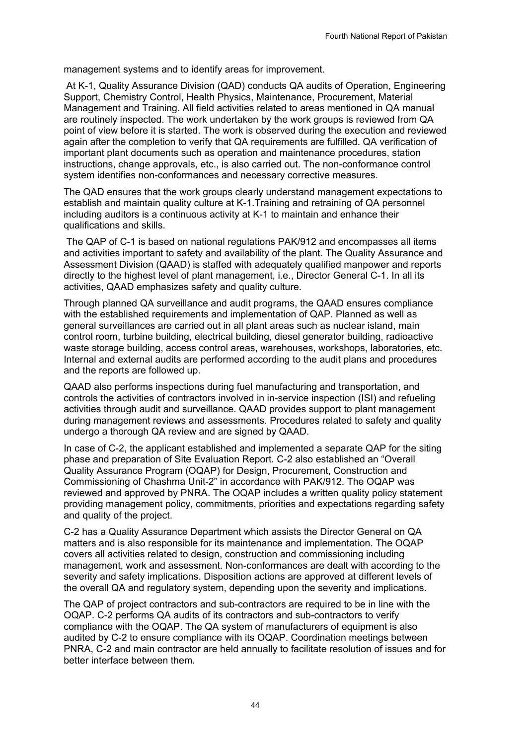management systems and to identify areas for improvement.

At K-1, Quality Assurance Division (QAD) conducts QA audits of Operation, Engineering Support, Chemistry Control, Health Physics, Maintenance, Procurement, Material Management and Training. All field activities related to areas mentioned in QA manual are routinely inspected. The work undertaken by the work groups is reviewed from QA point of view before it is started. The work is observed during the execution and reviewed again after the completion to verify that QA requirements are fulfilled. QA verification of important plant documents such as operation and maintenance procedures, station instructions, change approvals, etc., is also carried out. The non-conformance control system identifies non-conformances and necessary corrective measures.

The QAD ensures that the work groups clearly understand management expectations to establish and maintain quality culture at K-1.Training and retraining of QA personnel including auditors is a continuous activity at K-1 to maintain and enhance their qualifications and skills.

The QAP of C-1 is based on national regulations PAK/912 and encompasses all items and activities important to safety and availability of the plant. The Quality Assurance and Assessment Division (QAAD) is staffed with adequately qualified manpower and reports directly to the highest level of plant management, i.e., Director General C-1. In all its activities, QAAD emphasizes safety and quality culture.

Through planned QA surveillance and audit programs, the QAAD ensures compliance with the established requirements and implementation of QAP. Planned as well as general surveillances are carried out in all plant areas such as nuclear island, main control room, turbine building, electrical building, diesel generator building, radioactive waste storage building, access control areas, warehouses, workshops, laboratories, etc. Internal and external audits are performed according to the audit plans and procedures and the reports are followed up.

QAAD also performs inspections during fuel manufacturing and transportation, and controls the activities of contractors involved in in-service inspection (ISI) and refueling activities through audit and surveillance. QAAD provides support to plant management during management reviews and assessments. Procedures related to safety and quality undergo a thorough QA review and are signed by QAAD.

In case of C-2, the applicant established and implemented a separate QAP for the siting phase and preparation of Site Evaluation Report. C-2 also established an "Overall Quality Assurance Program (OQAP) for Design, Procurement, Construction and Commissioning of Chashma Unit-2" in accordance with PAK/912. The OQAP was reviewed and approved by PNRA. The OQAP includes a written quality policy statement providing management policy, commitments, priorities and expectations regarding safety and quality of the project.

C-2 has a Quality Assurance Department which assists the Director General on QA matters and is also responsible for its maintenance and implementation. The OQAP covers all activities related to design, construction and commissioning including management, work and assessment. Non-conformances are dealt with according to the severity and safety implications. Disposition actions are approved at different levels of the overall QA and regulatory system, depending upon the severity and implications.

The QAP of project contractors and sub-contractors are required to be in line with the OQAP. C-2 performs QA audits of its contractors and sub-contractors to verify compliance with the OQAP. The QA system of manufacturers of equipment is also audited by C-2 to ensure compliance with its OQAP. Coordination meetings between PNRA, C-2 and main contractor are held annually to facilitate resolution of issues and for better interface between them.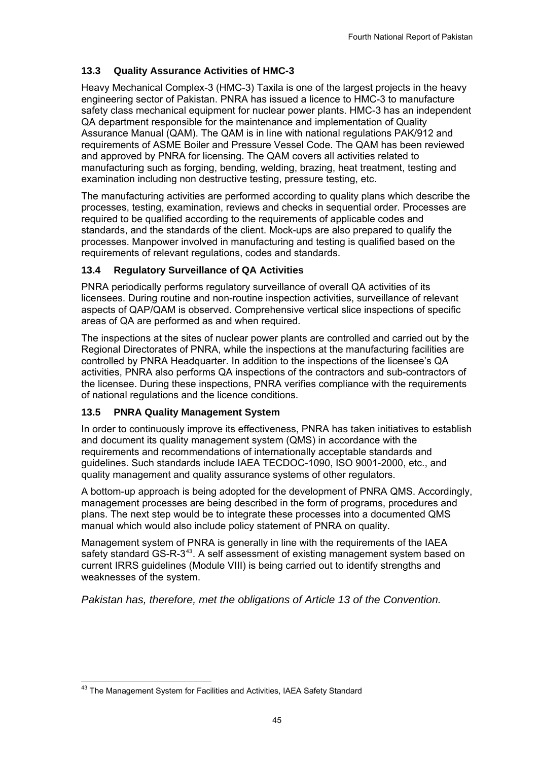### 13.3 Quality Assurance Activities of HMC-3

Heavy Mechanical Complex-3 (HMC-3) Taxila is one of the largest projects in the heavy engineering sector of Pakistan. PNRA has issued a licence to HMC-3 to manufacture safety class mechanical equipment for nuclear power plants. HMC-3 has an independent QA department responsible for the maintenance and implementation of Quality Assurance Manual (QAM). The QAM is in line with national regulations PAK/912 and requirements of ASME Boiler and Pressure Vessel Code. The QAM has been reviewed and approved by PNRA for licensing. The QAM covers all activities related to manufacturing such as forging, bending, welding, brazing, heat treatment, testing and examination including non destructive testing, pressure testing, etc.

The manufacturing activities are performed according to quality plans which describe the processes, testing, examination, reviews and checks in sequential order. Processes are required to be qualified according to the requirements of applicable codes and standards, and the standards of the client. Mock-ups are also prepared to qualify the processes. Manpower involved in manufacturing and testing is qualified based on the requirements of relevant regulations, codes and standards.

### 13.4 Regulatory Surveillance of QA Activities

PNRA periodically performs regulatory surveillance of overall QA activities of its licensees. During routine and non-routine inspection activities, surveillance of relevant aspects of QAP/QAM is observed. Comprehensive vertical slice inspections of specific areas of QA are performed as and when required.

The inspections at the sites of nuclear power plants are controlled and carried out by the Regional Directorates of PNRA, while the inspections at the manufacturing facilities are controlled by PNRA Headquarter. In addition to the inspections of the licensee's QA activities, PNRA also performs QA inspections of the contractors and sub-contractors of the licensee. During these inspections, PNRA verifies compliance with the requirements of national regulations and the licence conditions.

### 13.5 PNRA Quality Management System

In order to continuously improve its effectiveness, PNRA has taken initiatives to establish and document its quality management system (QMS) in accordance with the requirements and recommendations of internationally acceptable standards and guidelines. Such standards include IAEA TECDOC-1090, ISO 9001-2000, etc., and quality management and quality assurance systems of other regulators.

A bottom-up approach is being adopted for the development of PNRA QMS. Accordingly, management processes are being described in the form of programs, procedures and plans. The next step would be to integrate these processes into a documented QMS manual which would also include policy statement of PNRA on quality.

Management system of PNRA is generally in line with the requirements of the IAEA safety standard GS-R-3[43]. A self assessment of existing management system based on current IRRS guidelines (Module VIII) is being carried out to identify strengths and weaknesses of the system.

*Pakistan has, therefore, met the obligations of Article 13 of the Convention.*

---

[43] The Management System for Facilities and Activities, IAEA Safety Standard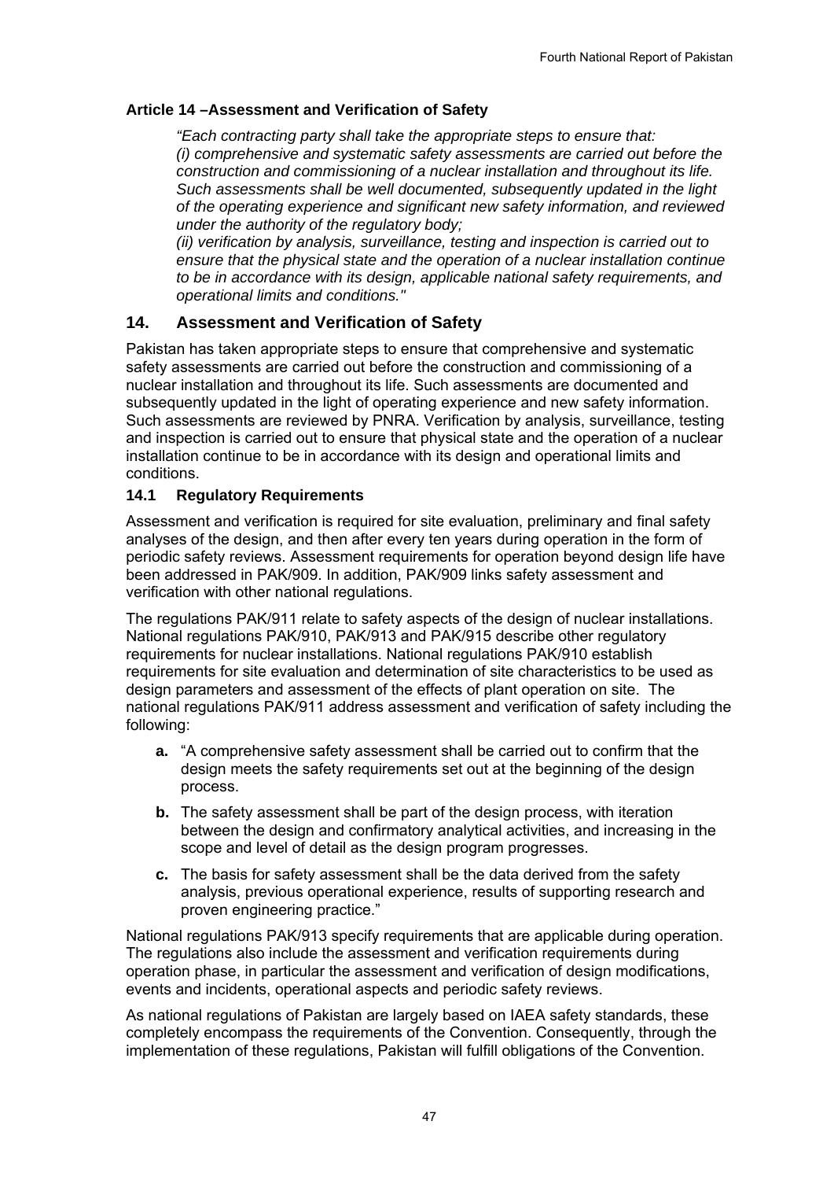### Article 14 –Assessment and Verification of Safety

*"Each contracting party shall take the appropriate steps to ensure that:*
*(i) comprehensive and systematic safety assessments are carried out before the construction and commissioning of a nuclear installation and throughout its life. Such assessments shall be well documented, subsequently updated in the light of the operating experience and significant new safety information, and reviewed under the authority of the regulatory body;*
*(ii) verification by analysis, surveillance, testing and inspection is carried out to ensure that the physical state and the operation of a nuclear installation continue to be in accordance with its design, applicable national safety requirements, and operational limits and conditions."*

## 14. Assessment and Verification of Safety

Pakistan has taken appropriate steps to ensure that comprehensive and systematic safety assessments are carried out before the construction and commissioning of a nuclear installation and throughout its life. Such assessments are documented and subsequently updated in the light of operating experience and new safety information. Such assessments are reviewed by PNRA. Verification by analysis, surveillance, testing and inspection is carried out to ensure that physical state and the operation of a nuclear installation continue to be in accordance with its design and operational limits and conditions.

### 14.1 Regulatory Requirements

Assessment and verification is required for site evaluation, preliminary and final safety analyses of the design, and then after every ten years during operation in the form of periodic safety reviews. Assessment requirements for operation beyond design life have been addressed in PAK/909. In addition, PAK/909 links safety assessment and verification with other national regulations.

The regulations PAK/911 relate to safety aspects of the design of nuclear installations. National regulations PAK/910, PAK/913 and PAK/915 describe other regulatory requirements for nuclear installations. National regulations PAK/910 establish requirements for site evaluation and determination of site characteristics to be used as design parameters and assessment of the effects of plant operation on site. The national regulations PAK/911 address assessment and verification of safety including the following:

- **a.** "A comprehensive safety assessment shall be carried out to confirm that the design meets the safety requirements set out at the beginning of the design process.
- **b.** The safety assessment shall be part of the design process, with iteration between the design and confirmatory analytical activities, and increasing in the scope and level of detail as the design program progresses.
- **c.** The basis for safety assessment shall be the data derived from the safety analysis, previous operational experience, results of supporting research and proven engineering practice."

National regulations PAK/913 specify requirements that are applicable during operation. The regulations also include the assessment and verification requirements during operation phase, in particular the assessment and verification of design modifications, events and incidents, operational aspects and periodic safety reviews.

As national regulations of Pakistan are largely based on IAEA safety standards, these completely encompass the requirements of the Convention. Consequently, through the implementation of these regulations, Pakistan will fulfill obligations of the Convention.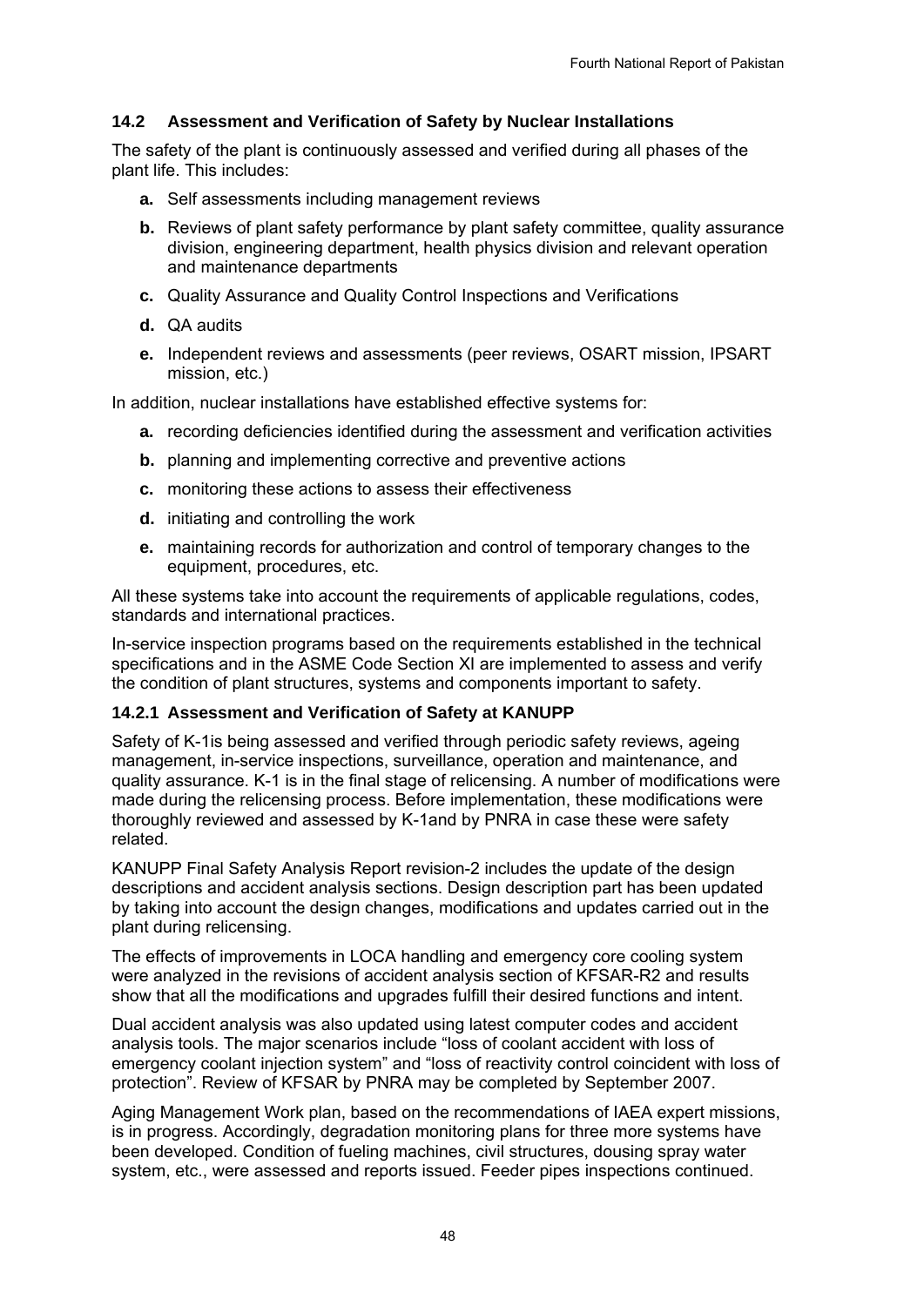### 14.2 Assessment and Verification of Safety by Nuclear Installations

The safety of the plant is continuously assessed and verified during all phases of the plant life. This includes:

- **a.** Self assessments including management reviews
- **b.** Reviews of plant safety performance by plant safety committee, quality assurance division, engineering department, health physics division and relevant operation and maintenance departments
- **c.** Quality Assurance and Quality Control Inspections and Verifications
- **d.** QA audits
- **e.** Independent reviews and assessments (peer reviews, OSART mission, IPSART mission, etc.)

In addition, nuclear installations have established effective systems for:

- **a.** recording deficiencies identified during the assessment and verification activities
- **b.** planning and implementing corrective and preventive actions
- **c.** monitoring these actions to assess their effectiveness
- **d.** initiating and controlling the work
- **e.** maintaining records for authorization and control of temporary changes to the equipment, procedures, etc.

All these systems take into account the requirements of applicable regulations, codes, standards and international practices.

In-service inspection programs based on the requirements established in the technical specifications and in the ASME Code Section XI are implemented to assess and verify the condition of plant structures, systems and components important to safety.

#### 14.2.1 Assessment and Verification of Safety at KANUPP

Safety of K-1is being assessed and verified through periodic safety reviews, ageing management, in-service inspections, surveillance, operation and maintenance, and quality assurance. K-1 is in the final stage of relicensing. A number of modifications were made during the relicensing process. Before implementation, these modifications were thoroughly reviewed and assessed by K-1and by PNRA in case these were safety related.

KANUPP Final Safety Analysis Report revision-2 includes the update of the design descriptions and accident analysis sections. Design description part has been updated by taking into account the design changes, modifications and updates carried out in the plant during relicensing.

The effects of improvements in LOCA handling and emergency core cooling system were analyzed in the revisions of accident analysis section of KFSAR-R2 and results show that all the modifications and upgrades fulfill their desired functions and intent.

Dual accident analysis was also updated using latest computer codes and accident analysis tools. The major scenarios include "loss of coolant accident with loss of emergency coolant injection system" and "loss of reactivity control coincident with loss of protection". Review of KFSAR by PNRA may be completed by September 2007.

Aging Management Work plan, based on the recommendations of IAEA expert missions, is in progress. Accordingly, degradation monitoring plans for three more systems have been developed. Condition of fueling machines, civil structures, dousing spray water system, etc., were assessed and reports issued. Feeder pipes inspections continued.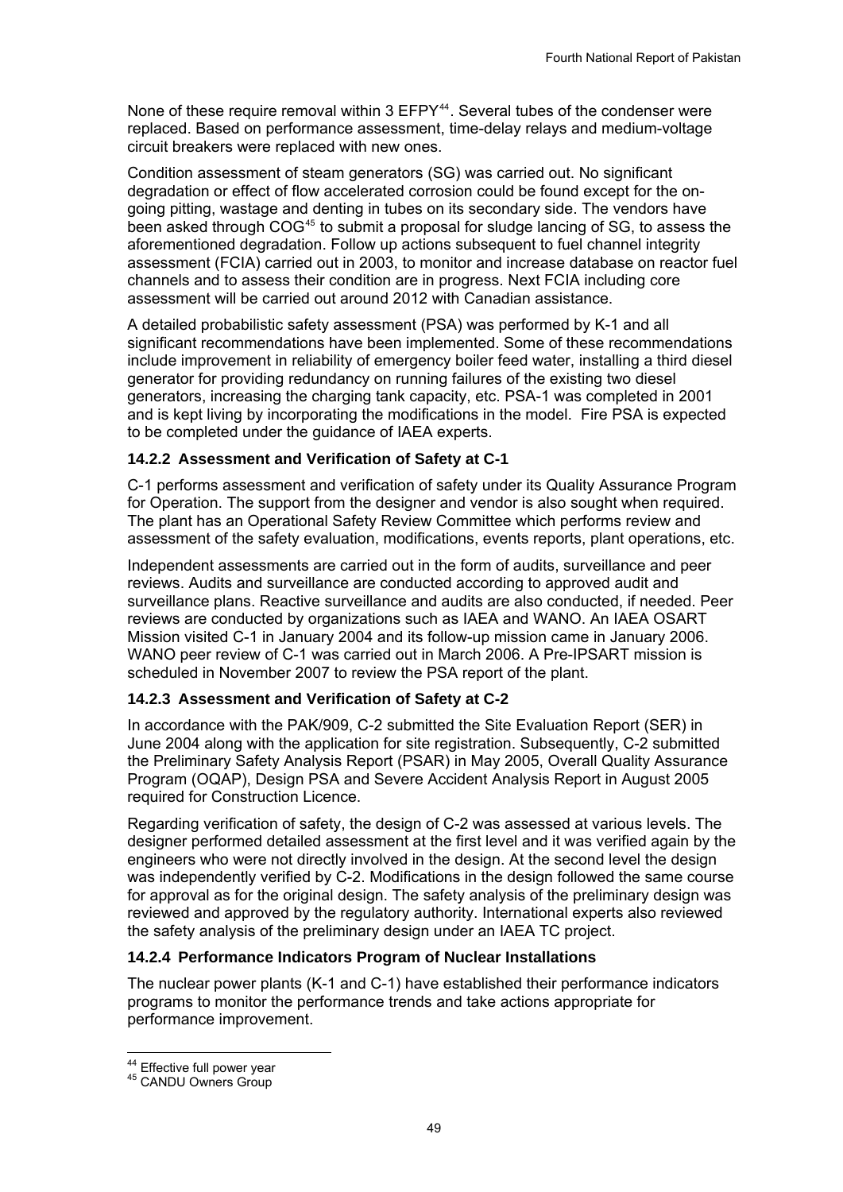None of these require removal within 3 EFPY[44]. Several tubes of the condenser were replaced. Based on performance assessment, time-delay relays and medium-voltage circuit breakers were replaced with new ones.

Condition assessment of steam generators (SG) was carried out. No significant degradation or effect of flow accelerated corrosion could be found except for the on-going pitting, wastage and denting in tubes on its secondary side. The vendors have been asked through COG[45] to submit a proposal for sludge lancing of SG, to assess the aforementioned degradation. Follow up actions subsequent to fuel channel integrity assessment (FCIA) carried out in 2003, to monitor and increase database on reactor fuel channels and to assess their condition are in progress. Next FCIA including core assessment will be carried out around 2012 with Canadian assistance.

A detailed probabilistic safety assessment (PSA) was performed by K-1 and all significant recommendations have been implemented. Some of these recommendations include improvement in reliability of emergency boiler feed water, installing a third diesel generator for providing redundancy on running failures of the existing two diesel generators, increasing the charging tank capacity, etc. PSA-1 was completed in 2001 and is kept living by incorporating the modifications in the model. Fire PSA is expected to be completed under the guidance of IAEA experts.

### 14.2.2 Assessment and Verification of Safety at C-1

C-1 performs assessment and verification of safety under its Quality Assurance Program for Operation. The support from the designer and vendor is also sought when required. The plant has an Operational Safety Review Committee which performs review and assessment of the safety evaluation, modifications, events reports, plant operations, etc.

Independent assessments are carried out in the form of audits, surveillance and peer reviews. Audits and surveillance are conducted according to approved audit and surveillance plans. Reactive surveillance and audits are also conducted, if needed. Peer reviews are conducted by organizations such as IAEA and WANO. An IAEA OSART Mission visited C-1 in January 2004 and its follow-up mission came in January 2006. WANO peer review of C-1 was carried out in March 2006. A Pre-IPSART mission is scheduled in November 2007 to review the PSA report of the plant.

### 14.2.3 Assessment and Verification of Safety at C-2

In accordance with the PAK/909, C-2 submitted the Site Evaluation Report (SER) in June 2004 along with the application for site registration. Subsequently, C-2 submitted the Preliminary Safety Analysis Report (PSAR) in May 2005, Overall Quality Assurance Program (OQAP), Design PSA and Severe Accident Analysis Report in August 2005 required for Construction Licence.

Regarding verification of safety, the design of C-2 was assessed at various levels. The designer performed detailed assessment at the first level and it was verified again by the engineers who were not directly involved in the design. At the second level the design was independently verified by C-2. Modifications in the design followed the same course for approval as for the original design. The safety analysis of the preliminary design was reviewed and approved by the regulatory authority. International experts also reviewed the safety analysis of the preliminary design under an IAEA TC project.

### 14.2.4 Performance Indicators Program of Nuclear Installations

The nuclear power plants (K-1 and C-1) have established their performance indicators programs to monitor the performance trends and take actions appropriate for performance improvement.

---

[44] Effective full power year
[45] CANDU Owners Group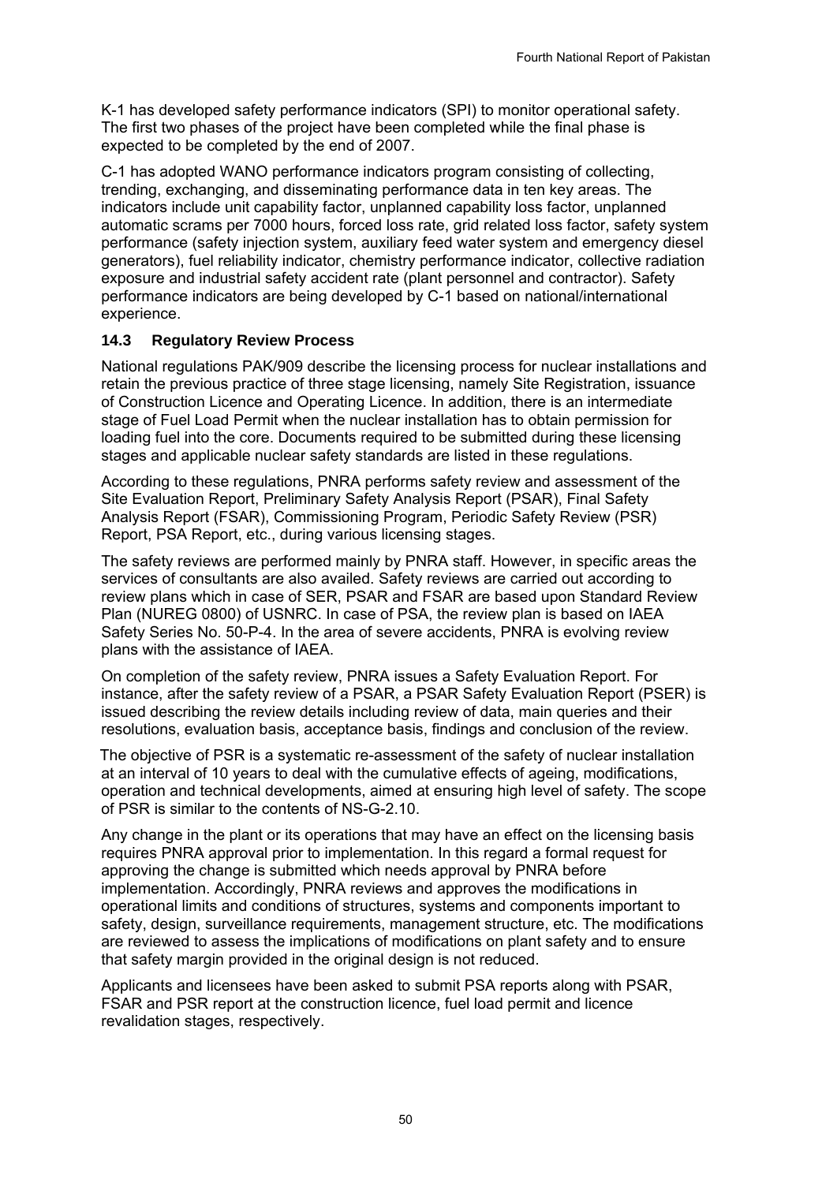K-1 has developed safety performance indicators (SPI) to monitor operational safety. The first two phases of the project have been completed while the final phase is expected to be completed by the end of 2007.

C-1 has adopted WANO performance indicators program consisting of collecting, trending, exchanging, and disseminating performance data in ten key areas. The indicators include unit capability factor, unplanned capability loss factor, unplanned automatic scrams per 7000 hours, forced loss rate, grid related loss factor, safety system performance (safety injection system, auxiliary feed water system and emergency diesel generators), fuel reliability indicator, chemistry performance indicator, collective radiation exposure and industrial safety accident rate (plant personnel and contractor). Safety performance indicators are being developed by C-1 based on national/international experience.

### 14.3 Regulatory Review Process

National regulations PAK/909 describe the licensing process for nuclear installations and retain the previous practice of three stage licensing, namely Site Registration, issuance of Construction Licence and Operating Licence. In addition, there is an intermediate stage of Fuel Load Permit when the nuclear installation has to obtain permission for loading fuel into the core. Documents required to be submitted during these licensing stages and applicable nuclear safety standards are listed in these regulations.

According to these regulations, PNRA performs safety review and assessment of the Site Evaluation Report, Preliminary Safety Analysis Report (PSAR), Final Safety Analysis Report (FSAR), Commissioning Program, Periodic Safety Review (PSR) Report, PSA Report, etc., during various licensing stages.

The safety reviews are performed mainly by PNRA staff. However, in specific areas the services of consultants are also availed. Safety reviews are carried out according to review plans which in case of SER, PSAR and FSAR are based upon Standard Review Plan (NUREG 0800) of USNRC. In case of PSA, the review plan is based on IAEA Safety Series No. 50-P-4. In the area of severe accidents, PNRA is evolving review plans with the assistance of IAEA.

On completion of the safety review, PNRA issues a Safety Evaluation Report. For instance, after the safety review of a PSAR, a PSAR Safety Evaluation Report (PSER) is issued describing the review details including review of data, main queries and their resolutions, evaluation basis, acceptance basis, findings and conclusion of the review.

The objective of PSR is a systematic re-assessment of the safety of nuclear installation at an interval of 10 years to deal with the cumulative effects of ageing, modifications, operation and technical developments, aimed at ensuring high level of safety. The scope of PSR is similar to the contents of NS-G-2.10.

Any change in the plant or its operations that may have an effect on the licensing basis requires PNRA approval prior to implementation. In this regard a formal request for approving the change is submitted which needs approval by PNRA before implementation. Accordingly, PNRA reviews and approves the modifications in operational limits and conditions of structures, systems and components important to safety, design, surveillance requirements, management structure, etc. The modifications are reviewed to assess the implications of modifications on plant safety and to ensure that safety margin provided in the original design is not reduced.

Applicants and licensees have been asked to submit PSA reports along with PSAR, FSAR and PSR report at the construction licence, fuel load permit and licence revalidation stages, respectively.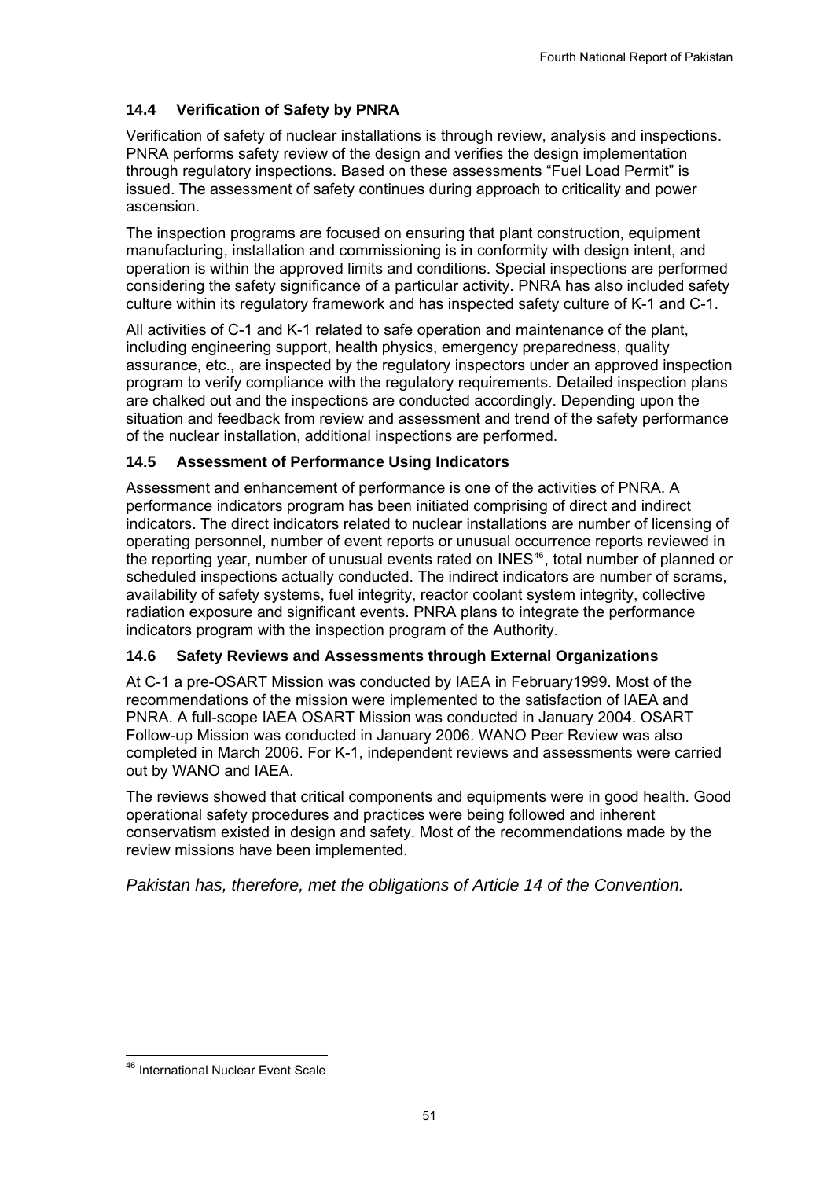### 14.4 Verification of Safety by PNRA

Verification of safety of nuclear installations is through review, analysis and inspections. PNRA performs safety review of the design and verifies the design implementation through regulatory inspections. Based on these assessments "Fuel Load Permit" is issued. The assessment of safety continues during approach to criticality and power ascension.

The inspection programs are focused on ensuring that plant construction, equipment manufacturing, installation and commissioning is in conformity with design intent, and operation is within the approved limits and conditions. Special inspections are performed considering the safety significance of a particular activity. PNRA has also included safety culture within its regulatory framework and has inspected safety culture of K-1 and C-1.

All activities of C-1 and K-1 related to safe operation and maintenance of the plant, including engineering support, health physics, emergency preparedness, quality assurance, etc., are inspected by the regulatory inspectors under an approved inspection program to verify compliance with the regulatory requirements. Detailed inspection plans are chalked out and the inspections are conducted accordingly. Depending upon the situation and feedback from review and assessment and trend of the safety performance of the nuclear installation, additional inspections are performed.

### 14.5 Assessment of Performance Using Indicators

Assessment and enhancement of performance is one of the activities of PNRA. A performance indicators program has been initiated comprising of direct and indirect indicators. The direct indicators related to nuclear installations are number of licensing of operating personnel, number of event reports or unusual occurrence reports reviewed in the reporting year, number of unusual events rated on INES[46], total number of planned or scheduled inspections actually conducted. The indirect indicators are number of scrams, availability of safety systems, fuel integrity, reactor coolant system integrity, collective radiation exposure and significant events. PNRA plans to integrate the performance indicators program with the inspection program of the Authority.

### 14.6 Safety Reviews and Assessments through External Organizations

At C-1 a pre-OSART Mission was conducted by IAEA in February1999. Most of the recommendations of the mission were implemented to the satisfaction of IAEA and PNRA. A full-scope IAEA OSART Mission was conducted in January 2004. OSART Follow-up Mission was conducted in January 2006. WANO Peer Review was also completed in March 2006. For K-1, independent reviews and assessments were carried out by WANO and IAEA.

The reviews showed that critical components and equipments were in good health. Good operational safety procedures and practices were being followed and inherent conservatism existed in design and safety. Most of the recommendations made by the review missions have been implemented.

*Pakistan has, therefore, met the obligations of Article 14 of the Convention.*

---

[46] International Nuclear Event Scale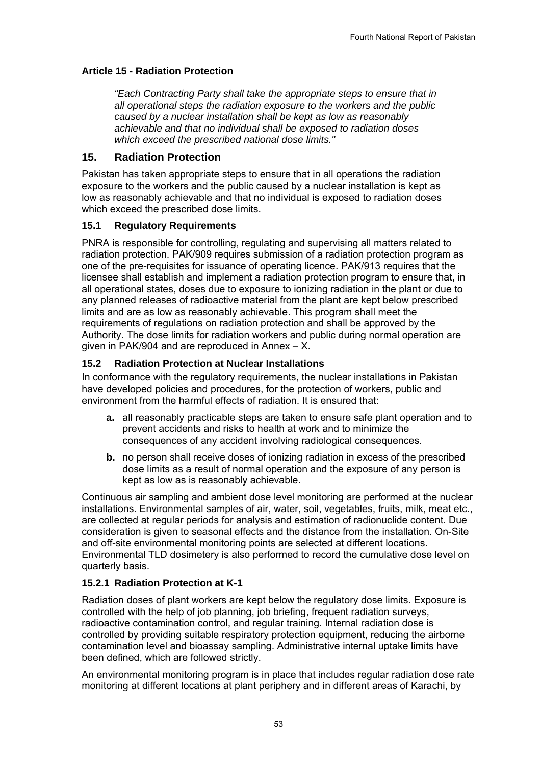### Article 15 - Radiation Protection

*"Each Contracting Party shall take the appropriate steps to ensure that in all operational steps the radiation exposure to the workers and the public caused by a nuclear installation shall be kept as low as reasonably achievable and that no individual shall be exposed to radiation doses which exceed the prescribed national dose limits."*

## 15. Radiation Protection

Pakistan has taken appropriate steps to ensure that in all operations the radiation exposure to the workers and the public caused by a nuclear installation is kept as low as reasonably achievable and that no individual is exposed to radiation doses which exceed the prescribed dose limits.

### 15.1 Regulatory Requirements

PNRA is responsible for controlling, regulating and supervising all matters related to radiation protection. PAK/909 requires submission of a radiation protection program as one of the pre-requisites for issuance of operating licence. PAK/913 requires that the licensee shall establish and implement a radiation protection program to ensure that, in all operational states, doses due to exposure to ionizing radiation in the plant or due to any planned releases of radioactive material from the plant are kept below prescribed limits and are as low as reasonably achievable. This program shall meet the requirements of regulations on radiation protection and shall be approved by the Authority. The dose limits for radiation workers and public during normal operation are given in PAK/904 and are reproduced in Annex – X.

### 15.2 Radiation Protection at Nuclear Installations

In conformance with the regulatory requirements, the nuclear installations in Pakistan have developed policies and procedures, for the protection of workers, public and environment from the harmful effects of radiation. It is ensured that:

- **a.** all reasonably practicable steps are taken to ensure safe plant operation and to prevent accidents and risks to health at work and to minimize the consequences of any accident involving radiological consequences.
- **b.** no person shall receive doses of ionizing radiation in excess of the prescribed dose limits as a result of normal operation and the exposure of any person is kept as low as is reasonably achievable.

Continuous air sampling and ambient dose level monitoring are performed at the nuclear installations. Environmental samples of air, water, soil, vegetables, fruits, milk, meat etc., are collected at regular periods for analysis and estimation of radionuclide content. Due consideration is given to seasonal effects and the distance from the installation. On-Site and off-site environmental monitoring points are selected at different locations. Environmental TLD dosimetery is also performed to record the cumulative dose level on quarterly basis.

#### 15.2.1 Radiation Protection at K-1

Radiation doses of plant workers are kept below the regulatory dose limits. Exposure is controlled with the help of job planning, job briefing, frequent radiation surveys, radioactive contamination control, and regular training. Internal radiation dose is controlled by providing suitable respiratory protection equipment, reducing the airborne contamination level and bioassay sampling. Administrative internal uptake limits have been defined, which are followed strictly.

An environmental monitoring program is in place that includes regular radiation dose rate monitoring at different locations at plant periphery and in different areas of Karachi, by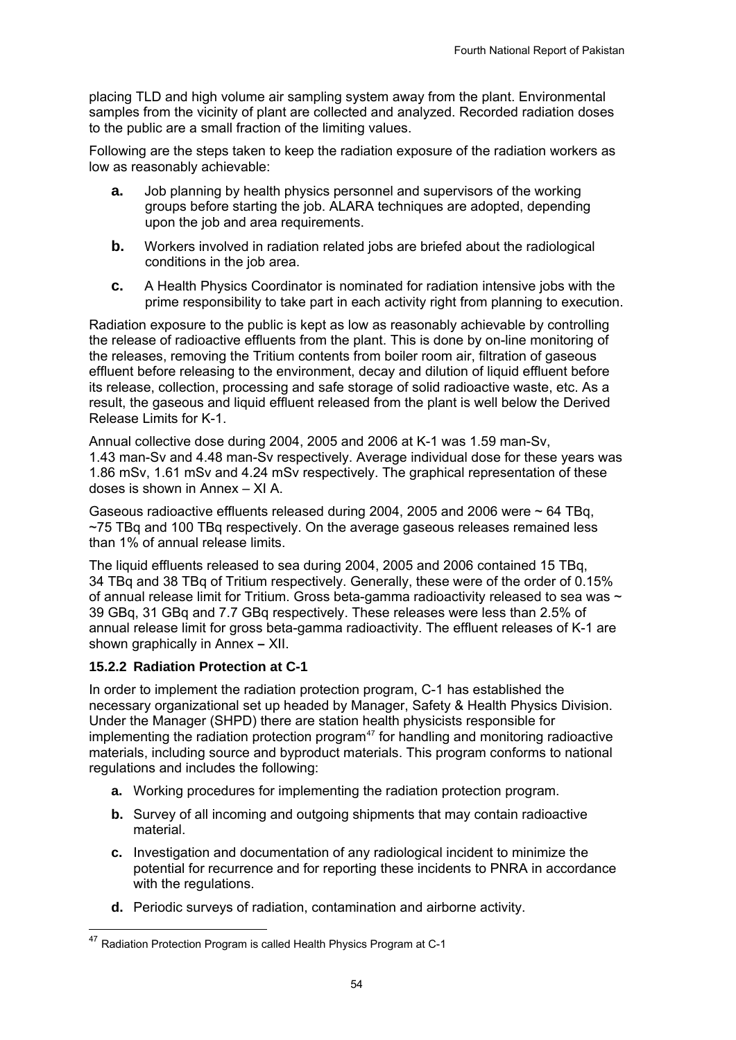placing TLD and high volume air sampling system away from the plant. Environmental samples from the vicinity of plant are collected and analyzed. Recorded radiation doses to the public are a small fraction of the limiting values.

Following are the steps taken to keep the radiation exposure of the radiation workers as low as reasonably achievable:

**a.** Job planning by health physics personnel and supervisors of the working groups before starting the job. ALARA techniques are adopted, depending upon the job and area requirements.

**b.** Workers involved in radiation related jobs are briefed about the radiological conditions in the job area.

**c.** A Health Physics Coordinator is nominated for radiation intensive jobs with the prime responsibility to take part in each activity right from planning to execution.

Radiation exposure to the public is kept as low as reasonably achievable by controlling the release of radioactive effluents from the plant. This is done by on-line monitoring of the releases, removing the Tritium contents from boiler room air, filtration of gaseous effluent before releasing to the environment, decay and dilution of liquid effluent before its release, collection, processing and safe storage of solid radioactive waste, etc. As a result, the gaseous and liquid effluent released from the plant is well below the Derived Release Limits for K-1.

Annual collective dose during 2004, 2005 and 2006 at K-1 was 1.59 man-Sv, 1.43 man-Sv and 4.48 man-Sv respectively. Average individual dose for these years was 1.86 mSv, 1.61 mSv and 4.24 mSv respectively. The graphical representation of these doses is shown in Annex – XI A.

Gaseous radioactive effluents released during 2004, 2005 and 2006 were ~ 64 TBq, ~75 TBq and 100 TBq respectively. On the average gaseous releases remained less than 1% of annual release limits.

The liquid effluents released to sea during 2004, 2005 and 2006 contained 15 TBq, 34 TBq and 38 TBq of Tritium respectively. Generally, these were of the order of 0.15% of annual release limit for Tritium. Gross beta-gamma radioactivity released to sea was ~ 39 GBq, 31 GBq and 7.7 GBq respectively. These releases were less than 2.5% of annual release limit for gross beta-gamma radioactivity. The effluent releases of K-1 are shown graphically in Annex – XII.

### 15.2.2 Radiation Protection at C-1

In order to implement the radiation protection program, C-1 has established the necessary organizational set up headed by Manager, Safety & Health Physics Division. Under the Manager (SHPD) there are station health physicists responsible for implementing the radiation protection program[47] for handling and monitoring radioactive materials, including source and byproduct materials. This program conforms to national regulations and includes the following:

**a.** Working procedures for implementing the radiation protection program.

**b.** Survey of all incoming and outgoing shipments that may contain radioactive material.

**c.** Investigation and documentation of any radiological incident to minimize the potential for recurrence and for reporting these incidents to PNRA in accordance with the regulations.

**d.** Periodic surveys of radiation, contamination and airborne activity.

---

[47] Radiation Protection Program is called Health Physics Program at C-1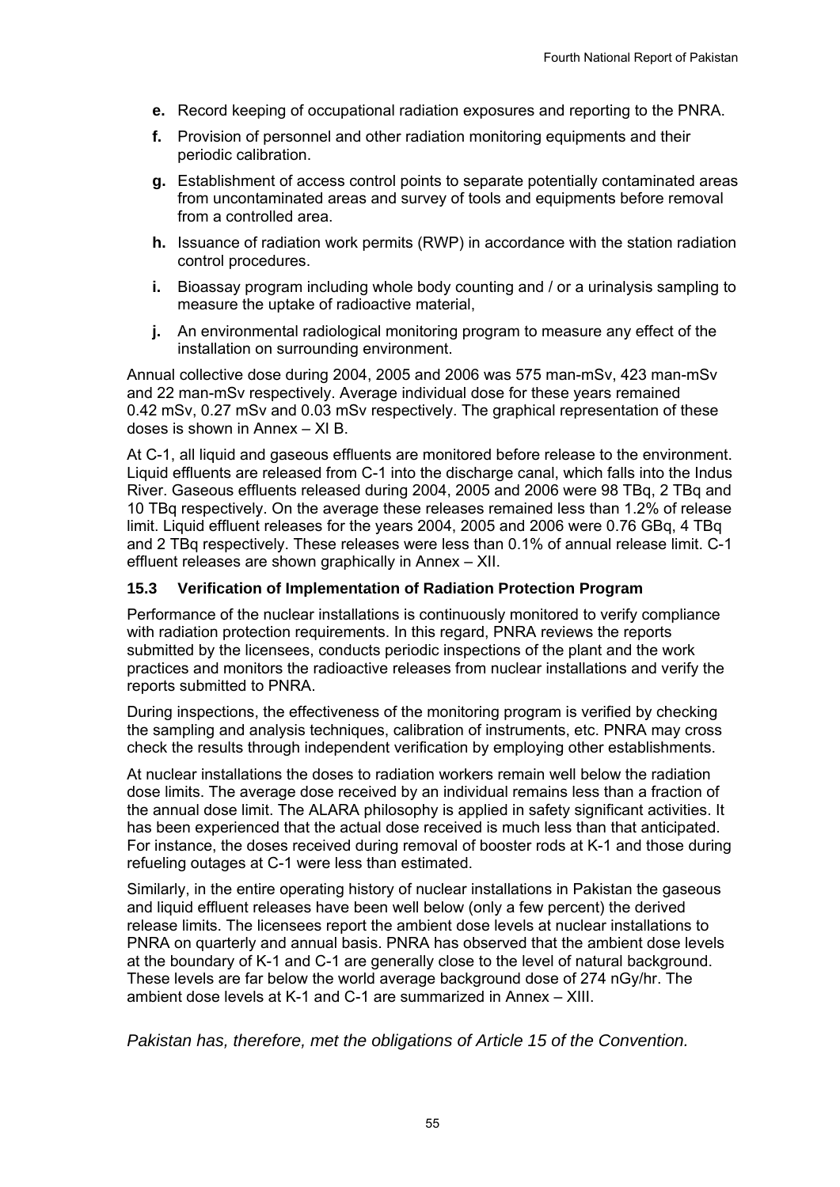- **e.** Record keeping of occupational radiation exposures and reporting to the PNRA.
- **f.** Provision of personnel and other radiation monitoring equipments and their periodic calibration.
- **g.** Establishment of access control points to separate potentially contaminated areas from uncontaminated areas and survey of tools and equipments before removal from a controlled area.
- **h.** Issuance of radiation work permits (RWP) in accordance with the station radiation control procedures.
- **i.** Bioassay program including whole body counting and / or a urinalysis sampling to measure the uptake of radioactive material,
- **j.** An environmental radiological monitoring program to measure any effect of the installation on surrounding environment.

Annual collective dose during 2004, 2005 and 2006 was 575 man-mSv, 423 man-mSv and 22 man-mSv respectively. Average individual dose for these years remained 0.42 mSv, 0.27 mSv and 0.03 mSv respectively. The graphical representation of these doses is shown in Annex – XI B.

At C-1, all liquid and gaseous effluents are monitored before release to the environment. Liquid effluents are released from C-1 into the discharge canal, which falls into the Indus River. Gaseous effluents released during 2004, 2005 and 2006 were 98 TBq, 2 TBq and 10 TBq respectively. On the average these releases remained less than 1.2% of release limit. Liquid effluent releases for the years 2004, 2005 and 2006 were 0.76 GBq, 4 TBq and 2 TBq respectively. These releases were less than 0.1% of annual release limit. C-1 effluent releases are shown graphically in Annex – XII.

### 15.3 Verification of Implementation of Radiation Protection Program

Performance of the nuclear installations is continuously monitored to verify compliance with radiation protection requirements. In this regard, PNRA reviews the reports submitted by the licensees, conducts periodic inspections of the plant and the work practices and monitors the radioactive releases from nuclear installations and verify the reports submitted to PNRA.

During inspections, the effectiveness of the monitoring program is verified by checking the sampling and analysis techniques, calibration of instruments, etc. PNRA may cross check the results through independent verification by employing other establishments.

At nuclear installations the doses to radiation workers remain well below the radiation dose limits. The average dose received by an individual remains less than a fraction of the annual dose limit. The ALARA philosophy is applied in safety significant activities. It has been experienced that the actual dose received is much less than that anticipated. For instance, the doses received during removal of booster rods at K-1 and those during refueling outages at C-1 were less than estimated.

Similarly, in the entire operating history of nuclear installations in Pakistan the gaseous and liquid effluent releases have been well below (only a few percent) the derived release limits. The licensees report the ambient dose levels at nuclear installations to PNRA on quarterly and annual basis. PNRA has observed that the ambient dose levels at the boundary of K-1 and C-1 are generally close to the level of natural background. These levels are far below the world average background dose of 274 nGy/hr. The ambient dose levels at K-1 and C-1 are summarized in Annex – XIII.

*Pakistan has, therefore, met the obligations of Article 15 of the Convention.*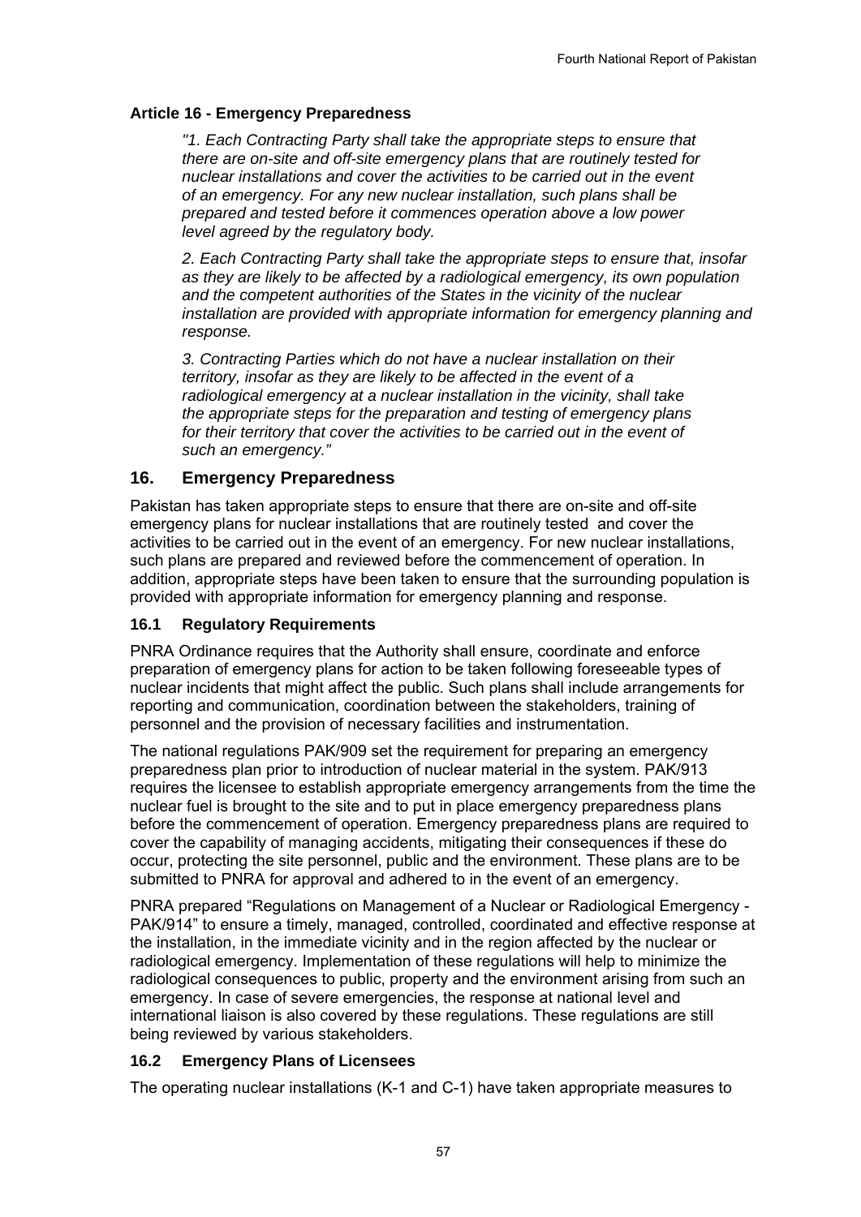**Article 16 - Emergency Preparedness**

> *"1. Each Contracting Party shall take the appropriate steps to ensure that there are on-site and off-site emergency plans that are routinely tested for nuclear installations and cover the activities to be carried out in the event of an emergency. For any new nuclear installation, such plans shall be prepared and tested before it commences operation above a low power level agreed by the regulatory body.*
>
> *2. Each Contracting Party shall take the appropriate steps to ensure that, insofar as they are likely to be affected by a radiological emergency, its own population and the competent authorities of the States in the vicinity of the nuclear installation are provided with appropriate information for emergency planning and response.*
>
> *3. Contracting Parties which do not have a nuclear installation on their territory, insofar as they are likely to be affected in the event of a radiological emergency at a nuclear installation in the vicinity, shall take the appropriate steps for the preparation and testing of emergency plans for their territory that cover the activities to be carried out in the event of such an emergency."*

## 16. Emergency Preparedness

Pakistan has taken appropriate steps to ensure that there are on-site and off-site emergency plans for nuclear installations that are routinely tested and cover the activities to be carried out in the event of an emergency. For new nuclear installations, such plans are prepared and reviewed before the commencement of operation. In addition, appropriate steps have been taken to ensure that the surrounding population is provided with appropriate information for emergency planning and response.

### 16.1 Regulatory Requirements

PNRA Ordinance requires that the Authority shall ensure, coordinate and enforce preparation of emergency plans for action to be taken following foreseeable types of nuclear incidents that might affect the public. Such plans shall include arrangements for reporting and communication, coordination between the stakeholders, training of personnel and the provision of necessary facilities and instrumentation.

The national regulations PAK/909 set the requirement for preparing an emergency preparedness plan prior to introduction of nuclear material in the system. PAK/913 requires the licensee to establish appropriate emergency arrangements from the time the nuclear fuel is brought to the site and to put in place emergency preparedness plans before the commencement of operation. Emergency preparedness plans are required to cover the capability of managing accidents, mitigating their consequences if these do occur, protecting the site personnel, public and the environment. These plans are to be submitted to PNRA for approval and adhered to in the event of an emergency.

PNRA prepared "Regulations on Management of a Nuclear or Radiological Emergency - PAK/914" to ensure a timely, managed, controlled, coordinated and effective response at the installation, in the immediate vicinity and in the region affected by the nuclear or radiological emergency. Implementation of these regulations will help to minimize the radiological consequences to public, property and the environment arising from such an emergency. In case of severe emergencies, the response at national level and international liaison is also covered by these regulations. These regulations are still being reviewed by various stakeholders.

### 16.2 Emergency Plans of Licensees

The operating nuclear installations (K-1 and C-1) have taken appropriate measures to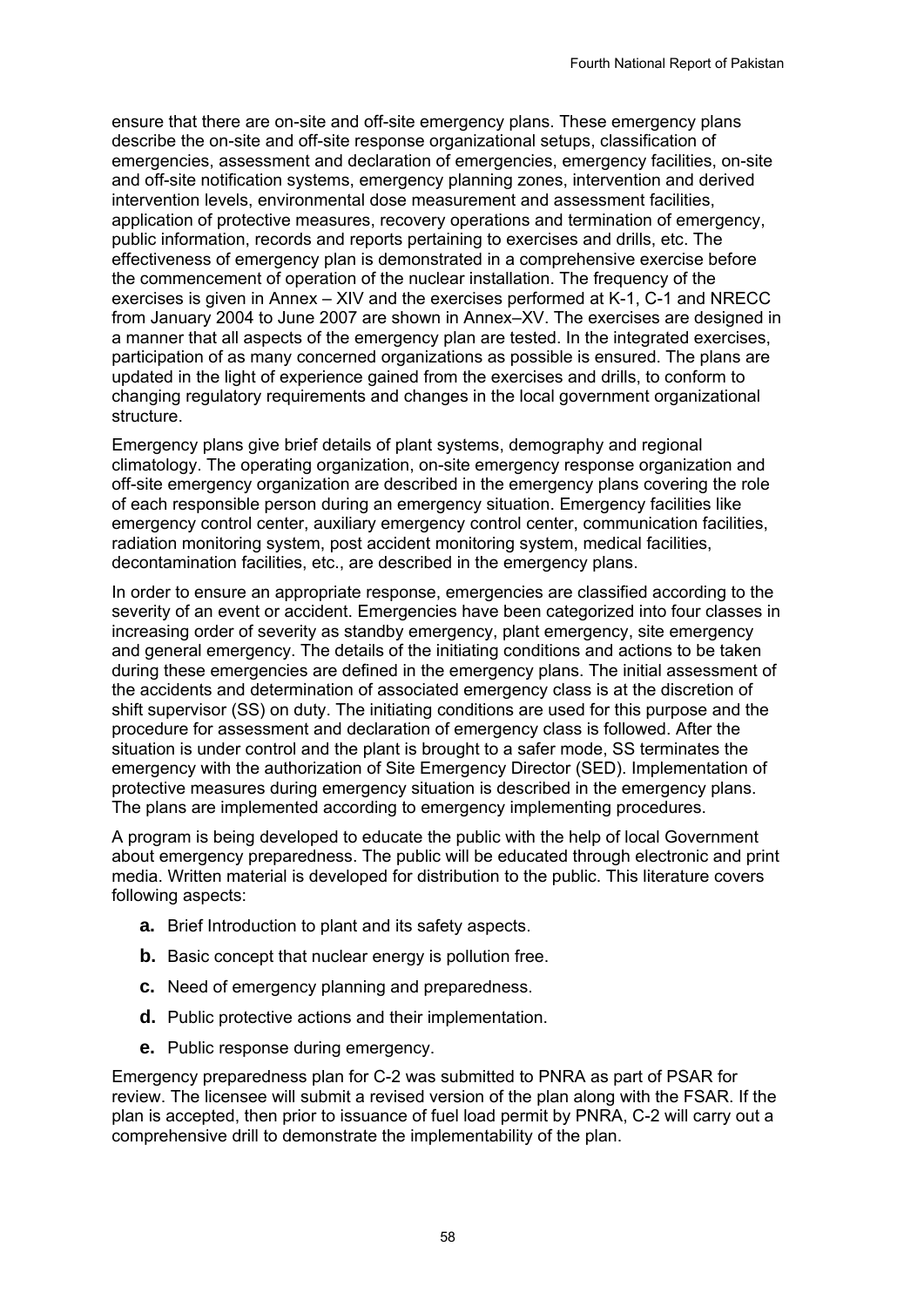ensure that there are on-site and off-site emergency plans. These emergency plans describe the on-site and off-site response organizational setups, classification of emergencies, assessment and declaration of emergencies, emergency facilities, on-site and off-site notification systems, emergency planning zones, intervention and derived intervention levels, environmental dose measurement and assessment facilities, application of protective measures, recovery operations and termination of emergency, public information, records and reports pertaining to exercises and drills, etc. The effectiveness of emergency plan is demonstrated in a comprehensive exercise before the commencement of operation of the nuclear installation. The frequency of the exercises is given in Annex – XIV and the exercises performed at K-1, C-1 and NRECC from January 2004 to June 2007 are shown in Annex–XV. The exercises are designed in a manner that all aspects of the emergency plan are tested. In the integrated exercises, participation of as many concerned organizations as possible is ensured. The plans are updated in the light of experience gained from the exercises and drills, to conform to changing regulatory requirements and changes in the local government organizational structure.

Emergency plans give brief details of plant systems, demography and regional climatology. The operating organization, on-site emergency response organization and off-site emergency organization are described in the emergency plans covering the role of each responsible person during an emergency situation. Emergency facilities like emergency control center, auxiliary emergency control center, communication facilities, radiation monitoring system, post accident monitoring system, medical facilities, decontamination facilities, etc., are described in the emergency plans.

In order to ensure an appropriate response, emergencies are classified according to the severity of an event or accident. Emergencies have been categorized into four classes in increasing order of severity as standby emergency, plant emergency, site emergency and general emergency. The details of the initiating conditions and actions to be taken during these emergencies are defined in the emergency plans. The initial assessment of the accidents and determination of associated emergency class is at the discretion of shift supervisor (SS) on duty. The initiating conditions are used for this purpose and the procedure for assessment and declaration of emergency class is followed. After the situation is under control and the plant is brought to a safer mode, SS terminates the emergency with the authorization of Site Emergency Director (SED). Implementation of protective measures during emergency situation is described in the emergency plans. The plans are implemented according to emergency implementing procedures.

A program is being developed to educate the public with the help of local Government about emergency preparedness. The public will be educated through electronic and print media. Written material is developed for distribution to the public. This literature covers following aspects:

- **a.** Brief Introduction to plant and its safety aspects.
- **b.** Basic concept that nuclear energy is pollution free.
- **c.** Need of emergency planning and preparedness.
- **d.** Public protective actions and their implementation.
- **e.** Public response during emergency.

Emergency preparedness plan for C-2 was submitted to PNRA as part of PSAR for review. The licensee will submit a revised version of the plan along with the FSAR. If the plan is accepted, then prior to issuance of fuel load permit by PNRA, C-2 will carry out a comprehensive drill to demonstrate the implementability of the plan.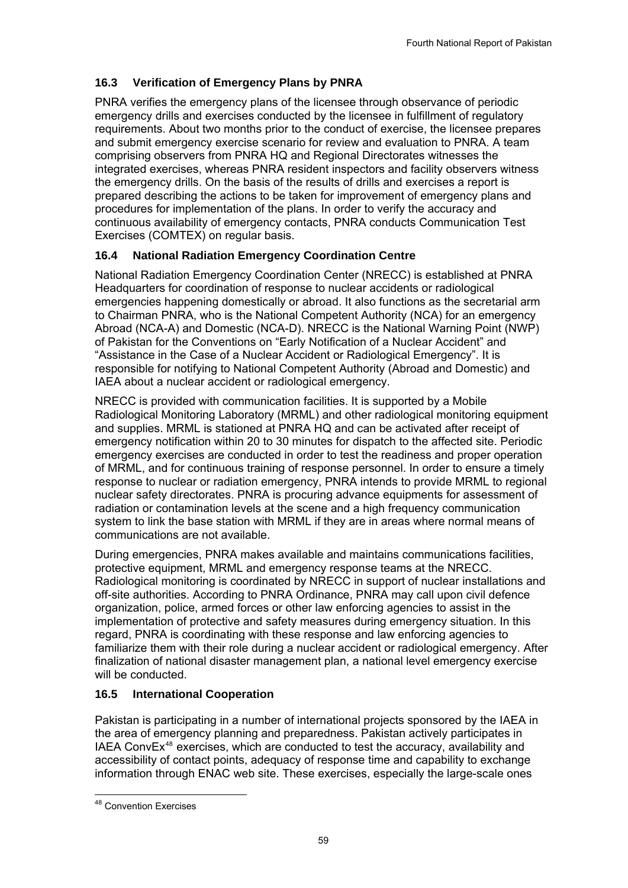### 16.3 Verification of Emergency Plans by PNRA

PNRA verifies the emergency plans of the licensee through observance of periodic emergency drills and exercises conducted by the licensee in fulfillment of regulatory requirements. About two months prior to the conduct of exercise, the licensee prepares and submit emergency exercise scenario for review and evaluation to PNRA. A team comprising observers from PNRA HQ and Regional Directorates witnesses the integrated exercises, whereas PNRA resident inspectors and facility observers witness the emergency drills. On the basis of the results of drills and exercises a report is prepared describing the actions to be taken for improvement of emergency plans and procedures for implementation of the plans. In order to verify the accuracy and continuous availability of emergency contacts, PNRA conducts Communication Test Exercises (COMTEX) on regular basis.

### 16.4 National Radiation Emergency Coordination Centre

National Radiation Emergency Coordination Center (NRECC) is established at PNRA Headquarters for coordination of response to nuclear accidents or radiological emergencies happening domestically or abroad. It also functions as the secretarial arm to Chairman PNRA, who is the National Competent Authority (NCA) for an emergency Abroad (NCA-A) and Domestic (NCA-D). NRECC is the National Warning Point (NWP) of Pakistan for the Conventions on "Early Notification of a Nuclear Accident" and "Assistance in the Case of a Nuclear Accident or Radiological Emergency". It is responsible for notifying to National Competent Authority (Abroad and Domestic) and IAEA about a nuclear accident or radiological emergency.

NRECC is provided with communication facilities. It is supported by a Mobile Radiological Monitoring Laboratory (MRML) and other radiological monitoring equipment and supplies. MRML is stationed at PNRA HQ and can be activated after receipt of emergency notification within 20 to 30 minutes for dispatch to the affected site. Periodic emergency exercises are conducted in order to test the readiness and proper operation of MRML, and for continuous training of response personnel. In order to ensure a timely response to nuclear or radiation emergency, PNRA intends to provide MRML to regional nuclear safety directorates. PNRA is procuring advance equipments for assessment of radiation or contamination levels at the scene and a high frequency communication system to link the base station with MRML if they are in areas where normal means of communications are not available.

During emergencies, PNRA makes available and maintains communications facilities, protective equipment, MRML and emergency response teams at the NRECC. Radiological monitoring is coordinated by NRECC in support of nuclear installations and off-site authorities. According to PNRA Ordinance, PNRA may call upon civil defence organization, police, armed forces or other law enforcing agencies to assist in the implementation of protective and safety measures during emergency situation. In this regard, PNRA is coordinating with these response and law enforcing agencies to familiarize them with their role during a nuclear accident or radiological emergency. After finalization of national disaster management plan, a national level emergency exercise will be conducted.

### 16.5 International Cooperation

Pakistan is participating in a number of international projects sponsored by the IAEA in the area of emergency planning and preparedness. Pakistan actively participates in IAEA ConvEx[48] exercises, which are conducted to test the accuracy, availability and accessibility of contact points, adequacy of response time and capability to exchange information through ENAC web site. These exercises, especially the large-scale ones

---

[48] Convention Exercises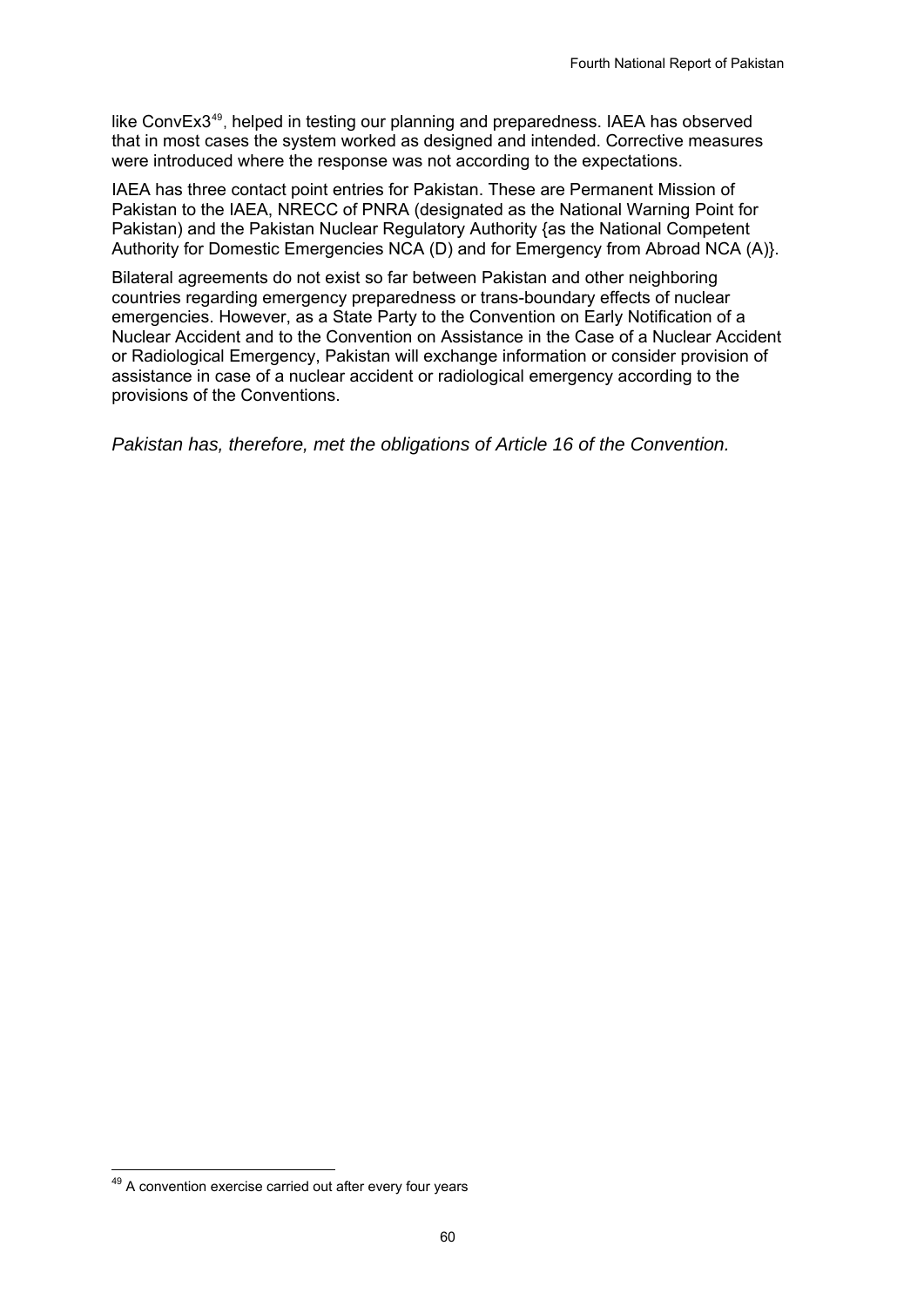like ConvEx3[49], helped in testing our planning and preparedness. IAEA has observed that in most cases the system worked as designed and intended. Corrective measures were introduced where the response was not according to the expectations.

IAEA has three contact point entries for Pakistan. These are Permanent Mission of Pakistan to the IAEA, NRECC of PNRA (designated as the National Warning Point for Pakistan) and the Pakistan Nuclear Regulatory Authority {as the National Competent Authority for Domestic Emergencies NCA (D) and for Emergency from Abroad NCA (A)}.

Bilateral agreements do not exist so far between Pakistan and other neighboring countries regarding emergency preparedness or trans-boundary effects of nuclear emergencies. However, as a State Party to the Convention on Early Notification of a Nuclear Accident and to the Convention on Assistance in the Case of a Nuclear Accident or Radiological Emergency, Pakistan will exchange information or consider provision of assistance in case of a nuclear accident or radiological emergency according to the provisions of the Conventions.

*Pakistan has, therefore, met the obligations of Article 16 of the Convention.*

---

[49] A convention exercise carried out after every four years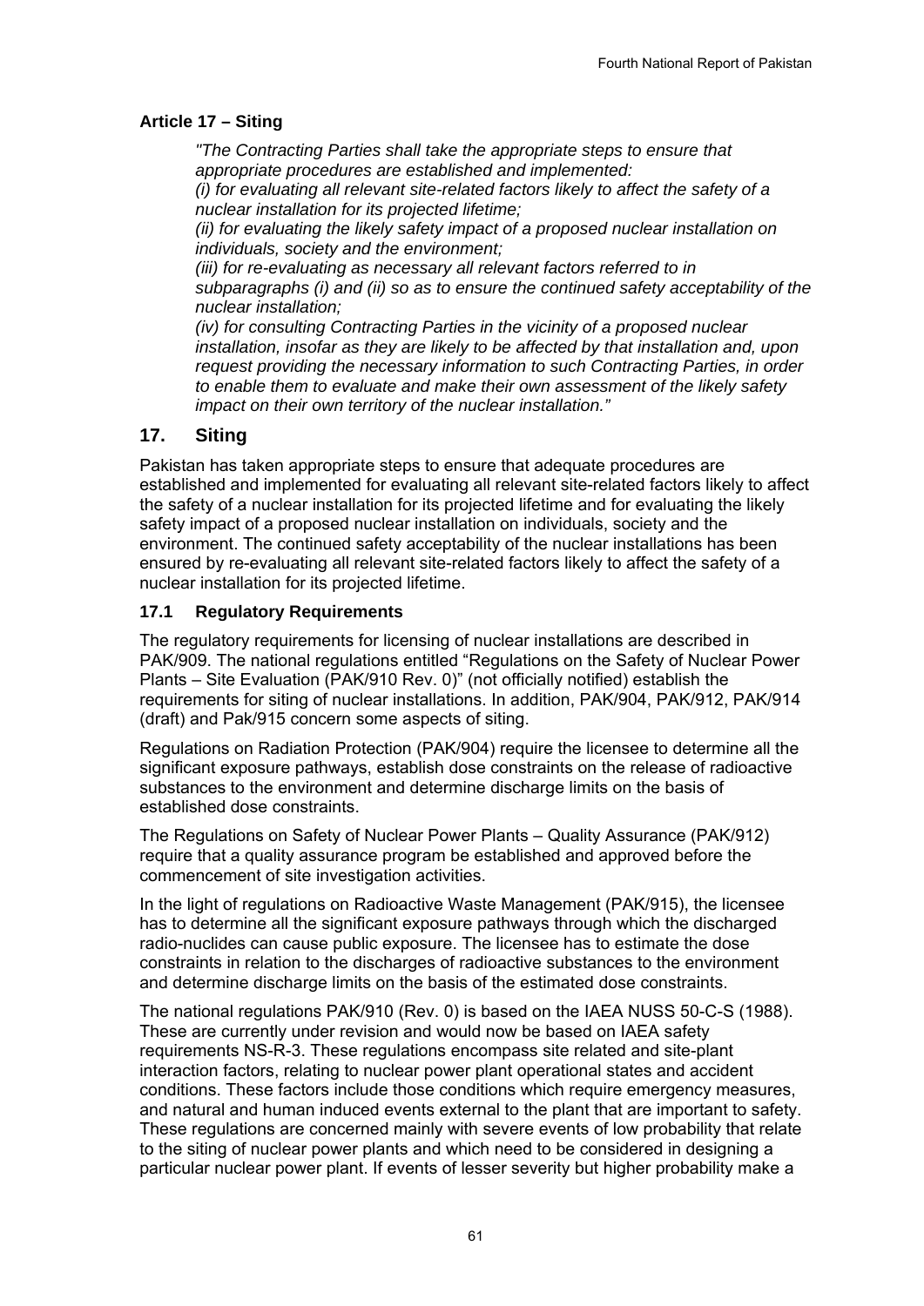### Article 17 – Siting

*"The Contracting Parties shall take the appropriate steps to ensure that appropriate procedures are established and implemented:*
*(i) for evaluating all relevant site-related factors likely to affect the safety of a nuclear installation for its projected lifetime;*
*(ii) for evaluating the likely safety impact of a proposed nuclear installation on individuals, society and the environment;*
*(iii) for re-evaluating as necessary all relevant factors referred to in subparagraphs (i) and (ii) so as to ensure the continued safety acceptability of the nuclear installation;*
*(iv) for consulting Contracting Parties in the vicinity of a proposed nuclear installation, insofar as they are likely to be affected by that installation and, upon request providing the necessary information to such Contracting Parties, in order to enable them to evaluate and make their own assessment of the likely safety impact on their own territory of the nuclear installation."*

## 17. Siting

Pakistan has taken appropriate steps to ensure that adequate procedures are established and implemented for evaluating all relevant site-related factors likely to affect the safety of a nuclear installation for its projected lifetime and for evaluating the likely safety impact of a proposed nuclear installation on individuals, society and the environment. The continued safety acceptability of the nuclear installations has been ensured by re-evaluating all relevant site-related factors likely to affect the safety of a nuclear installation for its projected lifetime.

### 17.1 Regulatory Requirements

The regulatory requirements for licensing of nuclear installations are described in PAK/909. The national regulations entitled "Regulations on the Safety of Nuclear Power Plants – Site Evaluation (PAK/910 Rev. 0)" (not officially notified) establish the requirements for siting of nuclear installations. In addition, PAK/904, PAK/912, PAK/914 (draft) and Pak/915 concern some aspects of siting.

Regulations on Radiation Protection (PAK/904) require the licensee to determine all the significant exposure pathways, establish dose constraints on the release of radioactive substances to the environment and determine discharge limits on the basis of established dose constraints.

The Regulations on Safety of Nuclear Power Plants – Quality Assurance (PAK/912) require that a quality assurance program be established and approved before the commencement of site investigation activities.

In the light of regulations on Radioactive Waste Management (PAK/915), the licensee has to determine all the significant exposure pathways through which the discharged radio-nuclides can cause public exposure. The licensee has to estimate the dose constraints in relation to the discharges of radioactive substances to the environment and determine discharge limits on the basis of the estimated dose constraints.

The national regulations PAK/910 (Rev. 0) is based on the IAEA NUSS 50-C-S (1988). These are currently under revision and would now be based on IAEA safety requirements NS-R-3. These regulations encompass site related and site-plant interaction factors, relating to nuclear power plant operational states and accident conditions. These factors include those conditions which require emergency measures, and natural and human induced events external to the plant that are important to safety. These regulations are concerned mainly with severe events of low probability that relate to the siting of nuclear power plants and which need to be considered in designing a particular nuclear power plant. If events of lesser severity but higher probability make a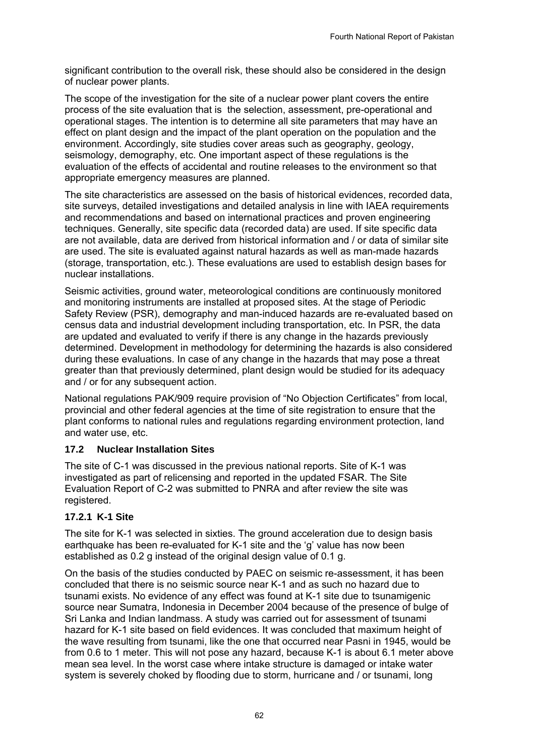significant contribution to the overall risk, these should also be considered in the design of nuclear power plants.

The scope of the investigation for the site of a nuclear power plant covers the entire process of the site evaluation that is the selection, assessment, pre-operational and operational stages. The intention is to determine all site parameters that may have an effect on plant design and the impact of the plant operation on the population and the environment. Accordingly, site studies cover areas such as geography, geology, seismology, demography, etc. One important aspect of these regulations is the evaluation of the effects of accidental and routine releases to the environment so that appropriate emergency measures are planned.

The site characteristics are assessed on the basis of historical evidences, recorded data, site surveys, detailed investigations and detailed analysis in line with IAEA requirements and recommendations and based on international practices and proven engineering techniques. Generally, site specific data (recorded data) are used. If site specific data are not available, data are derived from historical information and / or data of similar site are used. The site is evaluated against natural hazards as well as man-made hazards (storage, transportation, etc.). These evaluations are used to establish design bases for nuclear installations.

Seismic activities, ground water, meteorological conditions are continuously monitored and monitoring instruments are installed at proposed sites. At the stage of Periodic Safety Review (PSR), demography and man-induced hazards are re-evaluated based on census data and industrial development including transportation, etc. In PSR, the data are updated and evaluated to verify if there is any change in the hazards previously determined. Development in methodology for determining the hazards is also considered during these evaluations. In case of any change in the hazards that may pose a threat greater than that previously determined, plant design would be studied for its adequacy and / or for any subsequent action.

National regulations PAK/909 require provision of "No Objection Certificates" from local, provincial and other federal agencies at the time of site registration to ensure that the plant conforms to national rules and regulations regarding environment protection, land and water use, etc.

### 17.2 Nuclear Installation Sites

The site of C-1 was discussed in the previous national reports. Site of K-1 was investigated as part of relicensing and reported in the updated FSAR. The Site Evaluation Report of C-2 was submitted to PNRA and after review the site was registered.

#### 17.2.1 K-1 Site

The site for K-1 was selected in sixties. The ground acceleration due to design basis earthquake has been re-evaluated for K-1 site and the 'g' value has now been established as 0.2 g instead of the original design value of 0.1 g.

On the basis of the studies conducted by PAEC on seismic re-assessment, it has been concluded that there is no seismic source near K-1 and as such no hazard due to tsunami exists. No evidence of any effect was found at K-1 site due to tsunamigenic source near Sumatra, Indonesia in December 2004 because of the presence of bulge of Sri Lanka and Indian landmass. A study was carried out for assessment of tsunami hazard for K-1 site based on field evidences. It was concluded that maximum height of the wave resulting from tsunami, like the one that occurred near Pasni in 1945, would be from 0.6 to 1 meter. This will not pose any hazard, because K-1 is about 6.1 meter above mean sea level. In the worst case where intake structure is damaged or intake water system is severely choked by flooding due to storm, hurricane and / or tsunami, long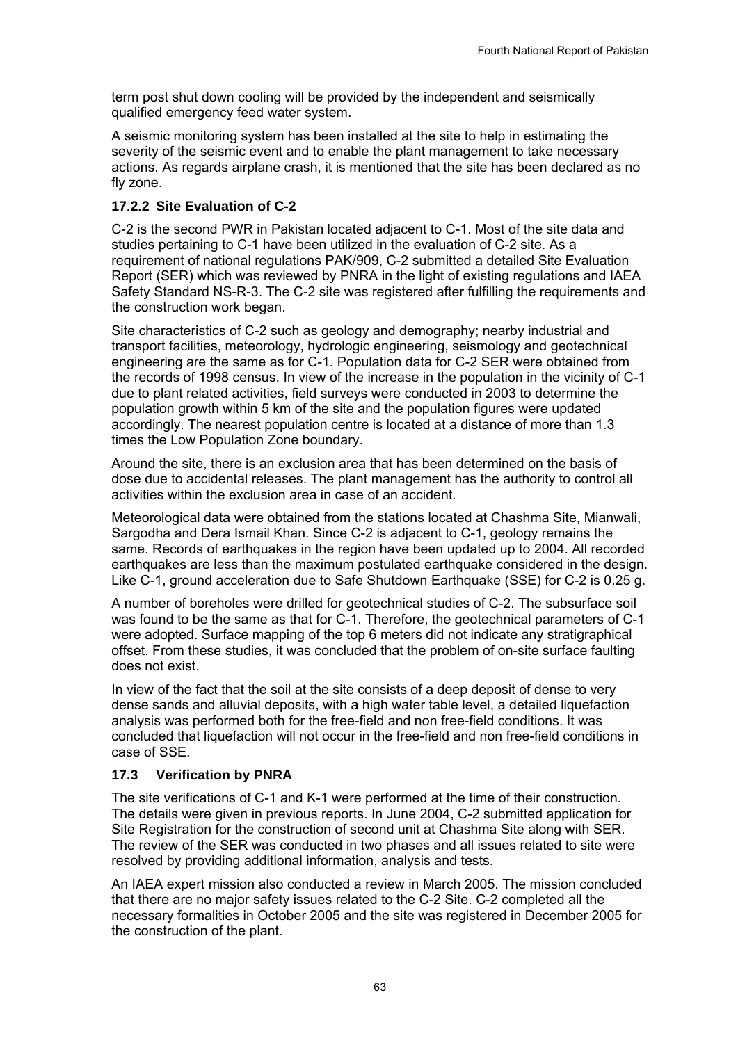term post shut down cooling will be provided by the independent and seismically qualified emergency feed water system.

A seismic monitoring system has been installed at the site to help in estimating the severity of the seismic event and to enable the plant management to take necessary actions. As regards airplane crash, it is mentioned that the site has been declared as no fly zone.

### 17.2.2 Site Evaluation of C-2

C-2 is the second PWR in Pakistan located adjacent to C-1. Most of the site data and studies pertaining to C-1 have been utilized in the evaluation of C-2 site. As a requirement of national regulations PAK/909, C-2 submitted a detailed Site Evaluation Report (SER) which was reviewed by PNRA in the light of existing regulations and IAEA Safety Standard NS-R-3. The C-2 site was registered after fulfilling the requirements and the construction work began.

Site characteristics of C-2 such as geology and demography; nearby industrial and transport facilities, meteorology, hydrologic engineering, seismology and geotechnical engineering are the same as for C-1. Population data for C-2 SER were obtained from the records of 1998 census. In view of the increase in the population in the vicinity of C-1 due to plant related activities, field surveys were conducted in 2003 to determine the population growth within 5 km of the site and the population figures were updated accordingly. The nearest population centre is located at a distance of more than 1.3 times the Low Population Zone boundary.

Around the site, there is an exclusion area that has been determined on the basis of dose due to accidental releases. The plant management has the authority to control all activities within the exclusion area in case of an accident.

Meteorological data were obtained from the stations located at Chashma Site, Mianwali, Sargodha and Dera Ismail Khan. Since C-2 is adjacent to C-1, geology remains the same. Records of earthquakes in the region have been updated up to 2004. All recorded earthquakes are less than the maximum postulated earthquake considered in the design. Like C-1, ground acceleration due to Safe Shutdown Earthquake (SSE) for C-2 is 0.25 g.

A number of boreholes were drilled for geotechnical studies of C-2. The subsurface soil was found to be the same as that for C-1. Therefore, the geotechnical parameters of C-1 were adopted. Surface mapping of the top 6 meters did not indicate any stratigraphical offset. From these studies, it was concluded that the problem of on-site surface faulting does not exist.

In view of the fact that the soil at the site consists of a deep deposit of dense to very dense sands and alluvial deposits, with a high water table level, a detailed liquefaction analysis was performed both for the free-field and non free-field conditions. It was concluded that liquefaction will not occur in the free-field and non free-field conditions in case of SSE.

## 17.3 Verification by PNRA

The site verifications of C-1 and K-1 were performed at the time of their construction. The details were given in previous reports. In June 2004, C-2 submitted application for Site Registration for the construction of second unit at Chashma Site along with SER. The review of the SER was conducted in two phases and all issues related to site were resolved by providing additional information, analysis and tests.

An IAEA expert mission also conducted a review in March 2005. The mission concluded that there are no major safety issues related to the C-2 Site. C-2 completed all the necessary formalities in October 2005 and the site was registered in December 2005 for the construction of the plant.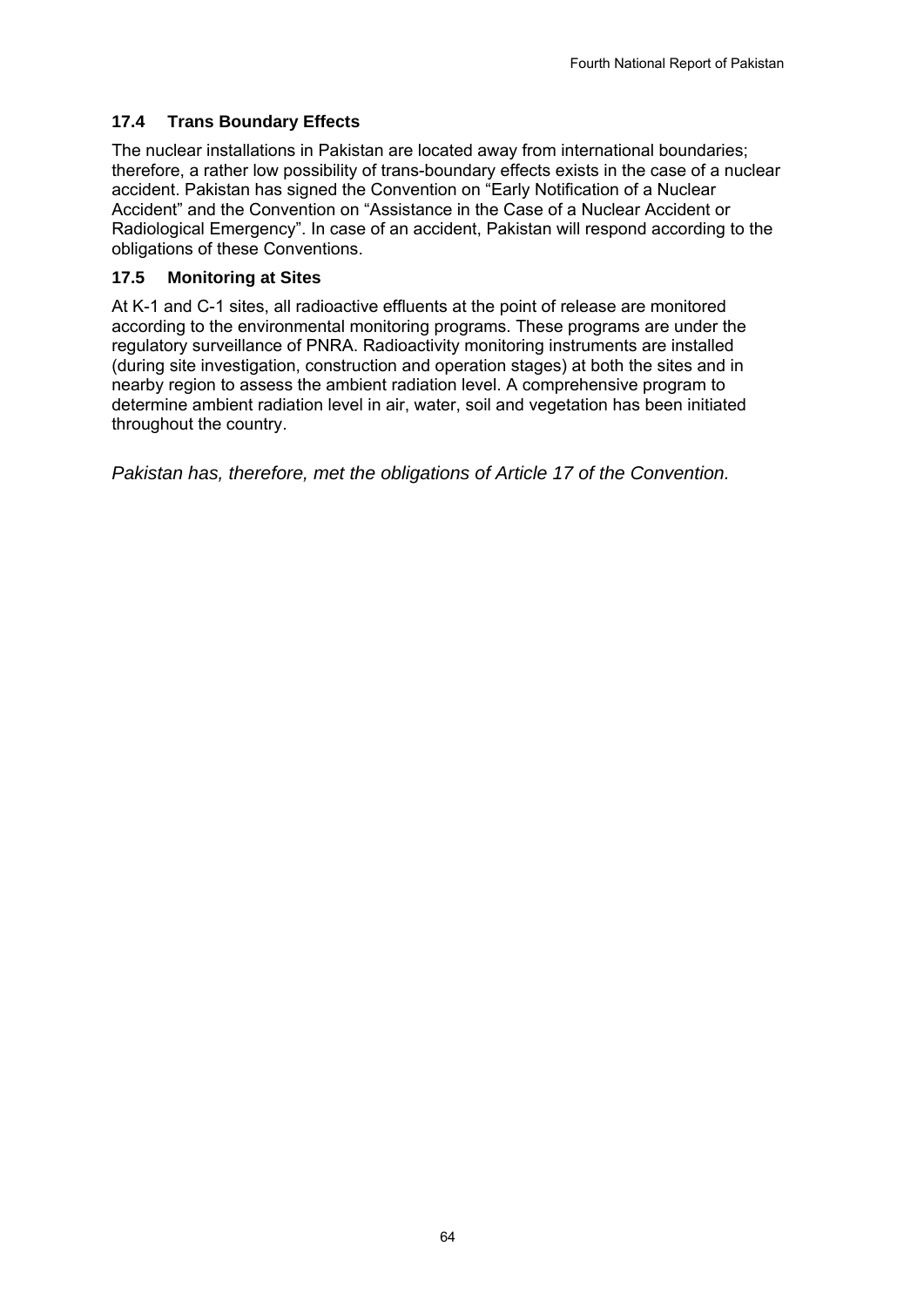### 17.4 Trans Boundary Effects

The nuclear installations in Pakistan are located away from international boundaries; therefore, a rather low possibility of trans-boundary effects exists in the case of a nuclear accident. Pakistan has signed the Convention on "Early Notification of a Nuclear Accident" and the Convention on "Assistance in the Case of a Nuclear Accident or Radiological Emergency". In case of an accident, Pakistan will respond according to the obligations of these Conventions.

### 17.5 Monitoring at Sites

At K-1 and C-1 sites, all radioactive effluents at the point of release are monitored according to the environmental monitoring programs. These programs are under the regulatory surveillance of PNRA. Radioactivity monitoring instruments are installed (during site investigation, construction and operation stages) at both the sites and in nearby region to assess the ambient radiation level. A comprehensive program to determine ambient radiation level in air, water, soil and vegetation has been initiated throughout the country.

*Pakistan has, therefore, met the obligations of Article 17 of the Convention.*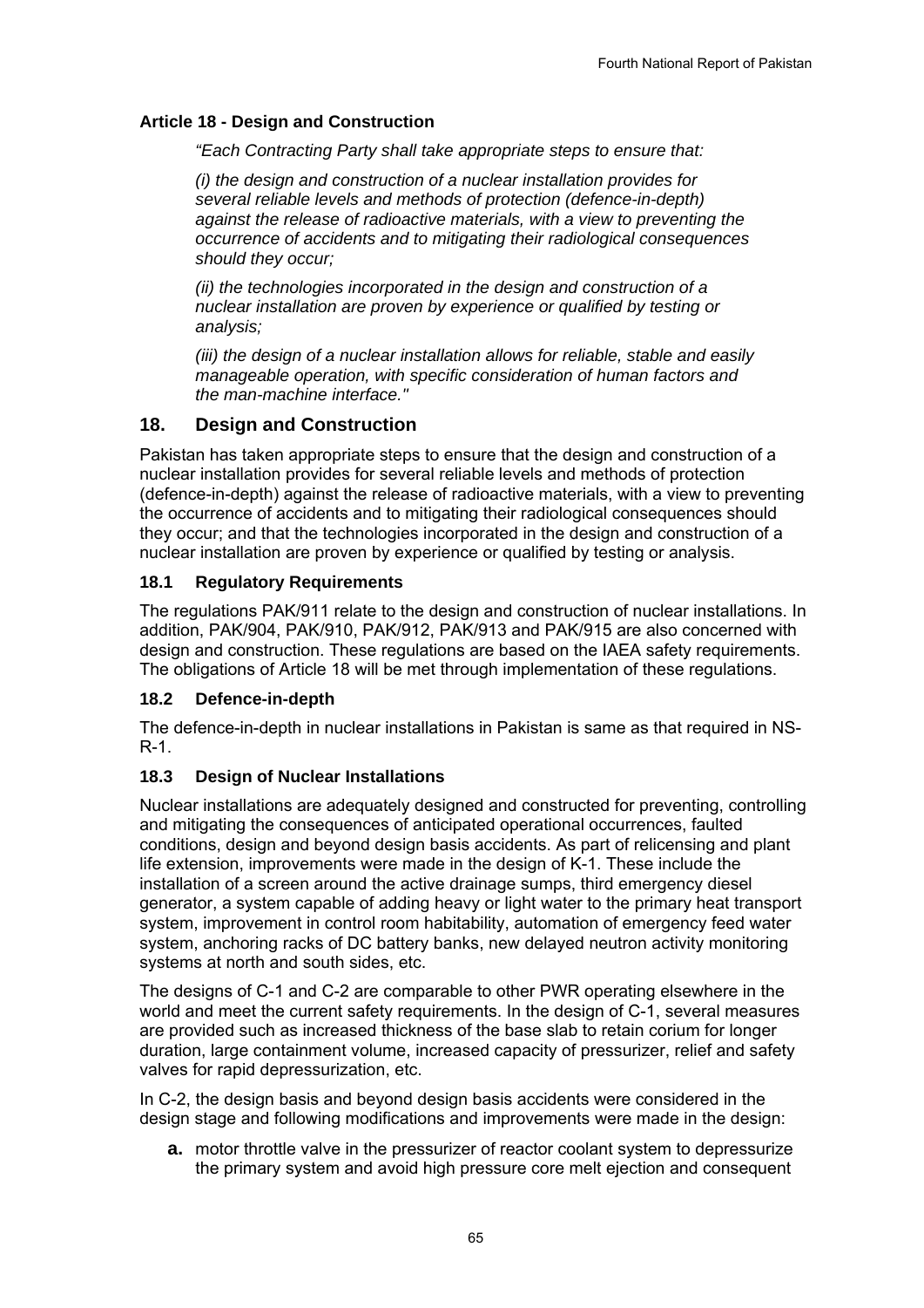### Article 18 - Design and Construction

*"Each Contracting Party shall take appropriate steps to ensure that:*

*(i) the design and construction of a nuclear installation provides for several reliable levels and methods of protection (defence-in-depth) against the release of radioactive materials, with a view to preventing the occurrence of accidents and to mitigating their radiological consequences should they occur;*

*(ii) the technologies incorporated in the design and construction of a nuclear installation are proven by experience or qualified by testing or analysis;*

*(iii) the design of a nuclear installation allows for reliable, stable and easily manageable operation, with specific consideration of human factors and the man-machine interface."*

## 18. Design and Construction

Pakistan has taken appropriate steps to ensure that the design and construction of a nuclear installation provides for several reliable levels and methods of protection (defence-in-depth) against the release of radioactive materials, with a view to preventing the occurrence of accidents and to mitigating their radiological consequences should they occur; and that the technologies incorporated in the design and construction of a nuclear installation are proven by experience or qualified by testing or analysis.

### 18.1 Regulatory Requirements

The regulations PAK/911 relate to the design and construction of nuclear installations. In addition, PAK/904, PAK/910, PAK/912, PAK/913 and PAK/915 are also concerned with design and construction. These regulations are based on the IAEA safety requirements. The obligations of Article 18 will be met through implementation of these regulations.

### 18.2 Defence-in-depth

The defence-in-depth in nuclear installations in Pakistan is same as that required in NS-R-1.

### 18.3 Design of Nuclear Installations

Nuclear installations are adequately designed and constructed for preventing, controlling and mitigating the consequences of anticipated operational occurrences, faulted conditions, design and beyond design basis accidents. As part of relicensing and plant life extension, improvements were made in the design of K-1. These include the installation of a screen around the active drainage sumps, third emergency diesel generator, a system capable of adding heavy or light water to the primary heat transport system, improvement in control room habitability, automation of emergency feed water system, anchoring racks of DC battery banks, new delayed neutron activity monitoring systems at north and south sides, etc.

The designs of C-1 and C-2 are comparable to other PWR operating elsewhere in the world and meet the current safety requirements. In the design of C-1, several measures are provided such as increased thickness of the base slab to retain corium for longer duration, large containment volume, increased capacity of pressurizer, relief and safety valves for rapid depressurization, etc.

In C-2, the design basis and beyond design basis accidents were considered in the design stage and following modifications and improvements were made in the design:

**a.** motor throttle valve in the pressurizer of reactor coolant system to depressurize the primary system and avoid high pressure core melt ejection and consequent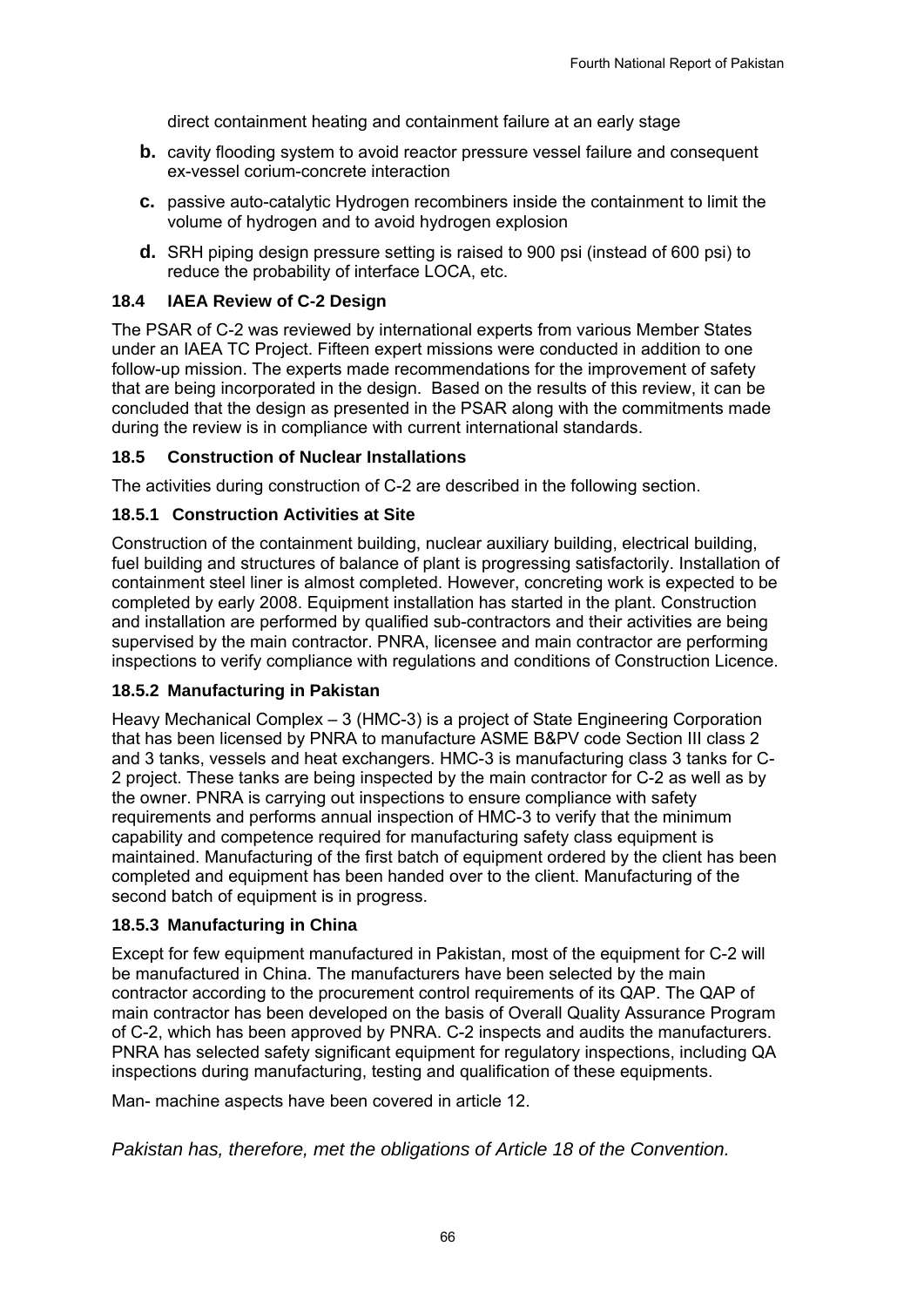direct containment heating and containment failure at an early stage

- **b.** cavity flooding system to avoid reactor pressure vessel failure and consequent ex-vessel corium-concrete interaction
- **c.** passive auto-catalytic Hydrogen recombiners inside the containment to limit the volume of hydrogen and to avoid hydrogen explosion
- **d.** SRH piping design pressure setting is raised to 900 psi (instead of 600 psi) to reduce the probability of interface LOCA, etc.

### 18.4 IAEA Review of C-2 Design

The PSAR of C-2 was reviewed by international experts from various Member States under an IAEA TC Project. Fifteen expert missions were conducted in addition to one follow-up mission. The experts made recommendations for the improvement of safety that are being incorporated in the design. Based on the results of this review, it can be concluded that the design as presented in the PSAR along with the commitments made during the review is in compliance with current international standards.

### 18.5 Construction of Nuclear Installations

The activities during construction of C-2 are described in the following section.

#### 18.5.1 Construction Activities at Site

Construction of the containment building, nuclear auxiliary building, electrical building, fuel building and structures of balance of plant is progressing satisfactorily. Installation of containment steel liner is almost completed. However, concreting work is expected to be completed by early 2008. Equipment installation has started in the plant. Construction and installation are performed by qualified sub-contractors and their activities are being supervised by the main contractor. PNRA, licensee and main contractor are performing inspections to verify compliance with regulations and conditions of Construction Licence.

#### 18.5.2 Manufacturing in Pakistan

Heavy Mechanical Complex – 3 (HMC-3) is a project of State Engineering Corporation that has been licensed by PNRA to manufacture ASME B&PV code Section III class 2 and 3 tanks, vessels and heat exchangers. HMC-3 is manufacturing class 3 tanks for C-2 project. These tanks are being inspected by the main contractor for C-2 as well as by the owner. PNRA is carrying out inspections to ensure compliance with safety requirements and performs annual inspection of HMC-3 to verify that the minimum capability and competence required for manufacturing safety class equipment is maintained. Manufacturing of the first batch of equipment ordered by the client has been completed and equipment has been handed over to the client. Manufacturing of the second batch of equipment is in progress.

#### 18.5.3 Manufacturing in China

Except for few equipment manufactured in Pakistan, most of the equipment for C-2 will be manufactured in China. The manufacturers have been selected by the main contractor according to the procurement control requirements of its QAP. The QAP of main contractor has been developed on the basis of Overall Quality Assurance Program of C-2, which has been approved by PNRA. C-2 inspects and audits the manufacturers. PNRA has selected safety significant equipment for regulatory inspections, including QA inspections during manufacturing, testing and qualification of these equipments.

Man- machine aspects have been covered in article 12.

*Pakistan has, therefore, met the obligations of Article 18 of the Convention.*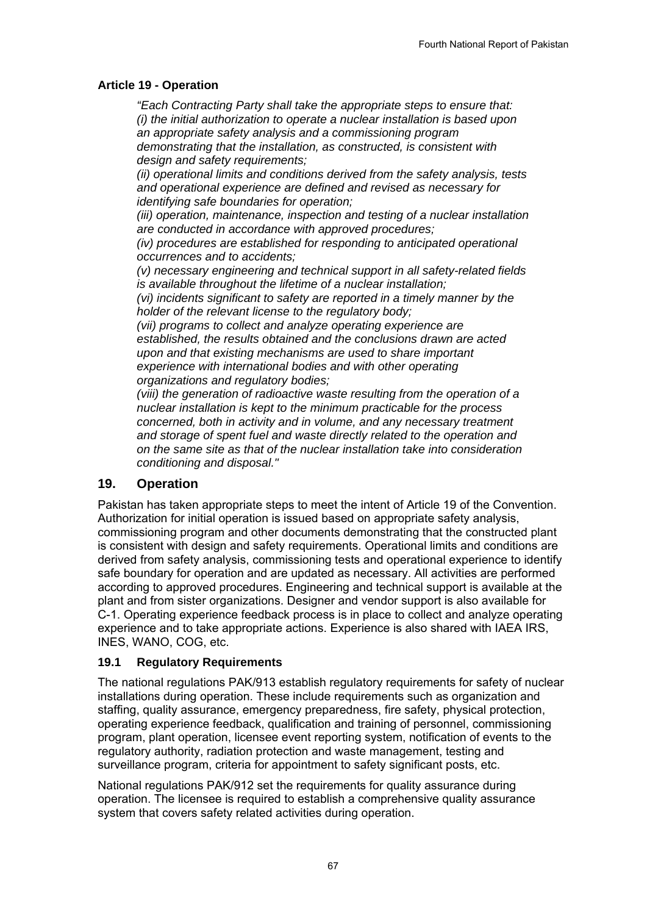### Article 19 - Operation

> *"Each Contracting Party shall take the appropriate steps to ensure that:*
> *(i) the initial authorization to operate a nuclear installation is based upon an appropriate safety analysis and a commissioning program demonstrating that the installation, as constructed, is consistent with design and safety requirements;*
> *(ii) operational limits and conditions derived from the safety analysis, tests and operational experience are defined and revised as necessary for identifying safe boundaries for operation;*
> *(iii) operation, maintenance, inspection and testing of a nuclear installation are conducted in accordance with approved procedures;*
> *(iv) procedures are established for responding to anticipated operational occurrences and to accidents;*
> *(v) necessary engineering and technical support in all safety-related fields is available throughout the lifetime of a nuclear installation;*
> *(vi) incidents significant to safety are reported in a timely manner by the holder of the relevant license to the regulatory body;*
> *(vii) programs to collect and analyze operating experience are established, the results obtained and the conclusions drawn are acted upon and that existing mechanisms are used to share important experience with international bodies and with other operating organizations and regulatory bodies;*
> *(viii) the generation of radioactive waste resulting from the operation of a nuclear installation is kept to the minimum practicable for the process concerned, both in activity and in volume, and any necessary treatment and storage of spent fuel and waste directly related to the operation and on the same site as that of the nuclear installation take into consideration conditioning and disposal."*

## 19. Operation

Pakistan has taken appropriate steps to meet the intent of Article 19 of the Convention. Authorization for initial operation is issued based on appropriate safety analysis, commissioning program and other documents demonstrating that the constructed plant is consistent with design and safety requirements. Operational limits and conditions are derived from safety analysis, commissioning tests and operational experience to identify safe boundary for operation and are updated as necessary. All activities are performed according to approved procedures. Engineering and technical support is available at the plant and from sister organizations. Designer and vendor support is also available for C-1. Operating experience feedback process is in place to collect and analyze operating experience and to take appropriate actions. Experience is also shared with IAEA IRS, INES, WANO, COG, etc.

### 19.1 Regulatory Requirements

The national regulations PAK/913 establish regulatory requirements for safety of nuclear installations during operation. These include requirements such as organization and staffing, quality assurance, emergency preparedness, fire safety, physical protection, operating experience feedback, qualification and training of personnel, commissioning program, plant operation, licensee event reporting system, notification of events to the regulatory authority, radiation protection and waste management, testing and surveillance program, criteria for appointment to safety significant posts, etc.

National regulations PAK/912 set the requirements for quality assurance during operation. The licensee is required to establish a comprehensive quality assurance system that covers safety related activities during operation.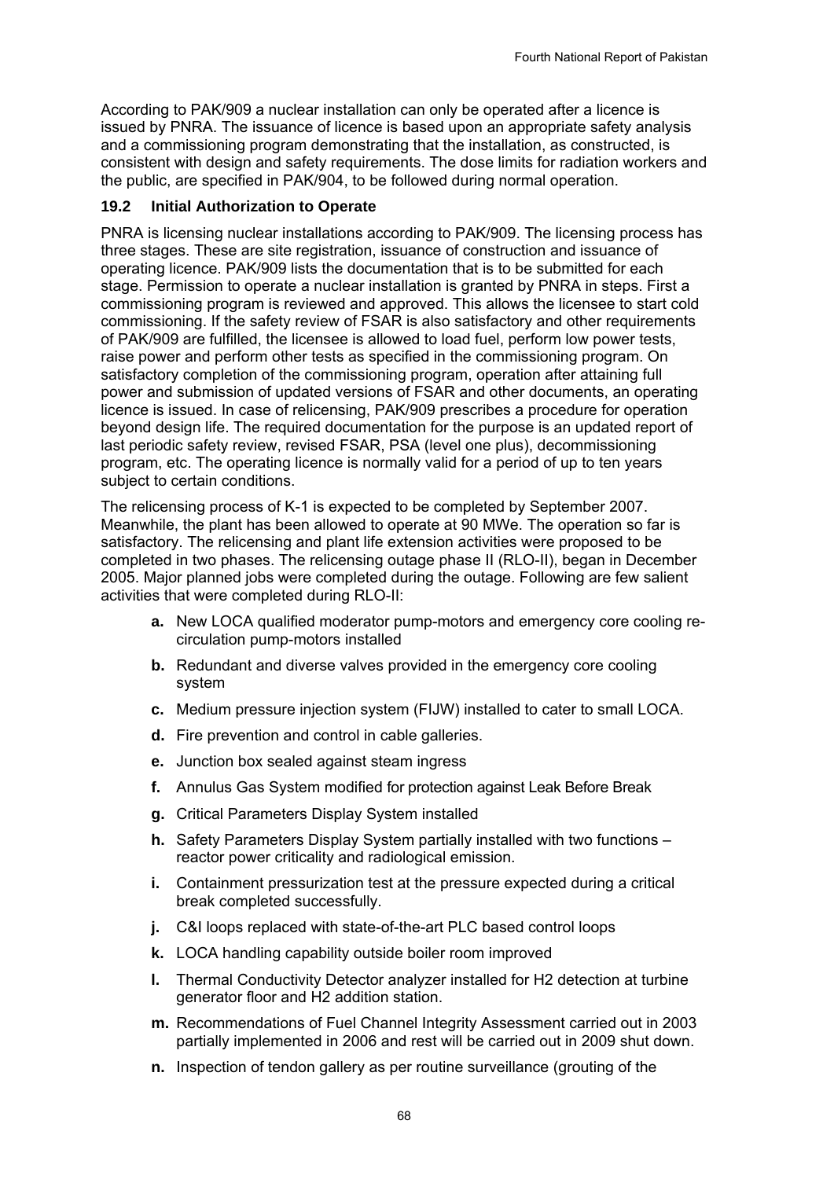According to PAK/909 a nuclear installation can only be operated after a licence is issued by PNRA. The issuance of licence is based upon an appropriate safety analysis and a commissioning program demonstrating that the installation, as constructed, is consistent with design and safety requirements. The dose limits for radiation workers and the public, are specified in PAK/904, to be followed during normal operation.

## 19.2 Initial Authorization to Operate

PNRA is licensing nuclear installations according to PAK/909. The licensing process has three stages. These are site registration, issuance of construction and issuance of operating licence. PAK/909 lists the documentation that is to be submitted for each stage. Permission to operate a nuclear installation is granted by PNRA in steps. First a commissioning program is reviewed and approved. This allows the licensee to start cold commissioning. If the safety review of FSAR is also satisfactory and other requirements of PAK/909 are fulfilled, the licensee is allowed to load fuel, perform low power tests, raise power and perform other tests as specified in the commissioning program. On satisfactory completion of the commissioning program, operation after attaining full power and submission of updated versions of FSAR and other documents, an operating licence is issued. In case of relicensing, PAK/909 prescribes a procedure for operation beyond design life. The required documentation for the purpose is an updated report of last periodic safety review, revised FSAR, PSA (level one plus), decommissioning program, etc. The operating licence is normally valid for a period of up to ten years subject to certain conditions.

The relicensing process of K-1 is expected to be completed by September 2007. Meanwhile, the plant has been allowed to operate at 90 MWe. The operation so far is satisfactory. The relicensing and plant life extension activities were proposed to be completed in two phases. The relicensing outage phase II (RLO-II), began in December 2005. Major planned jobs were completed during the outage. Following are few salient activities that were completed during RLO-II:

- **a.** New LOCA qualified moderator pump-motors and emergency core cooling re-circulation pump-motors installed
- **b.** Redundant and diverse valves provided in the emergency core cooling system
- **c.** Medium pressure injection system (FIJW) installed to cater to small LOCA.
- **d.** Fire prevention and control in cable galleries.
- **e.** Junction box sealed against steam ingress
- **f.** Annulus Gas System modified for protection against Leak Before Break
- **g.** Critical Parameters Display System installed
- **h.** Safety Parameters Display System partially installed with two functions – reactor power criticality and radiological emission.
- **i.** Containment pressurization test at the pressure expected during a critical break completed successfully.
- **j.** C&I loops replaced with state-of-the-art PLC based control loops
- **k.** LOCA handling capability outside boiler room improved
- **l.** Thermal Conductivity Detector analyzer installed for H2 detection at turbine generator floor and H2 addition station.
- **m.** Recommendations of Fuel Channel Integrity Assessment carried out in 2003 partially implemented in 2006 and rest will be carried out in 2009 shut down.
- **n.** Inspection of tendon gallery as per routine surveillance (grouting of the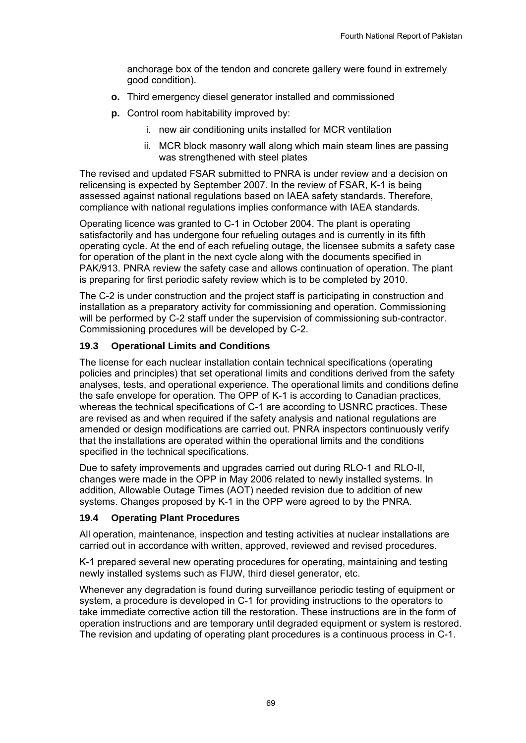anchorage box of the tendon and concrete gallery were found in extremely good condition).

- **o.** Third emergency diesel generator installed and commissioned
- **p.** Control room habitability improved by:
    - i. new air conditioning units installed for MCR ventilation
    - ii. MCR block masonry wall along which main steam lines are passing was strengthened with steel plates

The revised and updated FSAR submitted to PNRA is under review and a decision on relicensing is expected by September 2007. In the review of FSAR, K-1 is being assessed against national regulations based on IAEA safety standards. Therefore, compliance with national regulations implies conformance with IAEA standards.

Operating licence was granted to C-1 in October 2004. The plant is operating satisfactorily and has undergone four refueling outages and is currently in its fifth operating cycle. At the end of each refueling outage, the licensee submits a safety case for operation of the plant in the next cycle along with the documents specified in PAK/913. PNRA review the safety case and allows continuation of operation. The plant is preparing for first periodic safety review which is to be completed by 2010.

The C-2 is under construction and the project staff is participating in construction and installation as a preparatory activity for commissioning and operation. Commissioning will be performed by C-2 staff under the supervision of commissioning sub-contractor. Commissioning procedures will be developed by C-2.

### 19.3 Operational Limits and Conditions

The license for each nuclear installation contain technical specifications (operating policies and principles) that set operational limits and conditions derived from the safety analyses, tests, and operational experience. The operational limits and conditions define the safe envelope for operation. The OPP of K-1 is according to Canadian practices, whereas the technical specifications of C-1 are according to USNRC practices. These are revised as and when required if the safety analysis and national regulations are amended or design modifications are carried out. PNRA inspectors continuously verify that the installations are operated within the operational limits and the conditions specified in the technical specifications.

Due to safety improvements and upgrades carried out during RLO-1 and RLO-II, changes were made in the OPP in May 2006 related to newly installed systems. In addition, Allowable Outage Times (AOT) needed revision due to addition of new systems. Changes proposed by K-1 in the OPP were agreed to by the PNRA.

### 19.4 Operating Plant Procedures

All operation, maintenance, inspection and testing activities at nuclear installations are carried out in accordance with written, approved, reviewed and revised procedures.

K-1 prepared several new operating procedures for operating, maintaining and testing newly installed systems such as FIJW, third diesel generator, etc.

Whenever any degradation is found during surveillance periodic testing of equipment or system, a procedure is developed in C-1 for providing instructions to the operators to take immediate corrective action till the restoration. These instructions are in the form of operation instructions and are temporary until degraded equipment or system is restored. The revision and updating of operating plant procedures is a continuous process in C-1.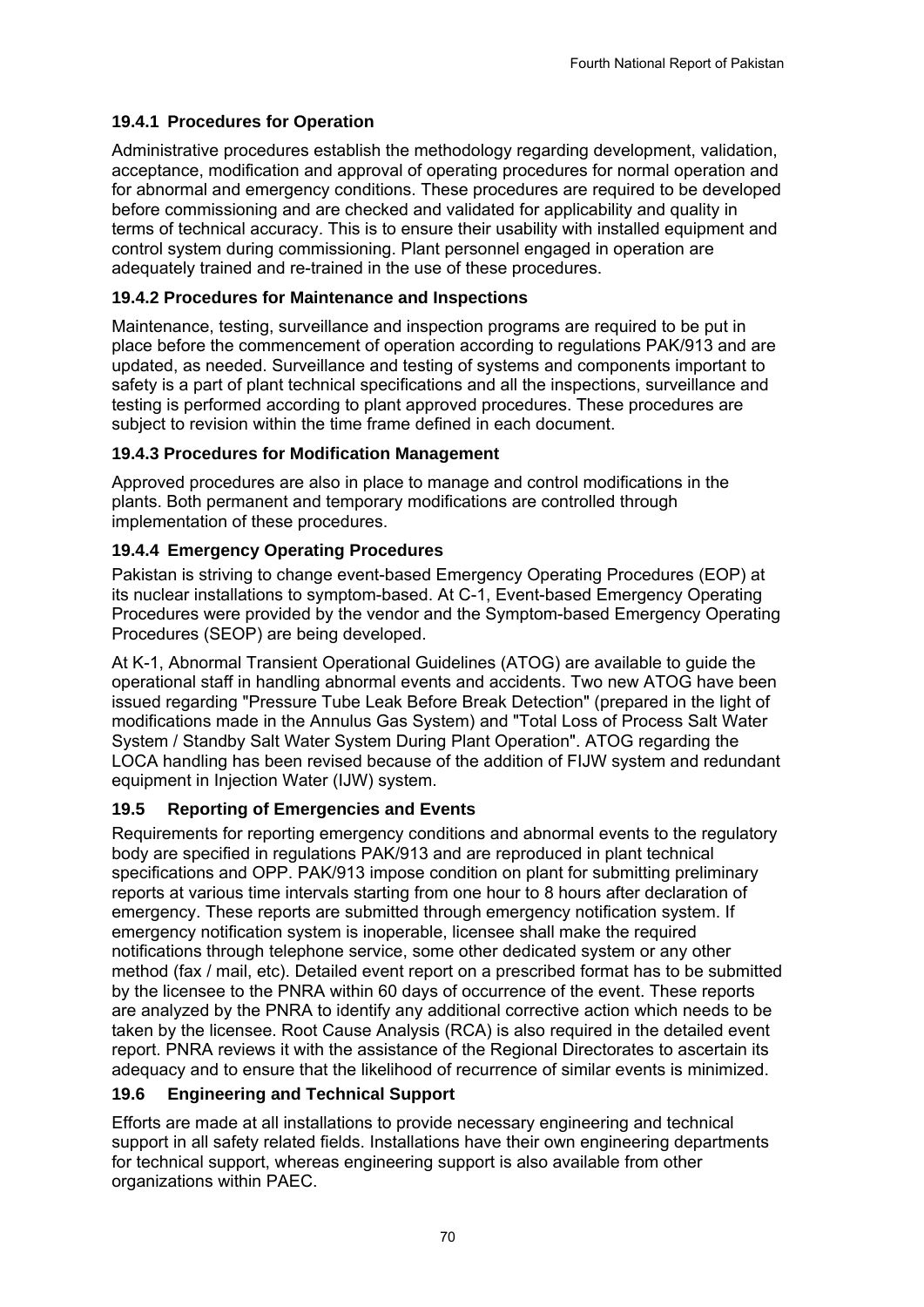### 19.4.1 Procedures for Operation

Administrative procedures establish the methodology regarding development, validation, acceptance, modification and approval of operating procedures for normal operation and for abnormal and emergency conditions. These procedures are required to be developed before commissioning and are checked and validated for applicability and quality in terms of technical accuracy. This is to ensure their usability with installed equipment and control system during commissioning. Plant personnel engaged in operation are adequately trained and re-trained in the use of these procedures.

### 19.4.2 Procedures for Maintenance and Inspections

Maintenance, testing, surveillance and inspection programs are required to be put in place before the commencement of operation according to regulations PAK/913 and are updated, as needed. Surveillance and testing of systems and components important to safety is a part of plant technical specifications and all the inspections, surveillance and testing is performed according to plant approved procedures. These procedures are subject to revision within the time frame defined in each document.

### 19.4.3 Procedures for Modification Management

Approved procedures are also in place to manage and control modifications in the plants. Both permanent and temporary modifications are controlled through implementation of these procedures.

### 19.4.4 Emergency Operating Procedures

Pakistan is striving to change event-based Emergency Operating Procedures (EOP) at its nuclear installations to symptom-based. At C-1, Event-based Emergency Operating Procedures were provided by the vendor and the Symptom-based Emergency Operating Procedures (SEOP) are being developed.

At K-1, Abnormal Transient Operational Guidelines (ATOG) are available to guide the operational staff in handling abnormal events and accidents. Two new ATOG have been issued regarding "Pressure Tube Leak Before Break Detection" (prepared in the light of modifications made in the Annulus Gas System) and "Total Loss of Process Salt Water System / Standby Salt Water System During Plant Operation". ATOG regarding the LOCA handling has been revised because of the addition of FIJW system and redundant equipment in Injection Water (IJW) system.

## 19.5 Reporting of Emergencies and Events

Requirements for reporting emergency conditions and abnormal events to the regulatory body are specified in regulations PAK/913 and are reproduced in plant technical specifications and OPP. PAK/913 impose condition on plant for submitting preliminary reports at various time intervals starting from one hour to 8 hours after declaration of emergency. These reports are submitted through emergency notification system. If emergency notification system is inoperable, licensee shall make the required notifications through telephone service, some other dedicated system or any other method (fax / mail, etc). Detailed event report on a prescribed format has to be submitted by the licensee to the PNRA within 60 days of occurrence of the event. These reports are analyzed by the PNRA to identify any additional corrective action which needs to be taken by the licensee. Root Cause Analysis (RCA) is also required in the detailed event report. PNRA reviews it with the assistance of the Regional Directorates to ascertain its adequacy and to ensure that the likelihood of recurrence of similar events is minimized.

## 19.6 Engineering and Technical Support

Efforts are made at all installations to provide necessary engineering and technical support in all safety related fields. Installations have their own engineering departments for technical support, whereas engineering support is also available from other organizations within PAEC.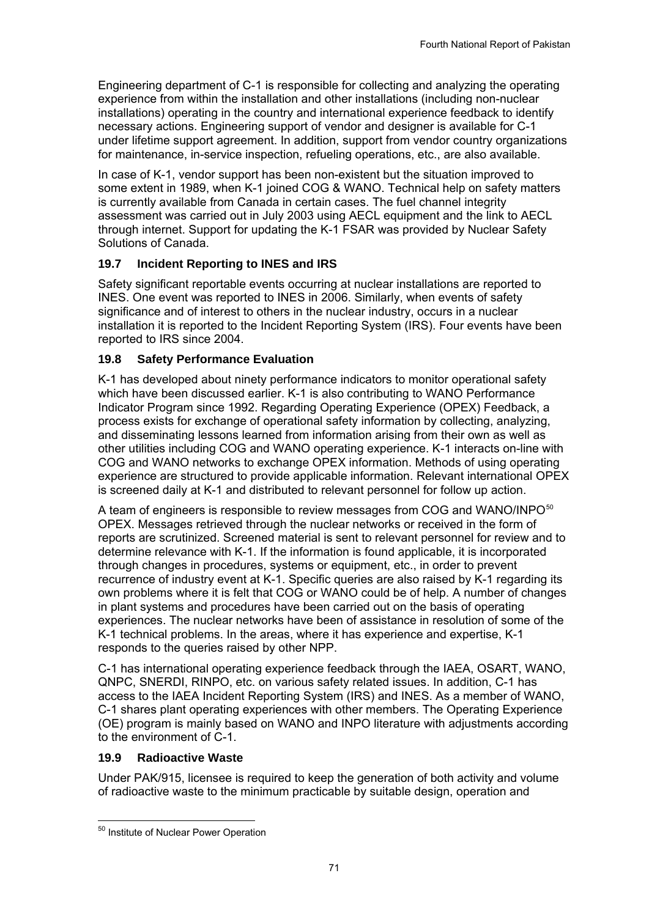Engineering department of C-1 is responsible for collecting and analyzing the operating experience from within the installation and other installations (including non-nuclear installations) operating in the country and international experience feedback to identify necessary actions. Engineering support of vendor and designer is available for C-1 under lifetime support agreement. In addition, support from vendor country organizations for maintenance, in-service inspection, refueling operations, etc., are also available.

In case of K-1, vendor support has been non-existent but the situation improved to some extent in 1989, when K-1 joined COG & WANO. Technical help on safety matters is currently available from Canada in certain cases. The fuel channel integrity assessment was carried out in July 2003 using AECL equipment and the link to AECL through internet. Support for updating the K-1 FSAR was provided by Nuclear Safety Solutions of Canada.

### 19.7 Incident Reporting to INES and IRS

Safety significant reportable events occurring at nuclear installations are reported to INES. One event was reported to INES in 2006. Similarly, when events of safety significance and of interest to others in the nuclear industry, occurs in a nuclear installation it is reported to the Incident Reporting System (IRS). Four events have been reported to IRS since 2004.

### 19.8 Safety Performance Evaluation

K-1 has developed about ninety performance indicators to monitor operational safety which have been discussed earlier. K-1 is also contributing to WANO Performance Indicator Program since 1992. Regarding Operating Experience (OPEX) Feedback, a process exists for exchange of operational safety information by collecting, analyzing, and disseminating lessons learned from information arising from their own as well as other utilities including COG and WANO operating experience. K-1 interacts on-line with COG and WANO networks to exchange OPEX information. Methods of using operating experience are structured to provide applicable information. Relevant international OPEX is screened daily at K-1 and distributed to relevant personnel for follow up action.

A team of engineers is responsible to review messages from COG and WANO/INPO[50] OPEX. Messages retrieved through the nuclear networks or received in the form of reports are scrutinized. Screened material is sent to relevant personnel for review and to determine relevance with K-1. If the information is found applicable, it is incorporated through changes in procedures, systems or equipment, etc., in order to prevent recurrence of industry event at K-1. Specific queries are also raised by K-1 regarding its own problems where it is felt that COG or WANO could be of help. A number of changes in plant systems and procedures have been carried out on the basis of operating experiences. The nuclear networks have been of assistance in resolution of some of the K-1 technical problems. In the areas, where it has experience and expertise, K-1 responds to the queries raised by other NPP.

C-1 has international operating experience feedback through the IAEA, OSART, WANO, QNPC, SNERDI, RINPO, etc. on various safety related issues. In addition, C-1 has access to the IAEA Incident Reporting System (IRS) and INES. As a member of WANO, C-1 shares plant operating experiences with other members. The Operating Experience (OE) program is mainly based on WANO and INPO literature with adjustments according to the environment of C-1.

### 19.9 Radioactive Waste

Under PAK/915, licensee is required to keep the generation of both activity and volume of radioactive waste to the minimum practicable by suitable design, operation and

---

[50] Institute of Nuclear Power Operation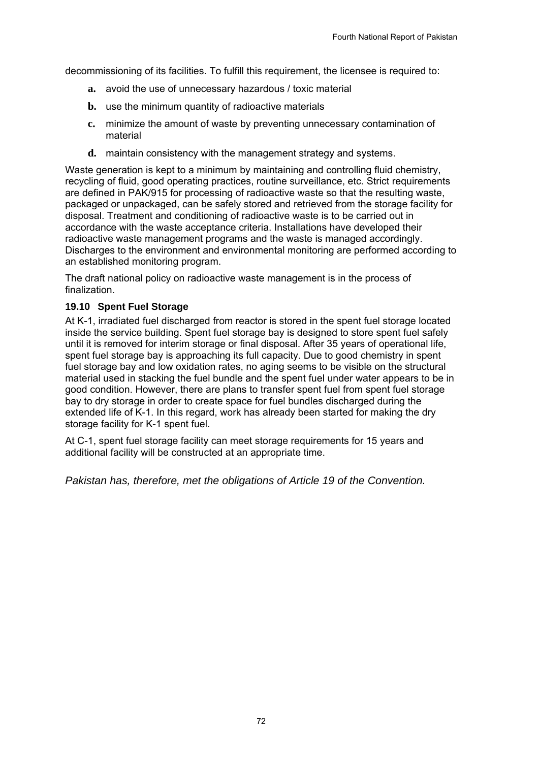decommissioning of its facilities. To fulfill this requirement, the licensee is required to:

- **a.** avoid the use of unnecessary hazardous / toxic material
- **b.** use the minimum quantity of radioactive materials
- **c.** minimize the amount of waste by preventing unnecessary contamination of material
- **d.** maintain consistency with the management strategy and systems.

Waste generation is kept to a minimum by maintaining and controlling fluid chemistry, recycling of fluid, good operating practices, routine surveillance, etc. Strict requirements are defined in PAK/915 for processing of radioactive waste so that the resulting waste, packaged or unpackaged, can be safely stored and retrieved from the storage facility for disposal. Treatment and conditioning of radioactive waste is to be carried out in accordance with the waste acceptance criteria. Installations have developed their radioactive waste management programs and the waste is managed accordingly. Discharges to the environment and environmental monitoring are performed according to an established monitoring program.

The draft national policy on radioactive waste management is in the process of finalization.

### 19.10 Spent Fuel Storage

At K-1, irradiated fuel discharged from reactor is stored in the spent fuel storage located inside the service building. Spent fuel storage bay is designed to store spent fuel safely until it is removed for interim storage or final disposal. After 35 years of operational life, spent fuel storage bay is approaching its full capacity. Due to good chemistry in spent fuel storage bay and low oxidation rates, no aging seems to be visible on the structural material used in stacking the fuel bundle and the spent fuel under water appears to be in good condition. However, there are plans to transfer spent fuel from spent fuel storage bay to dry storage in order to create space for fuel bundles discharged during the extended life of K-1. In this regard, work has already been started for making the dry storage facility for K-1 spent fuel.

At C-1, spent fuel storage facility can meet storage requirements for 15 years and additional facility will be constructed at an appropriate time.

*Pakistan has, therefore, met the obligations of Article 19 of the Convention.*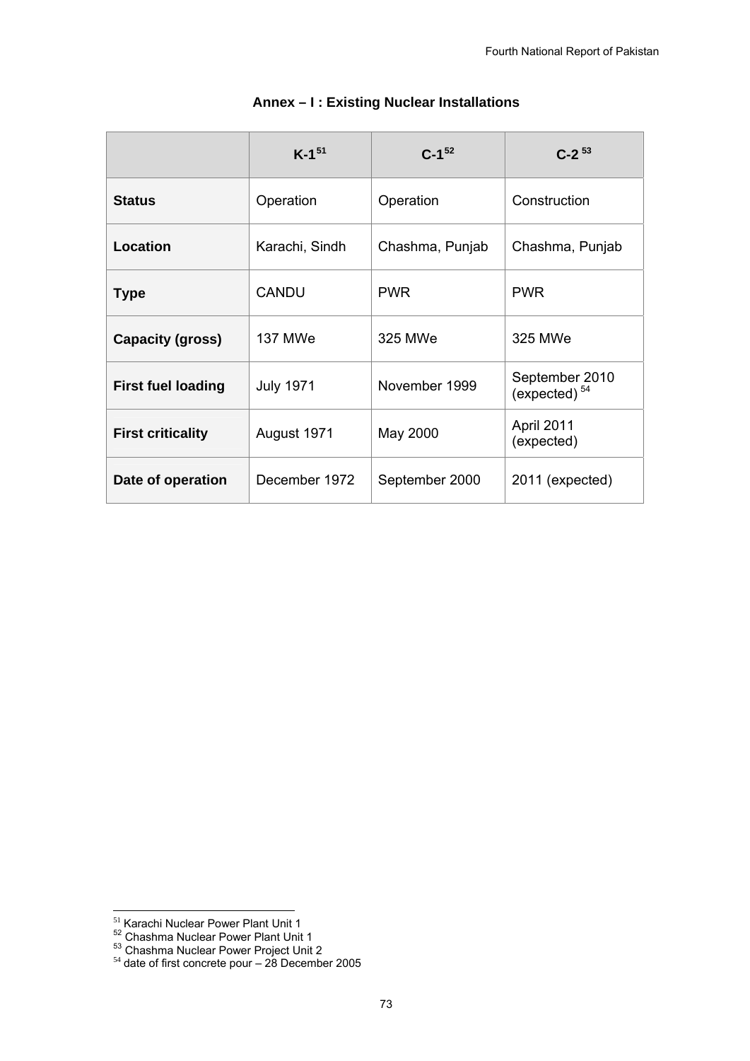## Annex – I : Existing Nuclear Installations

| | K-1[51] | C-1[52] | C-2[53] |
|---|---|---|---|
| **Status** | Operation | Operation | Construction |
| **Location** | Karachi, Sindh | Chashma, Punjab | Chashma, Punjab |
| **Type** | CANDU | PWR | PWR |
| **Capacity (gross)** | 137 MWe | 325 MWe | 325 MWe |
| **First fuel loading** | July 1971 | November 1999 | September 2010 (expected)[54] |
| **First criticality** | August 1971 | May 2000 | April 2011 (expected) |
| **Date of operation** | December 1972 | September 2000 | 2011 (expected) |

[51] Karachi Nuclear Power Plant Unit 1
[52] Chashma Nuclear Power Plant Unit 1
[53] Chashma Nuclear Power Project Unit 2
[54] date of first concrete pour – 28 December 2005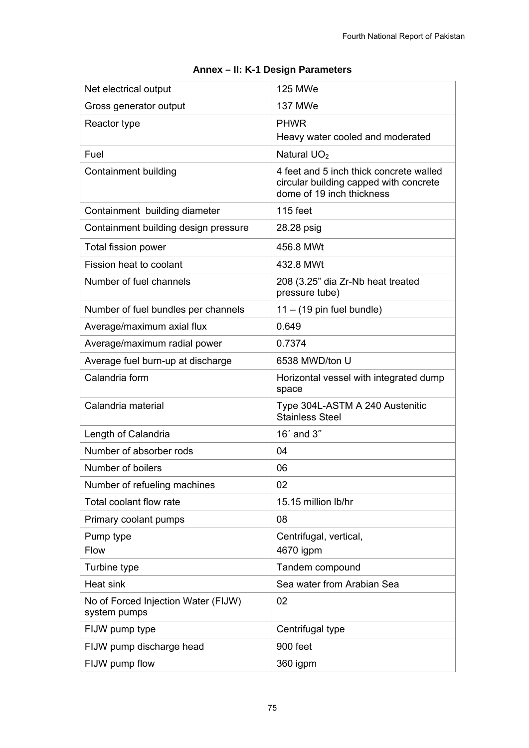## Annex – II: K-1 Design Parameters

| | |
|---|---|
| Net electrical output | 125 MWe |
| Gross generator output | 137 MWe |
| Reactor type | PHWR<br>Heavy water cooled and moderated |
| Fuel | Natural $UO_2$ |
| Containment building | 4 feet and 5 inch thick concrete walled circular building capped with concrete dome of 19 inch thickness |
| Containment building diameter | 115 feet |
| Containment building design pressure | 28.28 psig |
| Total fission power | 456.8 MWt |
| Fission heat to coolant | 432.8 MWt |
| Number of fuel channels | 208 (3.25" dia Zr-Nb heat treated pressure tube) |
| Number of fuel bundles per channels | 11 – (19 pin fuel bundle) |
| Average/maximum axial flux | 0.649 |
| Average/maximum radial power | 0.7374 |
| Average fuel burn-up at discharge | 6538 MWD/ton U |
| Calandria form | Horizontal vessel with integrated dump space |
| Calandria material | Type 304L-ASTM A 240 Austenitic Stainless Steel |
| Length of Calandria | 16´ and 3˝ |
| Number of absorber rods | 04 |
| Number of boilers | 06 |
| Number of refueling machines | 02 |
| Total coolant flow rate | 15.15 million lb/hr |
| Primary coolant pumps | 08 |
| Pump type<br>Flow | Centrifugal, vertical,<br>4670 igpm |
| Turbine type | Tandem compound |
| Heat sink | Sea water from Arabian Sea |
| No of Forced Injection Water (FIJW) system pumps | 02 |
| FIJW pump type | Centrifugal type |
| FIJW pump discharge head | 900 feet |
| FIJW pump flow | 360 igpm |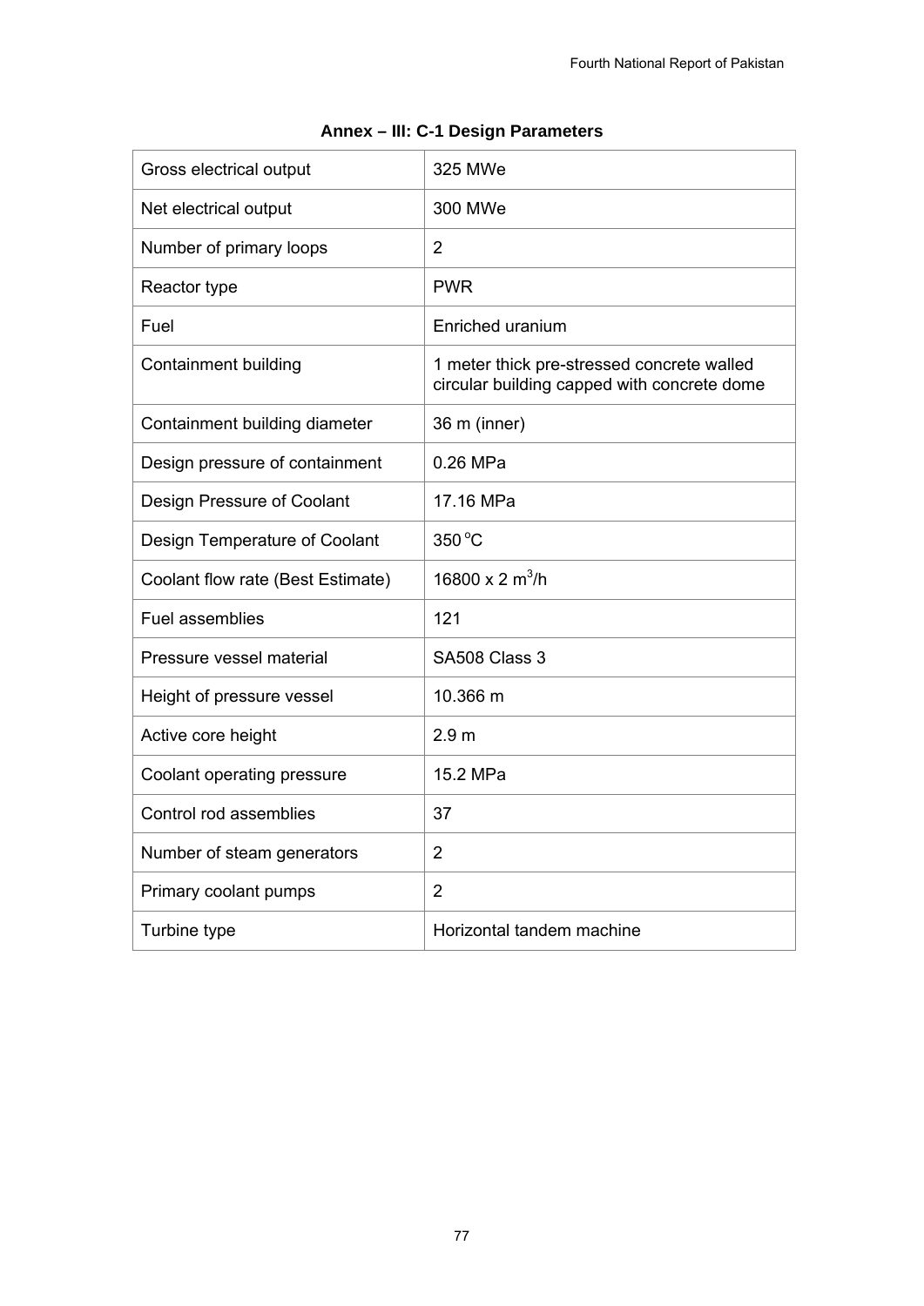## Annex – III: C-1 Design Parameters

| Parameter | Value |
|---|---|
| Gross electrical output | 325 MWe |
| Net electrical output | 300 MWe |
| Number of primary loops | 2 |
| Reactor type | PWR |
| Fuel | Enriched uranium |
| Containment building | 1 meter thick pre-stressed concrete walled circular building capped with concrete dome |
| Containment building diameter | 36 m (inner) |
| Design pressure of containment | 0.26 MPa |
| Design Pressure of Coolant | 17.16 MPa |
| Design Temperature of Coolant | 350 °C |
| Coolant flow rate (Best Estimate) | 16800 x 2 $m^3$/h |
| Fuel assemblies | 121 |
| Pressure vessel material | SA508 Class 3 |
| Height of pressure vessel | 10.366 m |
| Active core height | 2.9 m |
| Coolant operating pressure | 15.2 MPa |
| Control rod assemblies | 37 |
| Number of steam generators | 2 |
| Primary coolant pumps | 2 |
| Turbine type | Horizontal tandem machine |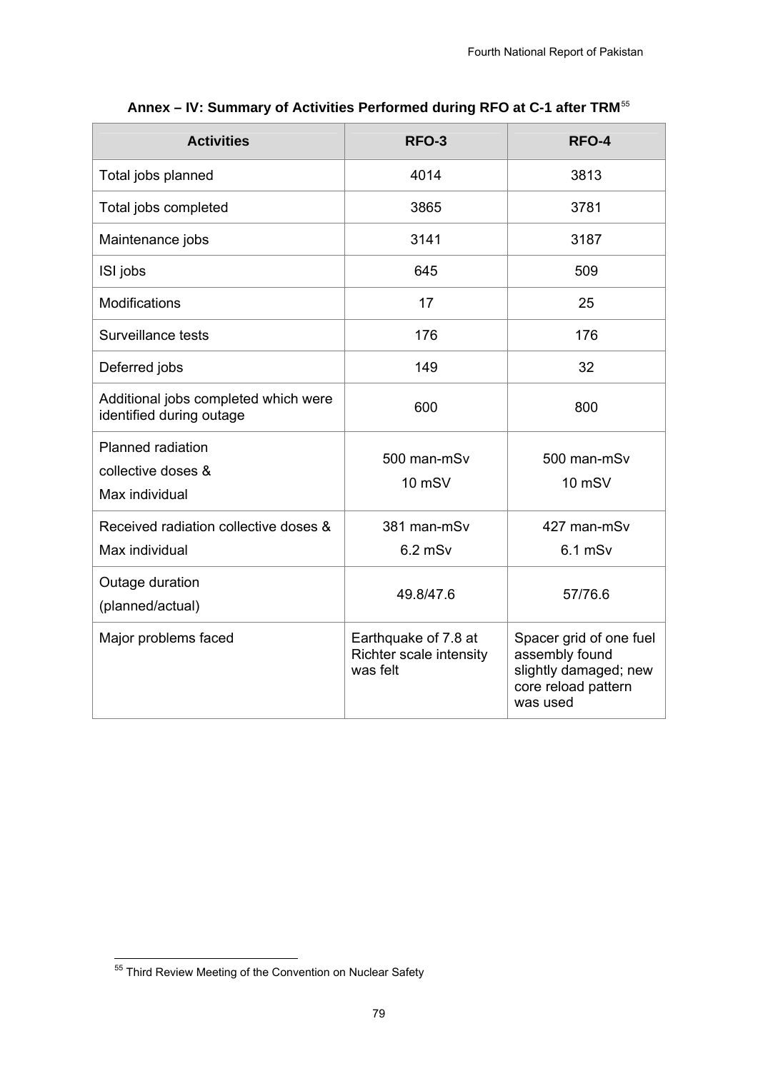**Annex – IV: Summary of Activities Performed during RFO at C-1 after TRM**[55]

| Activities | RFO-3 | RFO-4 |
|---|---|---|
| Total jobs planned | 4014 | 3813 |
| Total jobs completed | 3865 | 3781 |
| Maintenance jobs | 3141 | 3187 |
| ISI jobs | 645 | 509 |
| Modifications | 17 | 25 |
| Surveillance tests | 176 | 176 |
| Deferred jobs | 149 | 32 |
| Additional jobs completed which were identified during outage | 600 | 800 |
| Planned radiation collective doses & Max individual | 500 man-mSv 10 mSV | 500 man-mSv 10 mSV |
| Received radiation collective doses & Max individual | 381 man-mSv 6.2 mSv | 427 man-mSv 6.1 mSv |
| Outage duration (planned/actual) | 49.8/47.6 | 57/76.6 |
| Major problems faced | Earthquake of 7.8 at Richter scale intensity was felt | Spacer grid of one fuel assembly found slightly damaged; new core reload pattern was used |

[55] Third Review Meeting of the Convention on Nuclear Safety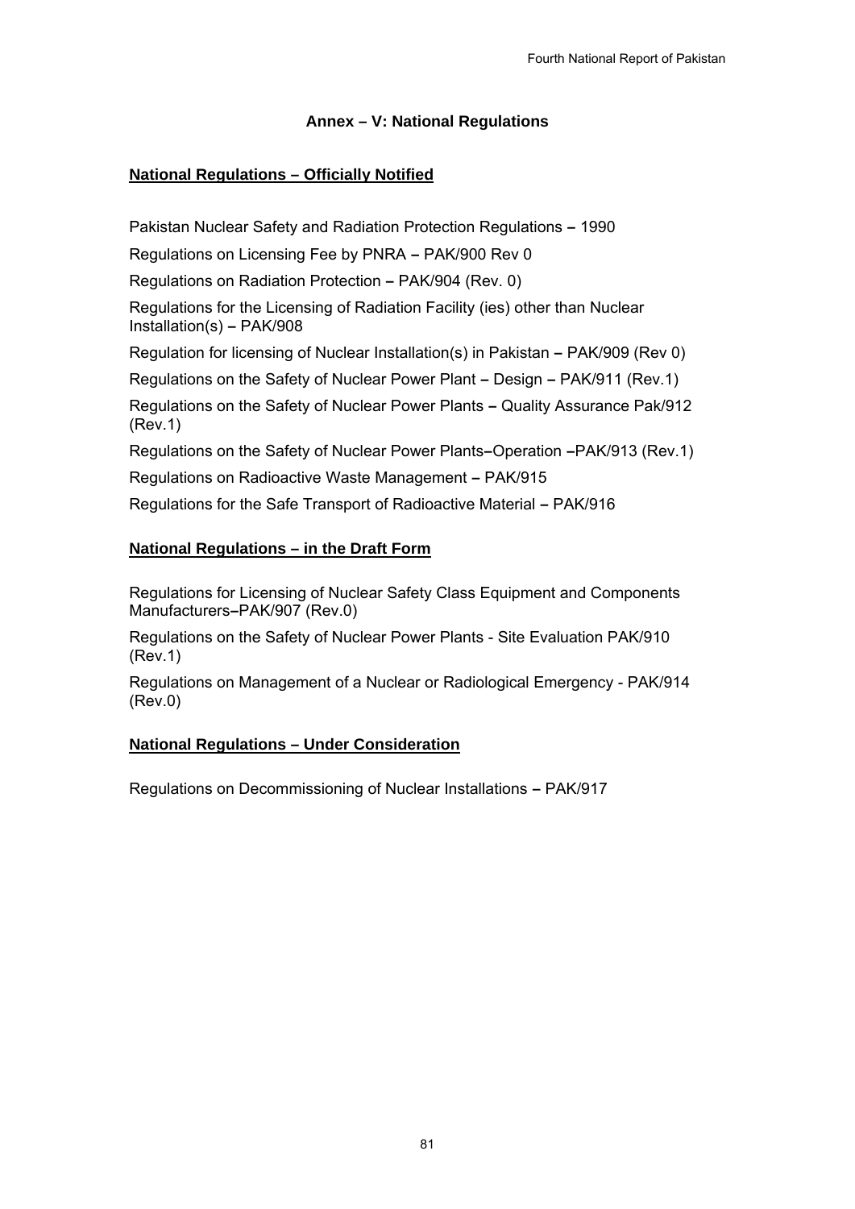# Annex – V: National Regulations

## National Regulations – Officially Notified

Pakistan Nuclear Safety and Radiation Protection Regulations – 1990

Regulations on Licensing Fee by PNRA – PAK/900 Rev 0

Regulations on Radiation Protection – PAK/904 (Rev. 0)

Regulations for the Licensing of Radiation Facility (ies) other than Nuclear Installation(s) – PAK/908

Regulation for licensing of Nuclear Installation(s) in Pakistan – PAK/909 (Rev 0)

Regulations on the Safety of Nuclear Power Plant – Design – PAK/911 (Rev.1)

Regulations on the Safety of Nuclear Power Plants – Quality Assurance Pak/912 (Rev.1)

Regulations on the Safety of Nuclear Power Plants–Operation –PAK/913 (Rev.1)

Regulations on Radioactive Waste Management – PAK/915

Regulations for the Safe Transport of Radioactive Material – PAK/916

## National Regulations – in the Draft Form

Regulations for Licensing of Nuclear Safety Class Equipment and Components Manufacturers–PAK/907 (Rev.0)

Regulations on the Safety of Nuclear Power Plants - Site Evaluation PAK/910 (Rev.1)

Regulations on Management of a Nuclear or Radiological Emergency - PAK/914 (Rev.0)

## National Regulations – Under Consideration

Regulations on Decommissioning of Nuclear Installations – PAK/917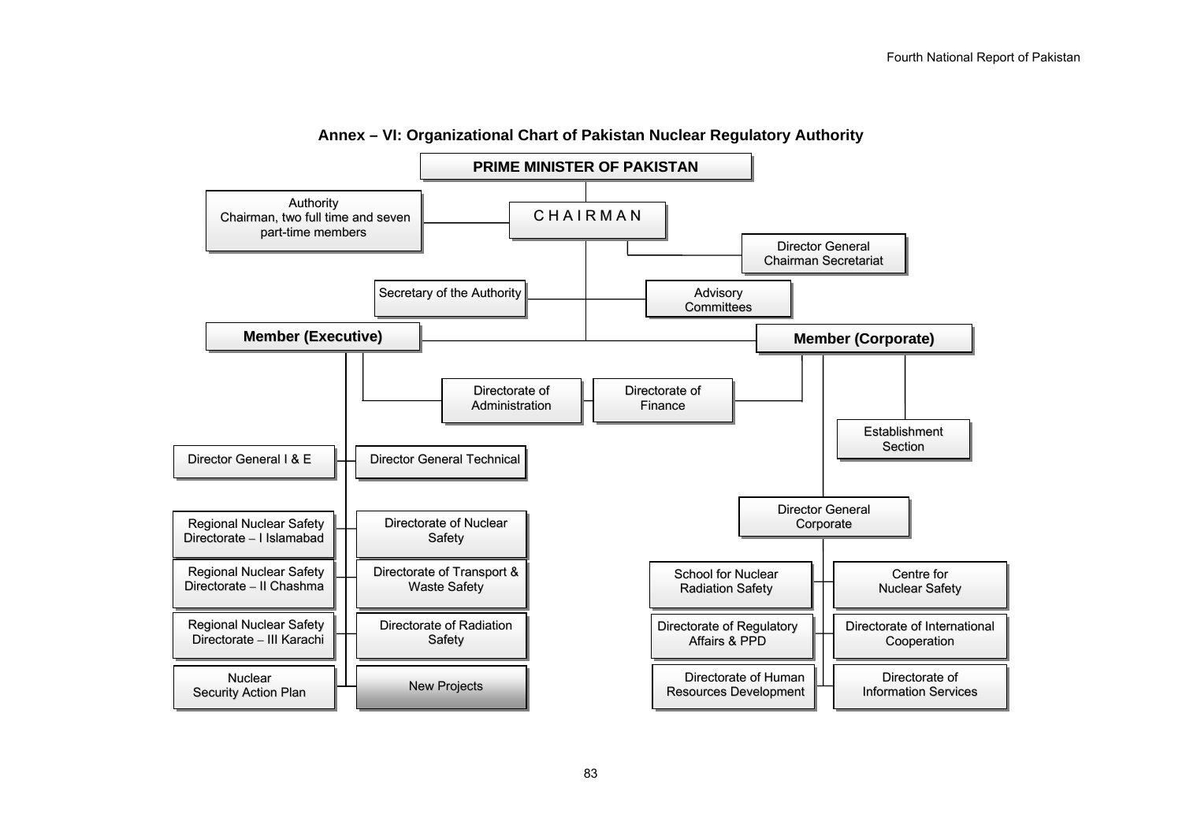## Annex – VI: Organizational Chart of Pakistan Nuclear Regulatory Authority

- **PRIME MINISTER OF PAKISTAN**
  - C H A I R M A N
    - Authority: Chairman, two full time and seven part-time members
    - Director General Chairman Secretariat
    - Secretary of the Authority
    - Advisory Committees
    - **Member (Executive)**
      - Directorate of Administration
      - Director General I & E
      - Director General Technical
      - Regional Nuclear Safety Directorate – I Islamabad
      - Regional Nuclear Safety Directorate – II Chashma
      - Regional Nuclear Safety Directorate – III Karachi
      - Nuclear Security Action Plan
      - Directorate of Nuclear Safety
      - Directorate of Transport & Waste Safety
      - Directorate of Radiation Safety
      - New Projects
    - **Member (Corporate)**
      - Directorate of Finance
      - Establishment Section
      - Director General Corporate
        - School for Nuclear Radiation Safety
        - Centre for Nuclear Safety
        - Directorate of Regulatory Affairs & PPD
        - Directorate of International Cooperation
        - Directorate of Human Resources Development
        - Directorate of Information Services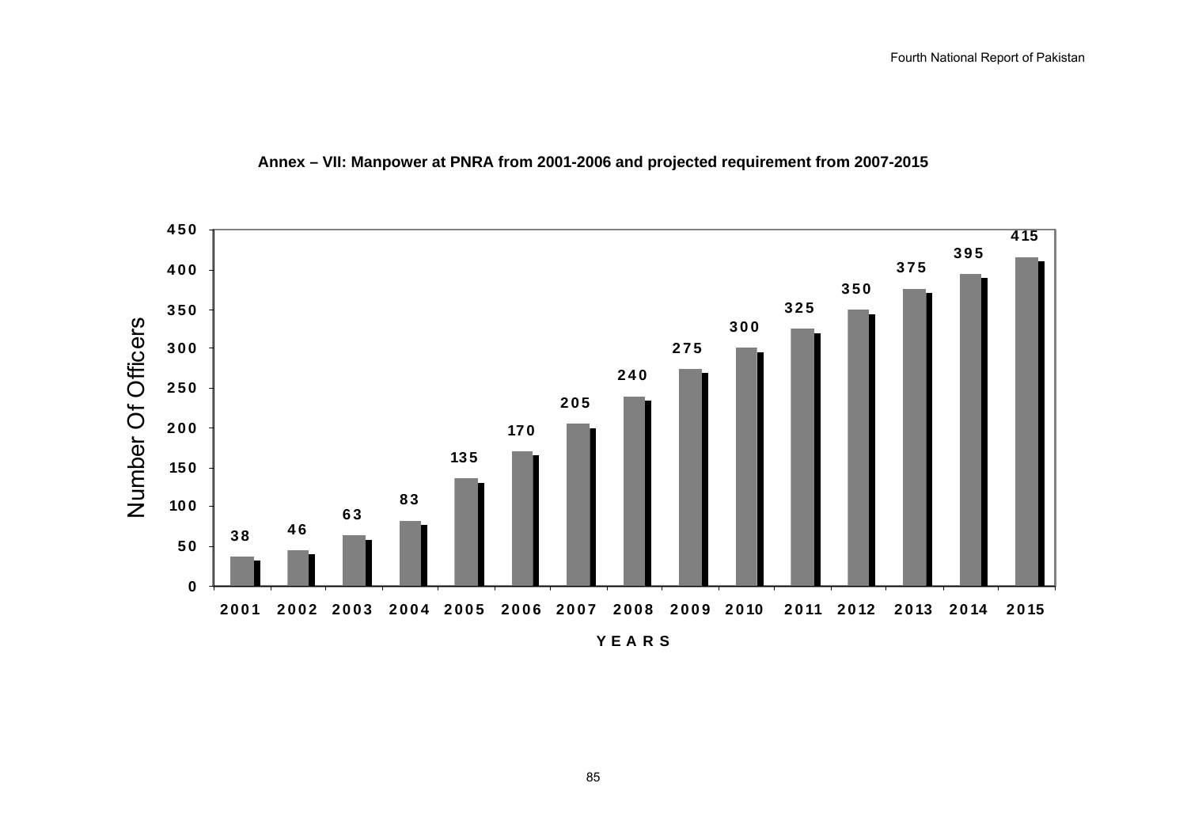**Annex – VII: Manpower at PNRA from 2001-2006 and projected requirement from 2007-2015**

| Year | Number Of Officers |
|---|---|
| 2001 | 38 |
| 2002 | 46 |
| 2003 | 63 |
| 2004 | 83 |
| 2005 | 135 |
| 2006 | 170 |
| 2007 | 205 |
| 2008 | 240 |
| 2009 | 275 |
| 2010 | 300 |
| 2011 | 325 |
| 2012 | 350 |
| 2013 | 375 |
| 2014 | 395 |
| 2015 | 415 |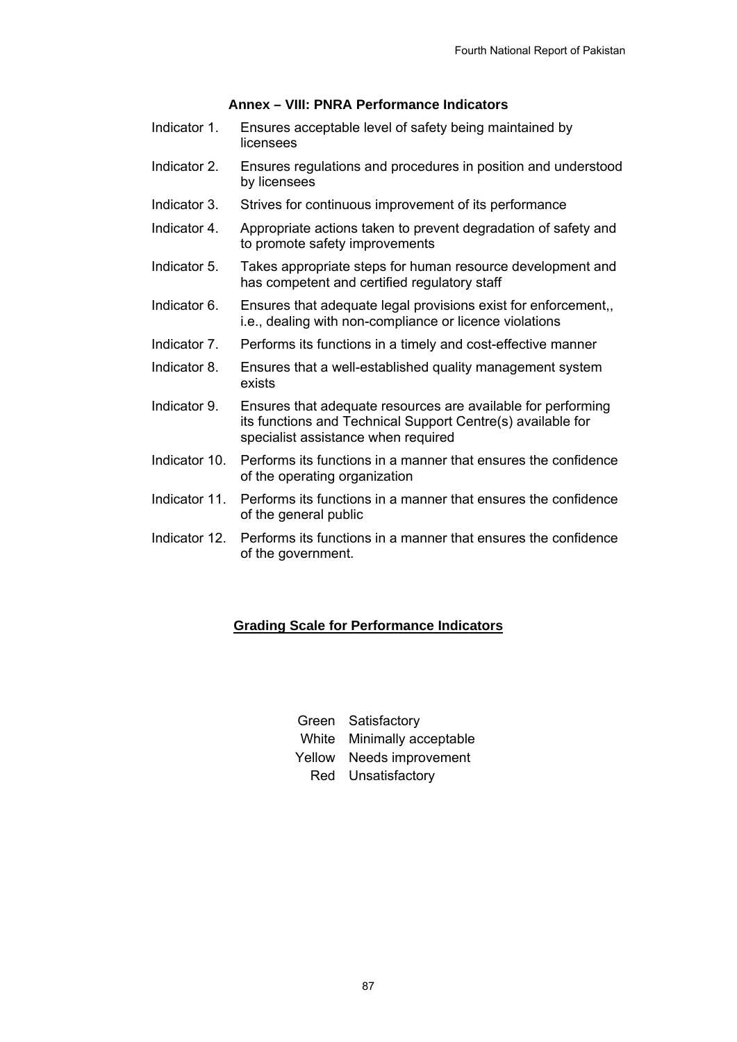## Annex – VIII: PNRA Performance Indicators

| | |
|---|---|
| Indicator 1. | Ensures acceptable level of safety being maintained by licensees |
| Indicator 2. | Ensures regulations and procedures in position and understood by licensees |
| Indicator 3. | Strives for continuous improvement of its performance |
| Indicator 4. | Appropriate actions taken to prevent degradation of safety and to promote safety improvements |
| Indicator 5. | Takes appropriate steps for human resource development and has competent and certified regulatory staff |
| Indicator 6. | Ensures that adequate legal provisions exist for enforcement,, i.e., dealing with non-compliance or licence violations |
| Indicator 7. | Performs its functions in a timely and cost-effective manner |
| Indicator 8. | Ensures that a well-established quality management system exists |
| Indicator 9. | Ensures that adequate resources are available for performing its functions and Technical Support Centre(s) available for specialist assistance when required |
| Indicator 10. | Performs its functions in a manner that ensures the confidence of the operating organization |
| Indicator 11. | Performs its functions in a manner that ensures the confidence of the general public |
| Indicator 12. | Performs its functions in a manner that ensures the confidence of the government. |

### Grading Scale for Performance Indicators

| | |
|---|---|
| Green | Satisfactory |
| White | Minimally acceptable |
| Yellow | Needs improvement |
| Red | Unsatisfactory |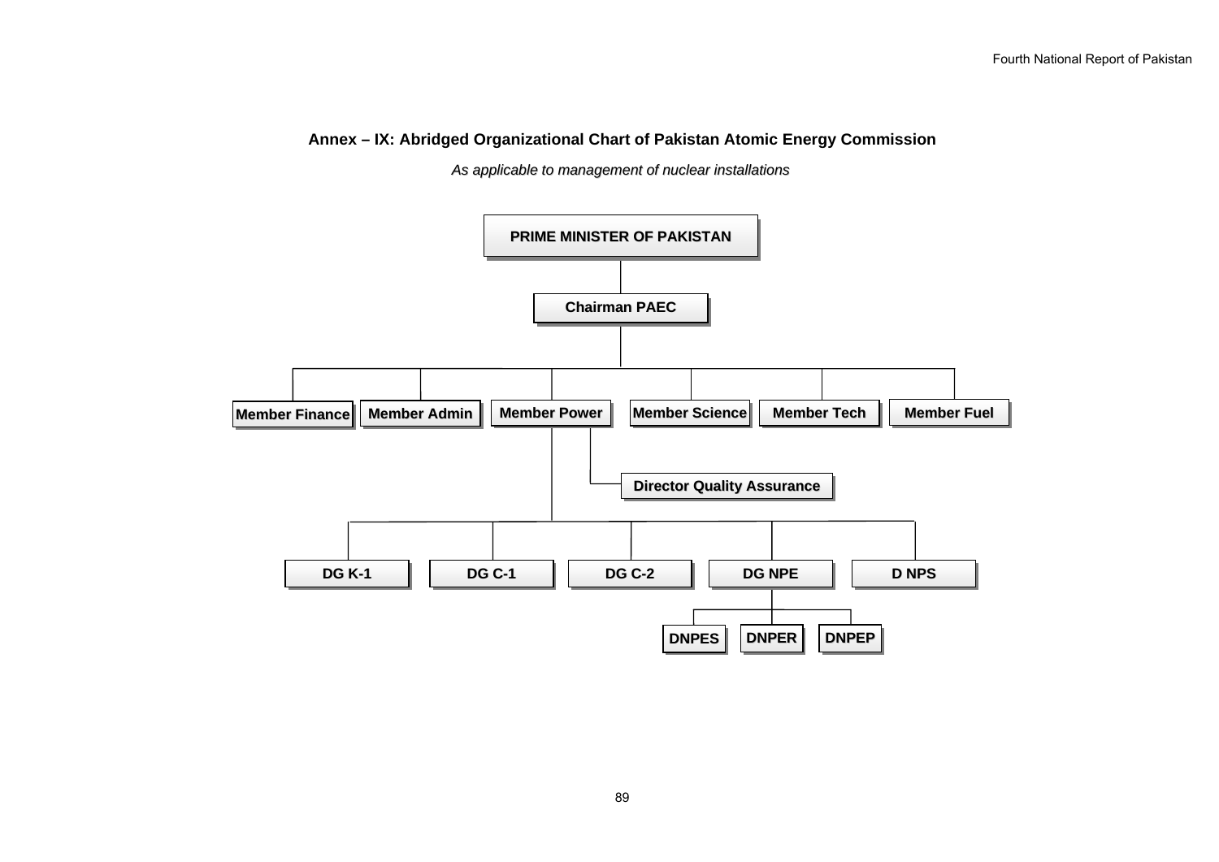**Annex – IX: Abridged Organizational Chart of Pakistan Atomic Energy Commission**

*As applicable to management of nuclear installations*

- PRIME MINISTER OF PAKISTAN
  - Chairman PAEC
    - Member Finance
    - Member Admin
    - Member Power
      - Director Quality Assurance
      - DG K-1
      - DG C-1
      - DG C-2
      - DG NPE
        - DNPES
        - DNPER
        - DNPEP
      - D NPS
    - Member Science
    - Member Tech
    - Member Fuel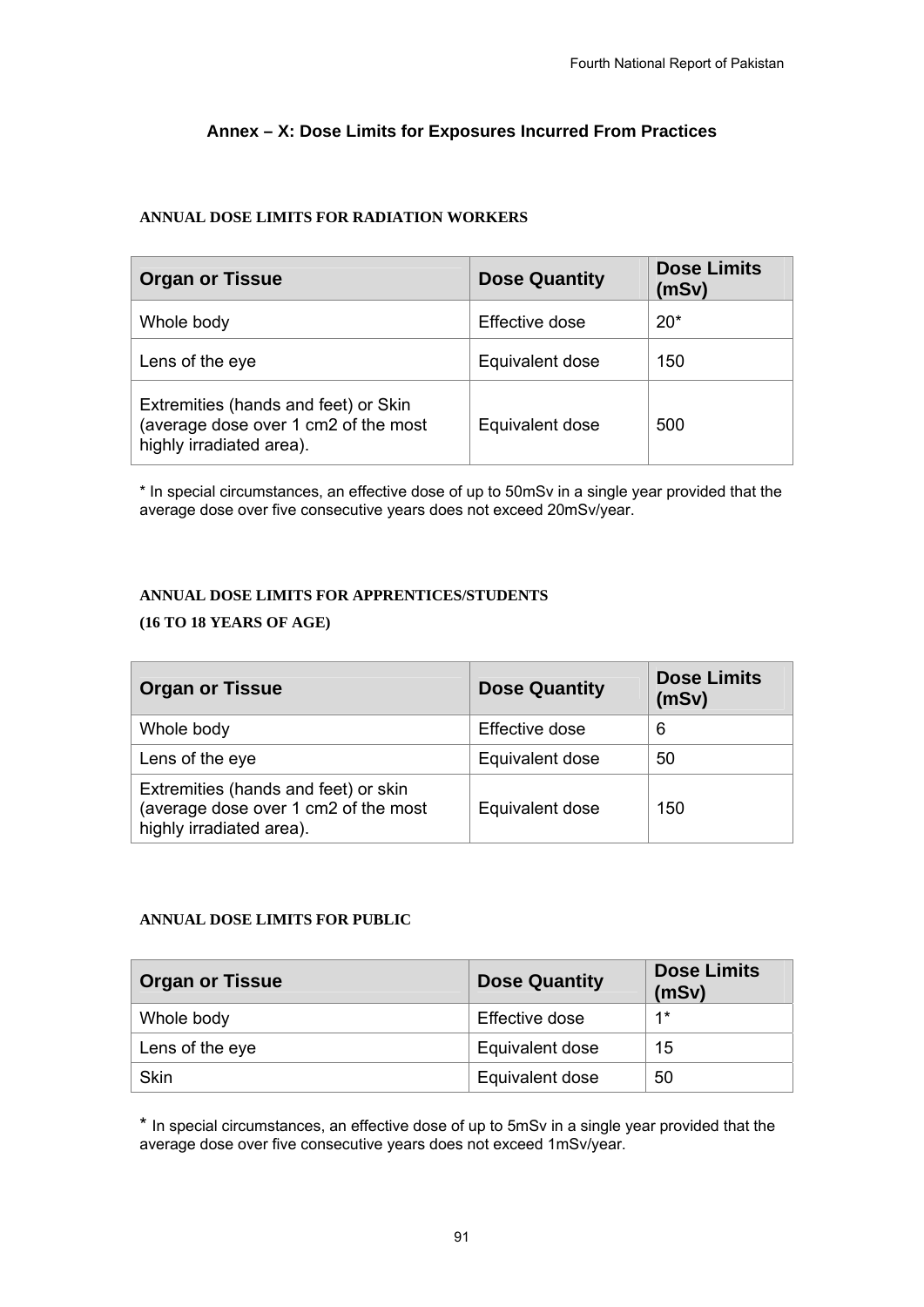# Annex – X: Dose Limits for Exposures Incurred From Practices

**ANNUAL DOSE LIMITS FOR RADIATION WORKERS**

| Organ or Tissue | Dose Quantity | Dose Limits (mSv) |
|---|---|---|
| Whole body | Effective dose | 20* |
| Lens of the eye | Equivalent dose | 150 |
| Extremities (hands and feet) or Skin (average dose over 1 cm2 of the most highly irradiated area). | Equivalent dose | 500 |

* In special circumstances, an effective dose of up to 50mSv in a single year provided that the average dose over five consecutive years does not exceed 20mSv/year.

**ANNUAL DOSE LIMITS FOR APPRENTICES/STUDENTS**

**(16 TO 18 YEARS OF AGE)**

| Organ or Tissue | Dose Quantity | Dose Limits (mSv) |
|---|---|---|
| Whole body | Effective dose | 6 |
| Lens of the eye | Equivalent dose | 50 |
| Extremities (hands and feet) or skin (average dose over 1 cm2 of the most highly irradiated area). | Equivalent dose | 150 |

**ANNUAL DOSE LIMITS FOR PUBLIC**

| Organ or Tissue | Dose Quantity | Dose Limits (mSv) |
|---|---|---|
| Whole body | Effective dose | 1* |
| Lens of the eye | Equivalent dose | 15 |
| Skin | Equivalent dose | 50 |

* In special circumstances, an effective dose of up to 5mSv in a single year provided that the average dose over five consecutive years does not exceed 1mSv/year.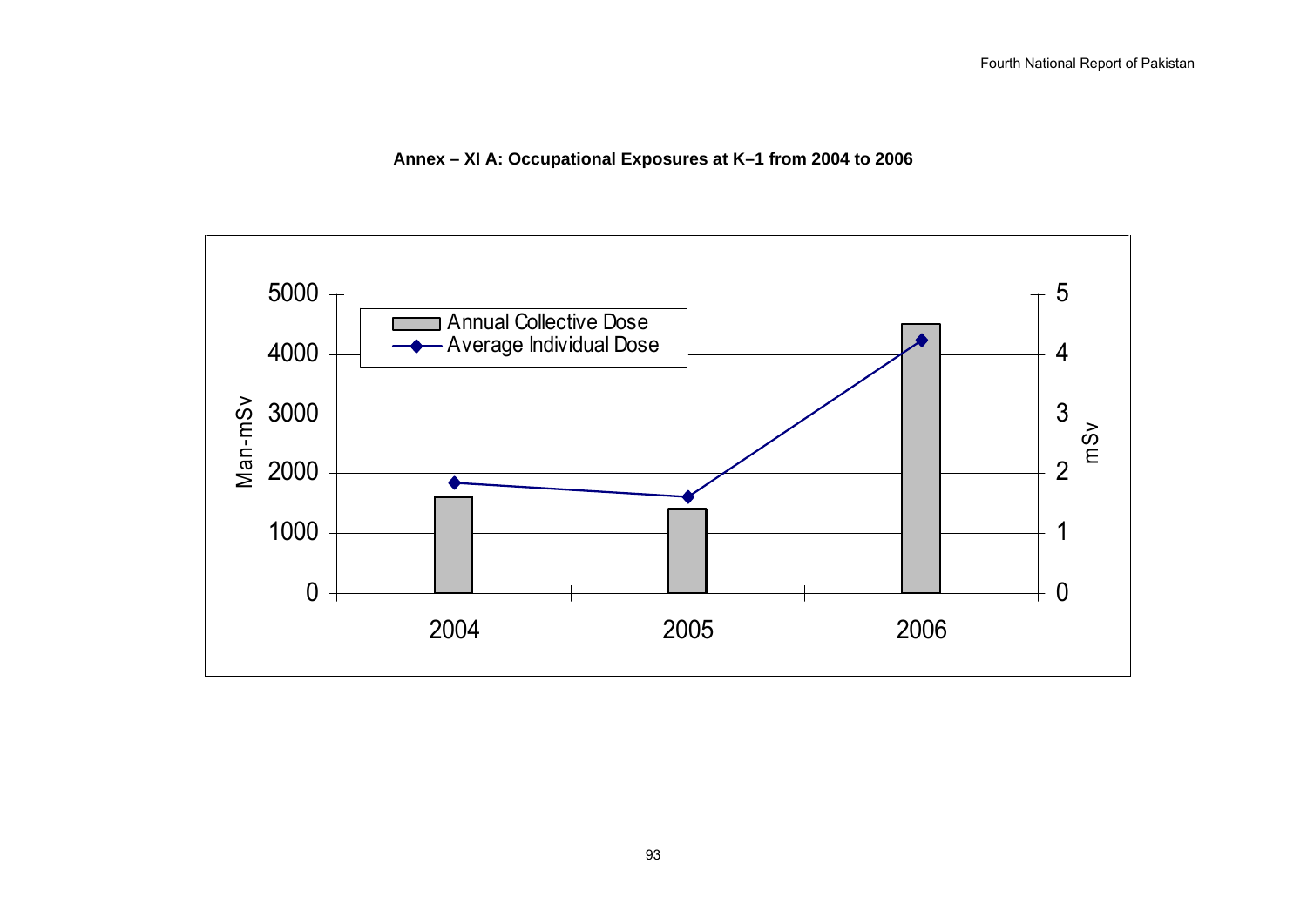**Annex – XI A: Occupational Exposures at K–1 from 2004 to 2006**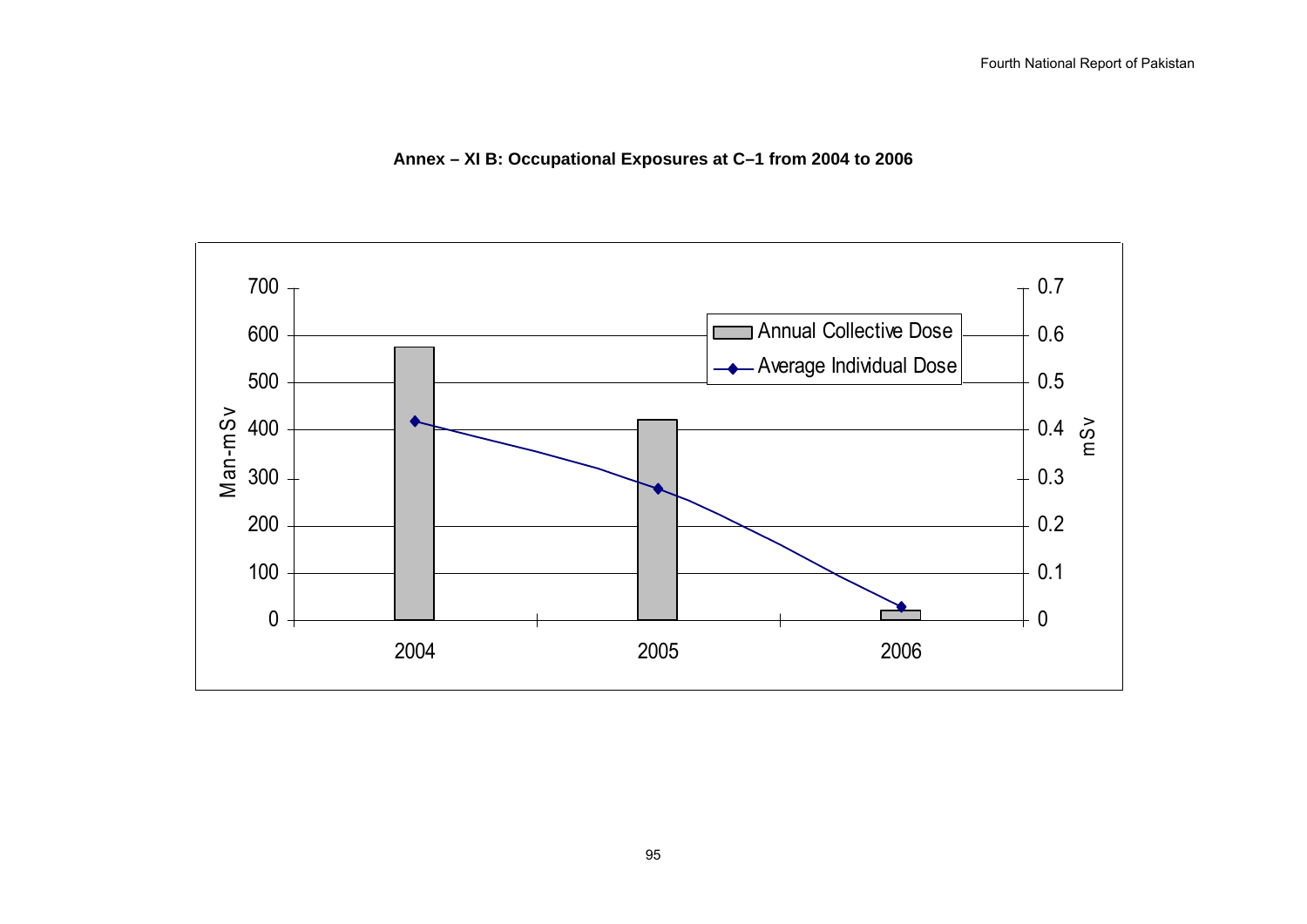**Annex – XI B: Occupational Exposures at C–1 from 2004 to 2006**

| Year | Annual Collective Dose (Man-mSv) | Average Individual Dose (mSv) |
|---|---|---|
| 2004 | ~575 | ~0.42 |
| 2005 | ~420 | ~0.28 |
| 2006 | ~20 | ~0.03 |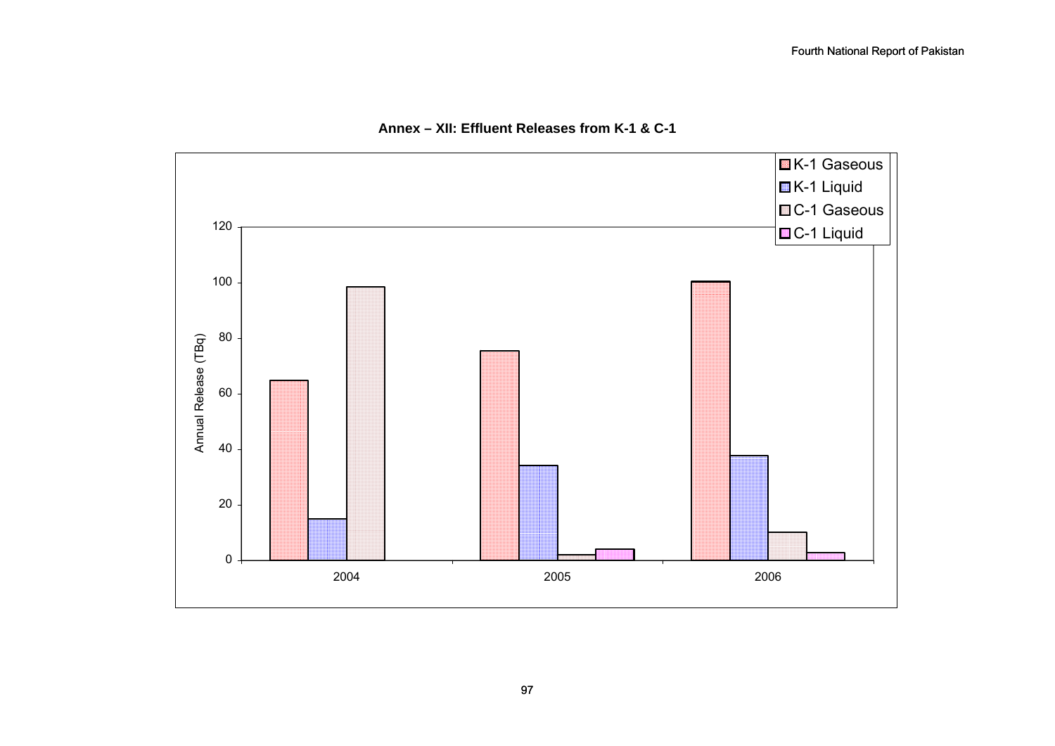## Annex – XII: Effluent Releases from K-1 & C-1

Legend: K-1 Gaseous, K-1 Liquid, C-1 Gaseous, C-1 Liquid

Y-axis: Annual Release (TBq) — 0, 20, 40, 60, 80, 100, 120

X-axis: 2004, 2005, 2006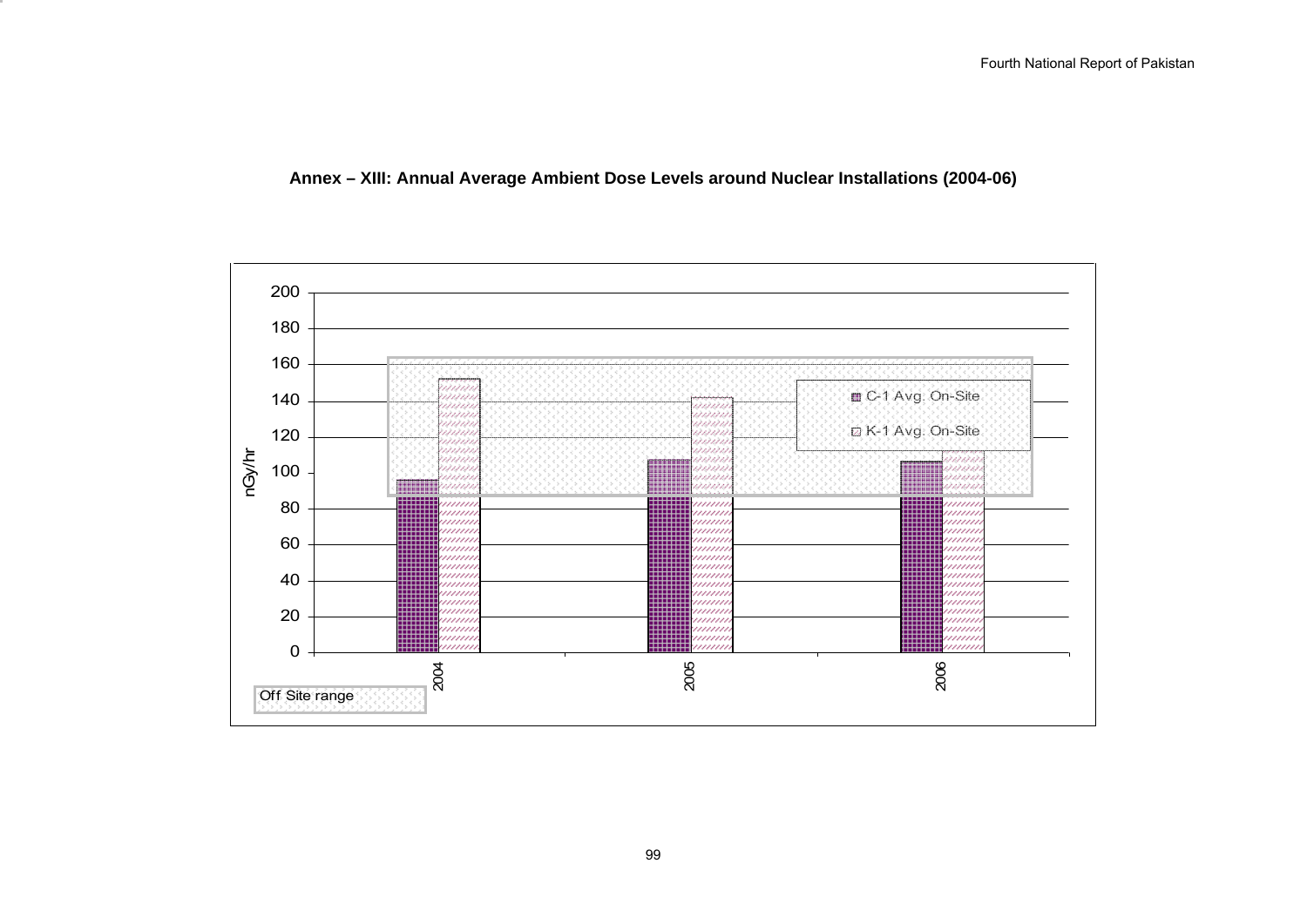# Annex – XIII: Annual Average Ambient Dose Levels around Nuclear Installations (2004-06)

| Year | C-1 Avg. On-Site (nGy/hr) | K-1 Avg. On-Site (nGy/hr) |
|---|---|---|
| 2004 | 96 | 152 |
| 2005 | 107 | 142 |
| 2006 | 106 | 112 |

Off Site range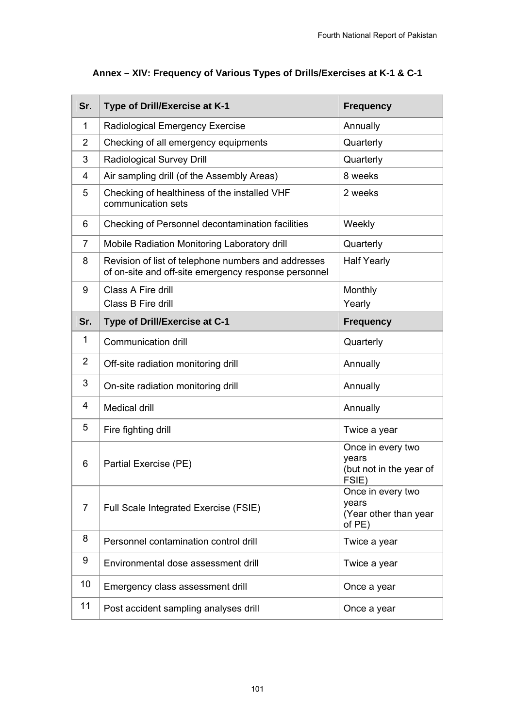## Annex – XIV: Frequency of Various Types of Drills/Exercises at K-1 & C-1

| Sr. | Type of Drill/Exercise at K-1 | Frequency |
|---|---|---|
| 1 | Radiological Emergency Exercise | Annually |
| 2 | Checking of all emergency equipments | Quarterly |
| 3 | Radiological Survey Drill | Quarterly |
| 4 | Air sampling drill (of the Assembly Areas) | 8 weeks |
| 5 | Checking of healthiness of the installed VHF communication sets | 2 weeks |
| 6 | Checking of Personnel decontamination facilities | Weekly |
| 7 | Mobile Radiation Monitoring Laboratory drill | Quarterly |
| 8 | Revision of list of telephone numbers and addresses of on-site and off-site emergency response personnel | Half Yearly |
| 9 | Class A Fire drill<br>Class B Fire drill | Monthly<br>Yearly |
| **Sr.** | **Type of Drill/Exercise at C-1** | **Frequency** |
| 1 | Communication drill | Quarterly |
| 2 | Off-site radiation monitoring drill | Annually |
| 3 | On-site radiation monitoring drill | Annually |
| 4 | Medical drill | Annually |
| 5 | Fire fighting drill | Twice a year |
| 6 | Partial Exercise (PE) | Once in every two years (but not in the year of FSIE) |
| 7 | Full Scale Integrated Exercise (FSIE) | Once in every two years (Year other than year of PE) |
| 8 | Personnel contamination control drill | Twice a year |
| 9 | Environmental dose assessment drill | Twice a year |
| 10 | Emergency class assessment drill | Once a year |
| 11 | Post accident sampling analyses drill | Once a year |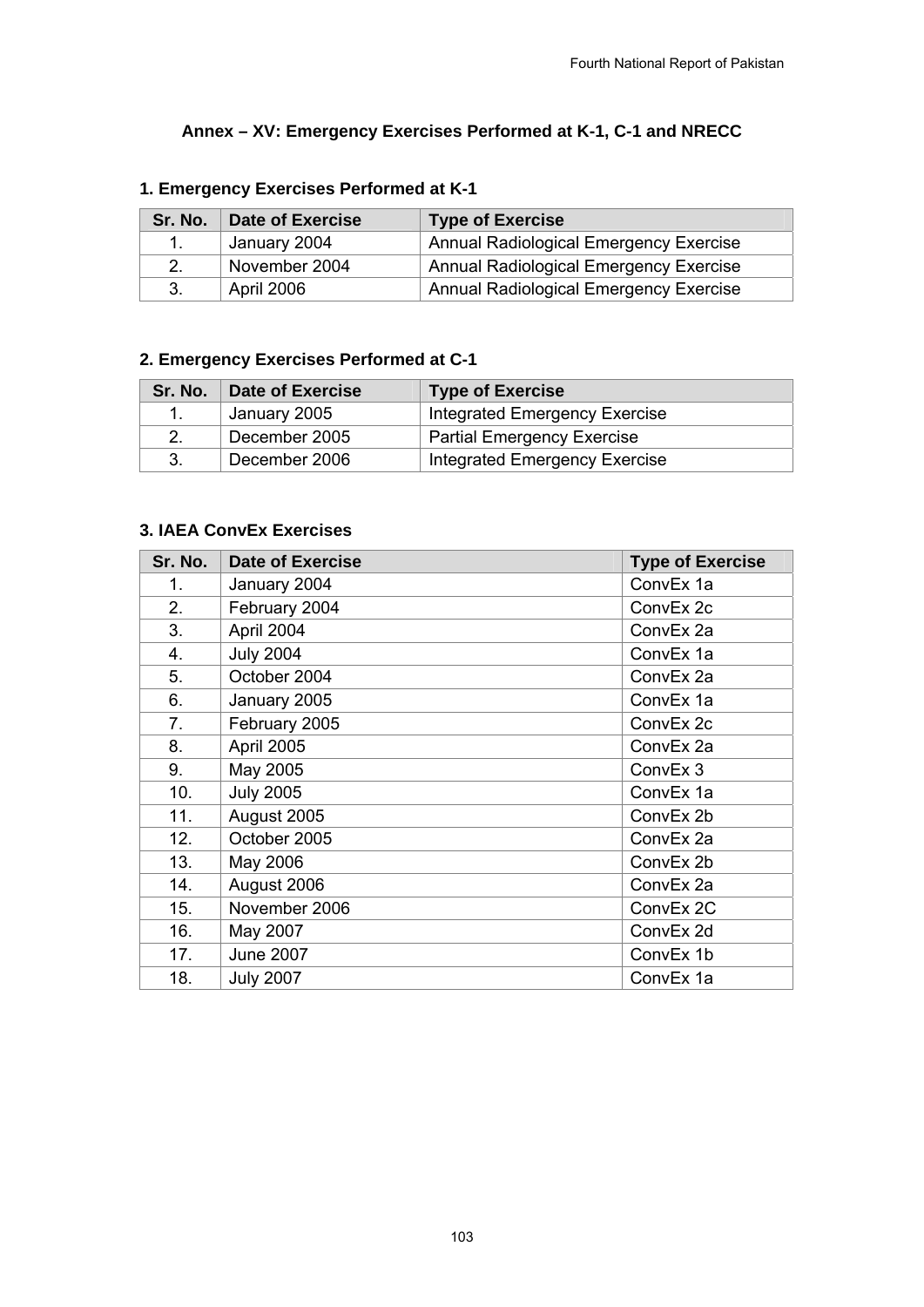## Annex – XV: Emergency Exercises Performed at K-1, C-1 and NRECC

### 1. Emergency Exercises Performed at K-1

| Sr. No. | Date of Exercise | Type of Exercise |
|---|---|---|
| 1. | January 2004 | Annual Radiological Emergency Exercise |
| 2. | November 2004 | Annual Radiological Emergency Exercise |
| 3. | April 2006 | Annual Radiological Emergency Exercise |

### 2. Emergency Exercises Performed at C-1

| Sr. No. | Date of Exercise | Type of Exercise |
|---|---|---|
| 1. | January 2005 | Integrated Emergency Exercise |
| 2. | December 2005 | Partial Emergency Exercise |
| 3. | December 2006 | Integrated Emergency Exercise |

### 3. IAEA ConvEx Exercises

| Sr. No. | Date of Exercise | Type of Exercise |
|---|---|---|
| 1. | January 2004 | ConvEx 1a |
| 2. | February 2004 | ConvEx 2c |
| 3. | April 2004 | ConvEx 2a |
| 4. | July 2004 | ConvEx 1a |
| 5. | October 2004 | ConvEx 2a |
| 6. | January 2005 | ConvEx 1a |
| 7. | February 2005 | ConvEx 2c |
| 8. | April 2005 | ConvEx 2a |
| 9. | May 2005 | ConvEx 3 |
| 10. | July 2005 | ConvEx 1a |
| 11. | August 2005 | ConvEx 2b |
| 12. | October 2005 | ConvEx 2a |
| 13. | May 2006 | ConvEx 2b |
| 14. | August 2006 | ConvEx 2a |
| 15. | November 2006 | ConvEx 2C |
| 16. | May 2007 | ConvEx 2d |
| 17. | June 2007 | ConvEx 1b |
| 18. | July 2007 | ConvEx 1a |